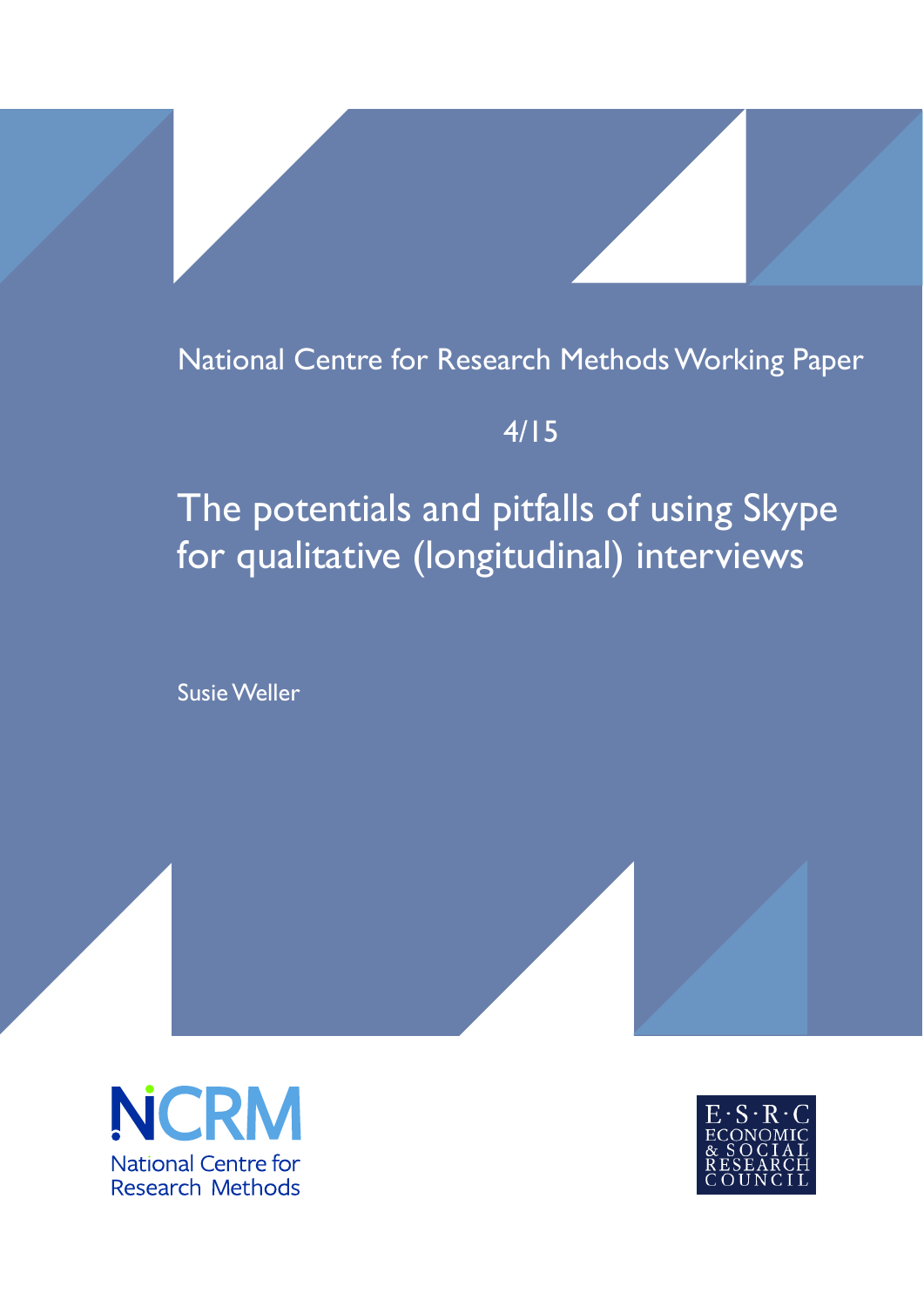National Centre for Research Methods Working Paper

4/15

# The potentials and pitfalls of using Skype for qualitative (longitudinal) interviews

Susie Weller

NCRM National Centre for Research Methods

E·S·R·C ECONOMIC & SOCIAL RESEARCH COUNCIL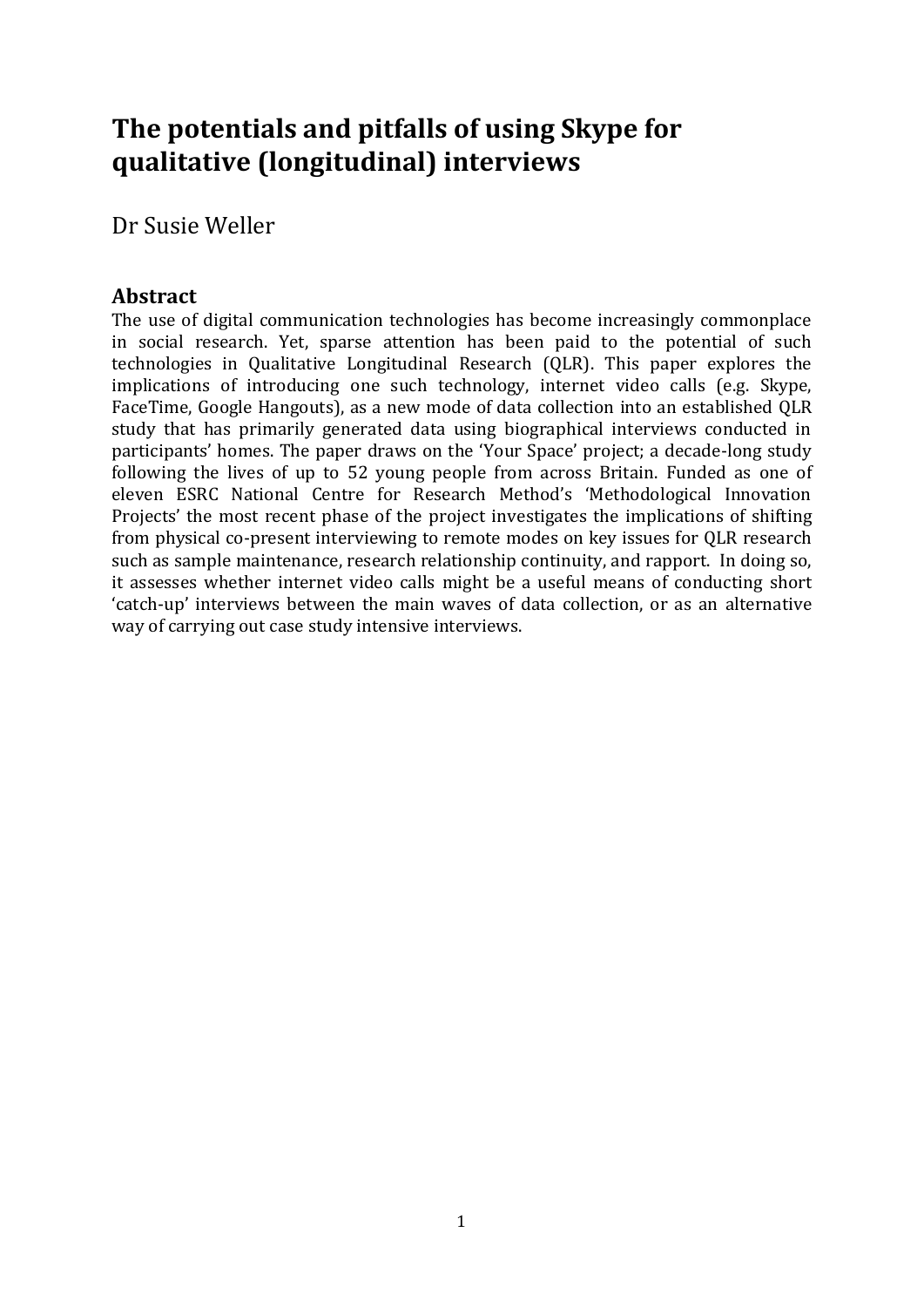# The potentials and pitfalls of using Skype for qualitative (longitudinal) interviews

Dr Susie Weller

## Abstract

The use of digital communication technologies has become increasingly commonplace in social research. Yet, sparse attention has been paid to the potential of such technologies in Qualitative Longitudinal Research (QLR). This paper explores the implications of introducing one such technology, internet video calls (e.g. Skype, FaceTime, Google Hangouts), as a new mode of data collection into an established QLR study that has primarily generated data using biographical interviews conducted in participants' homes. The paper draws on the 'Your Space' project; a decade-long study following the lives of up to 52 young people from across Britain. Funded as one of eleven ESRC National Centre for Research Method's 'Methodological Innovation Projects' the most recent phase of the project investigates the implications of shifting from physical co-present interviewing to remote modes on key issues for QLR research such as sample maintenance, research relationship continuity, and rapport. In doing so, it assesses whether internet video calls might be a useful means of conducting short 'catch-up' interviews between the main waves of data collection, or as an alternative way of carrying out case study intensive interviews.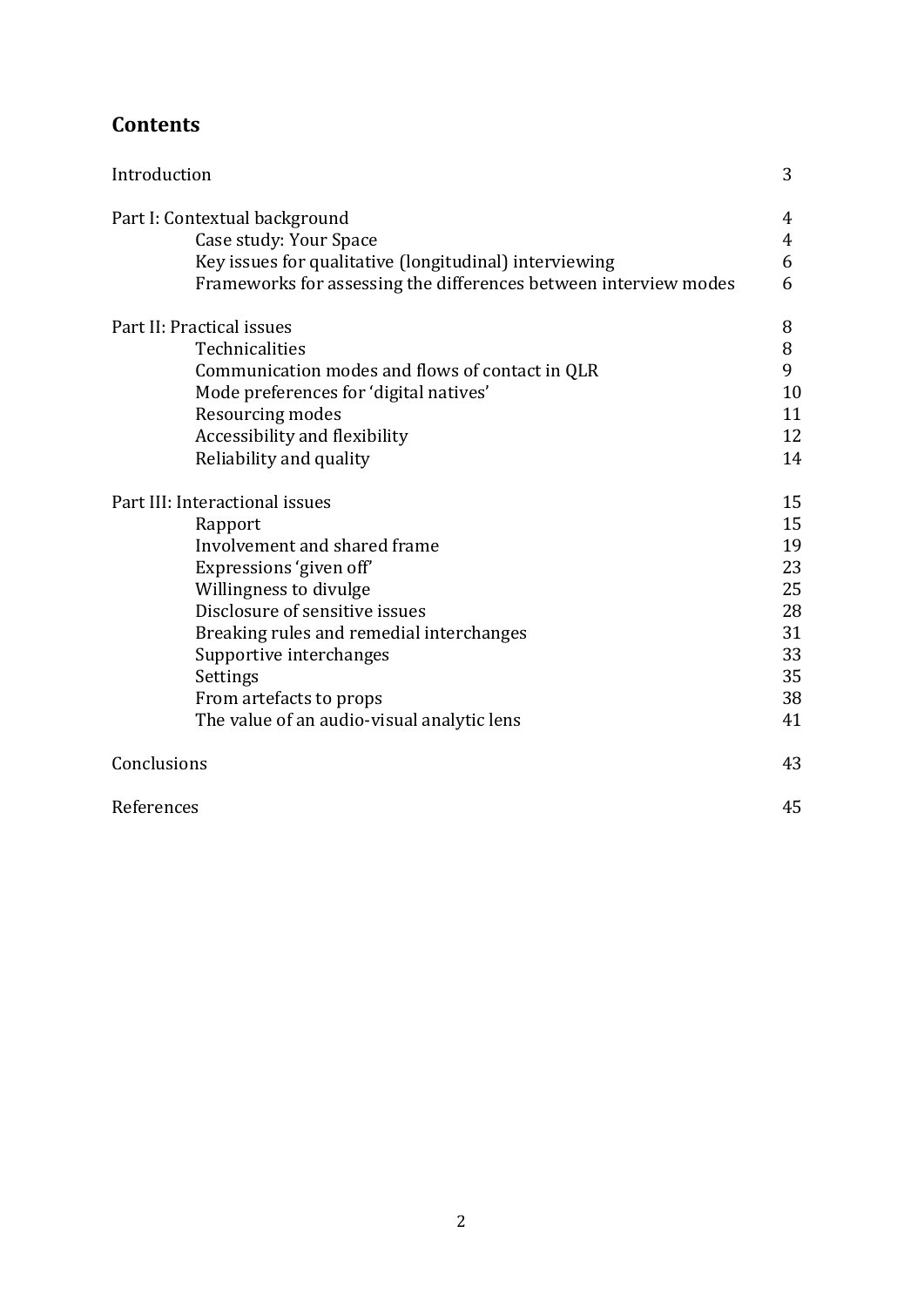## Contents

| | |
|---|---|
| Introduction | 3 |
| Part I: Contextual background | 4 |
| Case study: Your Space | 4 |
| Key issues for qualitative (longitudinal) interviewing | 6 |
| Frameworks for assessing the differences between interview modes | 6 |
| Part II: Practical issues | 8 |
| Technicalities | 8 |
| Communication modes and flows of contact in QLR | 9 |
| Mode preferences for 'digital natives' | 10 |
| Resourcing modes | 11 |
| Accessibility and flexibility | 12 |
| Reliability and quality | 14 |
| Part III: Interactional issues | 15 |
| Rapport | 15 |
| Involvement and shared frame | 19 |
| Expressions 'given off' | 23 |
| Willingness to divulge | 25 |
| Disclosure of sensitive issues | 28 |
| Breaking rules and remedial interchanges | 31 |
| Supportive interchanges | 33 |
| Settings | 35 |
| From artefacts to props | 38 |
| The value of an audio-visual analytic lens | 41 |
| Conclusions | 43 |
| References | 45 |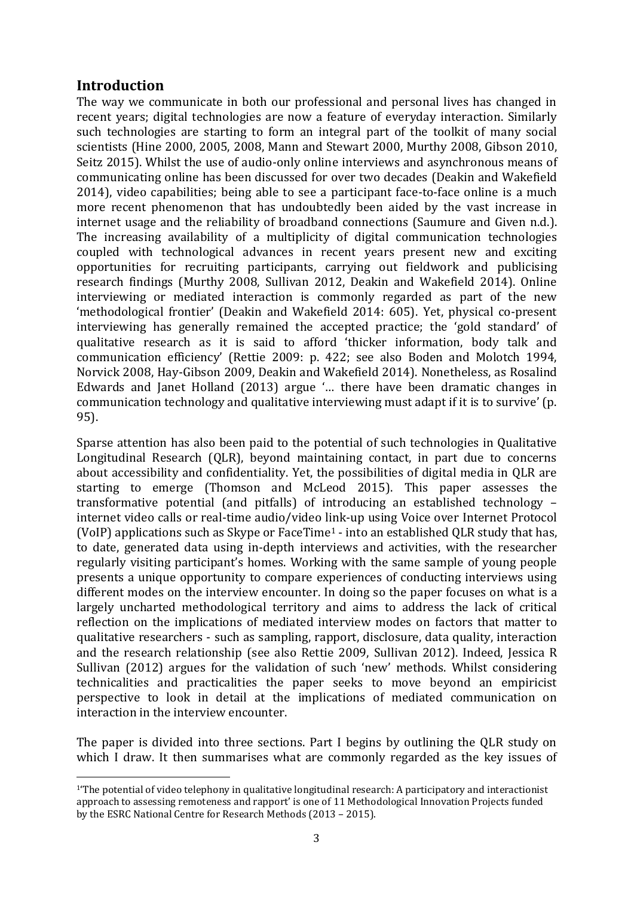## Introduction

The way we communicate in both our professional and personal lives has changed in recent years; digital technologies are now a feature of everyday interaction. Similarly such technologies are starting to form an integral part of the toolkit of many social scientists (Hine 2000, 2005, 2008, Mann and Stewart 2000, Murthy 2008, Gibson 2010, Seitz 2015). Whilst the use of audio-only online interviews and asynchronous means of communicating online has been discussed for over two decades (Deakin and Wakefield 2014), video capabilities; being able to see a participant face-to-face online is a much more recent phenomenon that has undoubtedly been aided by the vast increase in internet usage and the reliability of broadband connections (Saumure and Given n.d.). The increasing availability of a multiplicity of digital communication technologies coupled with technological advances in recent years present new and exciting opportunities for recruiting participants, carrying out fieldwork and publicising research findings (Murthy 2008, Sullivan 2012, Deakin and Wakefield 2014). Online interviewing or mediated interaction is commonly regarded as part of the new 'methodological frontier' (Deakin and Wakefield 2014: 605). Yet, physical co-present interviewing has generally remained the accepted practice; the 'gold standard' of qualitative research as it is said to afford 'thicker information, body talk and communication efficiency' (Rettie 2009: p. 422; see also Boden and Molotch 1994, Norvick 2008, Hay-Gibson 2009, Deakin and Wakefield 2014). Nonetheless, as Rosalind Edwards and Janet Holland (2013) argue '… there have been dramatic changes in communication technology and qualitative interviewing must adapt if it is to survive' (p. 95).

Sparse attention has also been paid to the potential of such technologies in Qualitative Longitudinal Research (QLR), beyond maintaining contact, in part due to concerns about accessibility and confidentiality. Yet, the possibilities of digital media in QLR are starting to emerge (Thomson and McLeod 2015). This paper assesses the transformative potential (and pitfalls) of introducing an established technology – internet video calls or real-time audio/video link-up using Voice over Internet Protocol (VoIP) applications such as Skype or FaceTime[1] - into an established QLR study that has, to date, generated data using in-depth interviews and activities, with the researcher regularly visiting participant's homes. Working with the same sample of young people presents a unique opportunity to compare experiences of conducting interviews using different modes on the interview encounter. In doing so the paper focuses on what is a largely uncharted methodological territory and aims to address the lack of critical reflection on the implications of mediated interview modes on factors that matter to qualitative researchers - such as sampling, rapport, disclosure, data quality, interaction and the research relationship (see also Rettie 2009, Sullivan 2012). Indeed, Jessica R Sullivan (2012) argues for the validation of such 'new' methods. Whilst considering technicalities and practicalities the paper seeks to move beyond an empiricist perspective to look in detail at the implications of mediated communication on interaction in the interview encounter.

The paper is divided into three sections. Part I begins by outlining the QLR study on which I draw. It then summarises what are commonly regarded as the key issues of

[1]'The potential of video telephony in qualitative longitudinal research: A participatory and interactionist approach to assessing remoteness and rapport' is one of 11 Methodological Innovation Projects funded by the ESRC National Centre for Research Methods (2013 – 2015).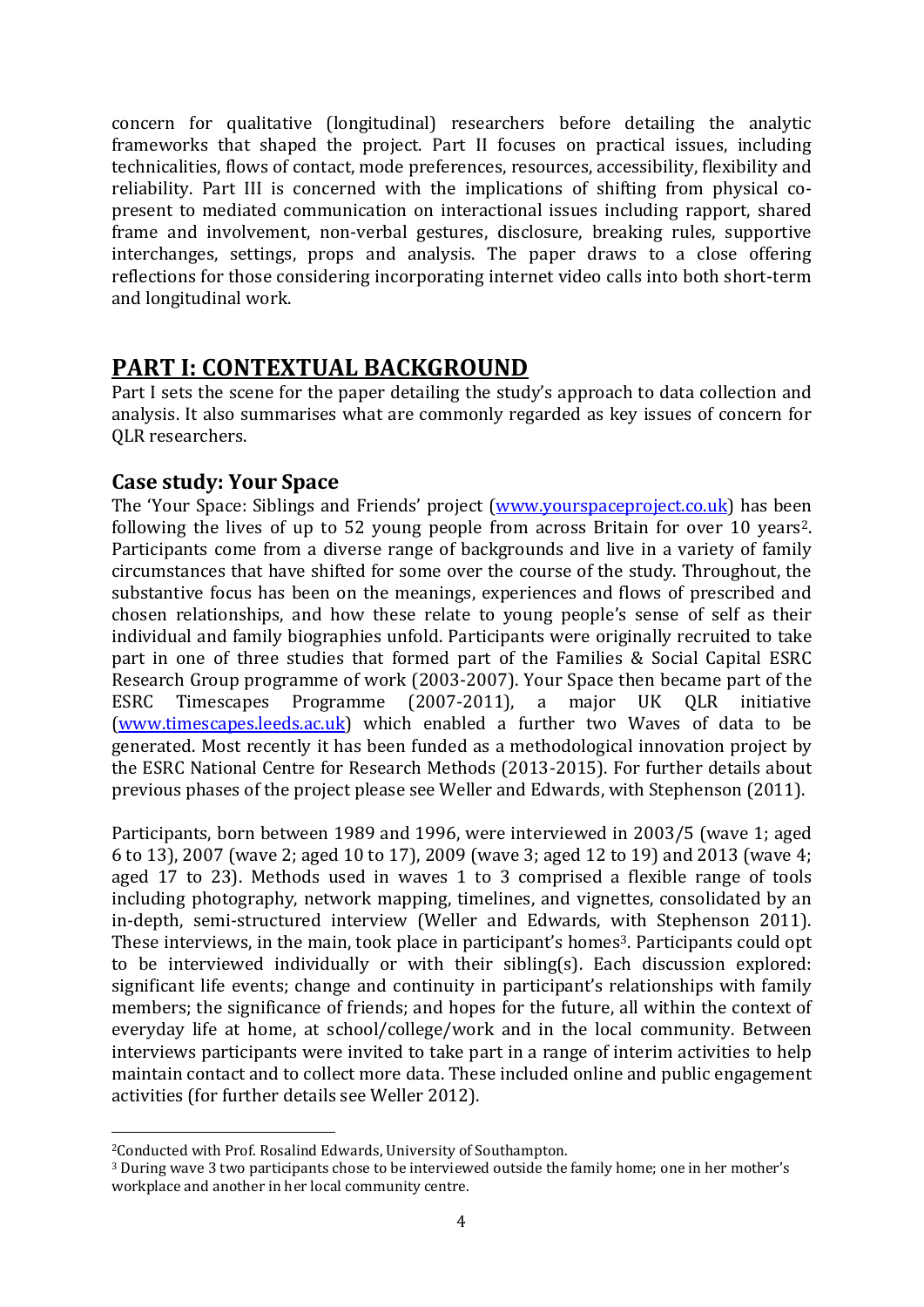concern for qualitative (longitudinal) researchers before detailing the analytic frameworks that shaped the project. Part II focuses on practical issues, including technicalities, flows of contact, mode preferences, resources, accessibility, flexibility and reliability. Part III is concerned with the implications of shifting from physical co-present to mediated communication on interactional issues including rapport, shared frame and involvement, non-verbal gestures, disclosure, breaking rules, supportive interchanges, settings, props and analysis. The paper draws to a close offering reflections for those considering incorporating internet video calls into both short-term and longitudinal work.

# PART I: CONTEXTUAL BACKGROUND

Part I sets the scene for the paper detailing the study's approach to data collection and analysis. It also summarises what are commonly regarded as key issues of concern for QLR researchers.

## Case study: Your Space

The 'Your Space: Siblings and Friends' project (www.yourspaceproject.co.uk) has been following the lives of up to 52 young people from across Britain for over 10 years[2]. Participants come from a diverse range of backgrounds and live in a variety of family circumstances that have shifted for some over the course of the study. Throughout, the substantive focus has been on the meanings, experiences and flows of prescribed and chosen relationships, and how these relate to young people's sense of self as their individual and family biographies unfold. Participants were originally recruited to take part in one of three studies that formed part of the Families & Social Capital ESRC Research Group programme of work (2003-2007). Your Space then became part of the ESRC Timescapes Programme (2007-2011), a major UK QLR initiative (www.timescapes.leeds.ac.uk) which enabled a further two Waves of data to be generated. Most recently it has been funded as a methodological innovation project by the ESRC National Centre for Research Methods (2013-2015). For further details about previous phases of the project please see Weller and Edwards, with Stephenson (2011).

Participants, born between 1989 and 1996, were interviewed in 2003/5 (wave 1; aged 6 to 13), 2007 (wave 2; aged 10 to 17), 2009 (wave 3; aged 12 to 19) and 2013 (wave 4; aged 17 to 23). Methods used in waves 1 to 3 comprised a flexible range of tools including photography, network mapping, timelines, and vignettes, consolidated by an in-depth, semi-structured interview (Weller and Edwards, with Stephenson 2011). These interviews, in the main, took place in participant's homes[3]. Participants could opt to be interviewed individually or with their sibling(s). Each discussion explored: significant life events; change and continuity in participant's relationships with family members; the significance of friends; and hopes for the future, all within the context of everyday life at home, at school/college/work and in the local community. Between interviews participants were invited to take part in a range of interim activities to help maintain contact and to collect more data. These included online and public engagement activities (for further details see Weller 2012).

---

[2] Conducted with Prof. Rosalind Edwards, University of Southampton.

[3] During wave 3 two participants chose to be interviewed outside the family home; one in her mother's workplace and another in her local community centre.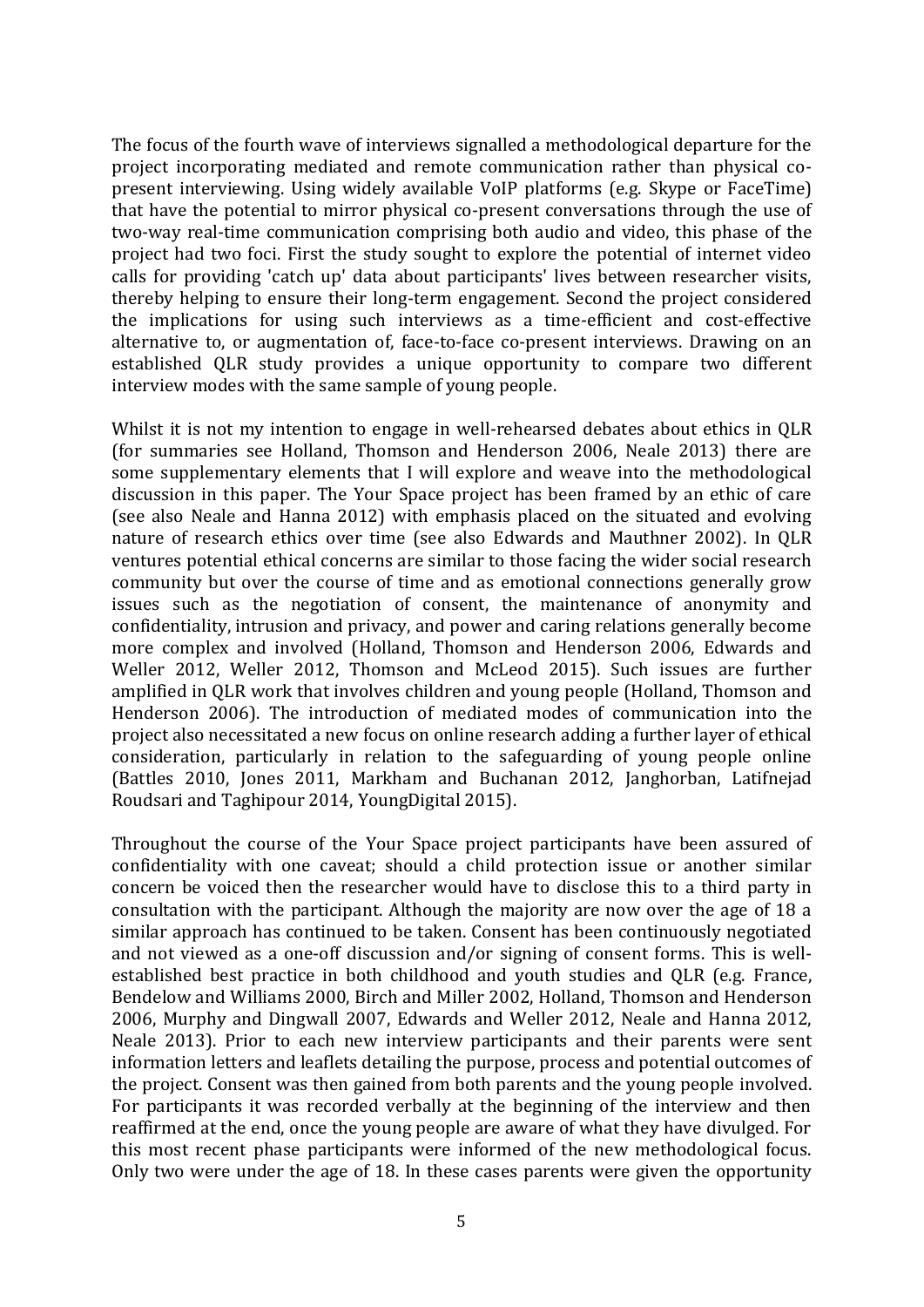The focus of the fourth wave of interviews signalled a methodological departure for the project incorporating mediated and remote communication rather than physical co-present interviewing. Using widely available VoIP platforms (e.g. Skype or FaceTime) that have the potential to mirror physical co-present conversations through the use of two-way real-time communication comprising both audio and video, this phase of the project had two foci. First the study sought to explore the potential of internet video calls for providing 'catch up' data about participants' lives between researcher visits, thereby helping to ensure their long-term engagement. Second the project considered the implications for using such interviews as a time-efficient and cost-effective alternative to, or augmentation of, face-to-face co-present interviews. Drawing on an established QLR study provides a unique opportunity to compare two different interview modes with the same sample of young people.

Whilst it is not my intention to engage in well-rehearsed debates about ethics in QLR (for summaries see Holland, Thomson and Henderson 2006, Neale 2013) there are some supplementary elements that I will explore and weave into the methodological discussion in this paper. The Your Space project has been framed by an ethic of care (see also Neale and Hanna 2012) with emphasis placed on the situated and evolving nature of research ethics over time (see also Edwards and Mauthner 2002). In QLR ventures potential ethical concerns are similar to those facing the wider social research community but over the course of time and as emotional connections generally grow issues such as the negotiation of consent, the maintenance of anonymity and confidentiality, intrusion and privacy, and power and caring relations generally become more complex and involved (Holland, Thomson and Henderson 2006, Edwards and Weller 2012, Weller 2012, Thomson and McLeod 2015). Such issues are further amplified in QLR work that involves children and young people (Holland, Thomson and Henderson 2006). The introduction of mediated modes of communication into the project also necessitated a new focus on online research adding a further layer of ethical consideration, particularly in relation to the safeguarding of young people online (Battles 2010, Jones 2011, Markham and Buchanan 2012, Janghorban, Latifnejad Roudsari and Taghipour 2014, YoungDigital 2015).

Throughout the course of the Your Space project participants have been assured of confidentiality with one caveat; should a child protection issue or another similar concern be voiced then the researcher would have to disclose this to a third party in consultation with the participant. Although the majority are now over the age of 18 a similar approach has continued to be taken. Consent has been continuously negotiated and not viewed as a one-off discussion and/or signing of consent forms. This is well-established best practice in both childhood and youth studies and QLR (e.g. France, Bendelow and Williams 2000, Birch and Miller 2002, Holland, Thomson and Henderson 2006, Murphy and Dingwall 2007, Edwards and Weller 2012, Neale and Hanna 2012, Neale 2013). Prior to each new interview participants and their parents were sent information letters and leaflets detailing the purpose, process and potential outcomes of the project. Consent was then gained from both parents and the young people involved. For participants it was recorded verbally at the beginning of the interview and then reaffirmed at the end, once the young people are aware of what they have divulged. For this most recent phase participants were informed of the new methodological focus. Only two were under the age of 18. In these cases parents were given the opportunity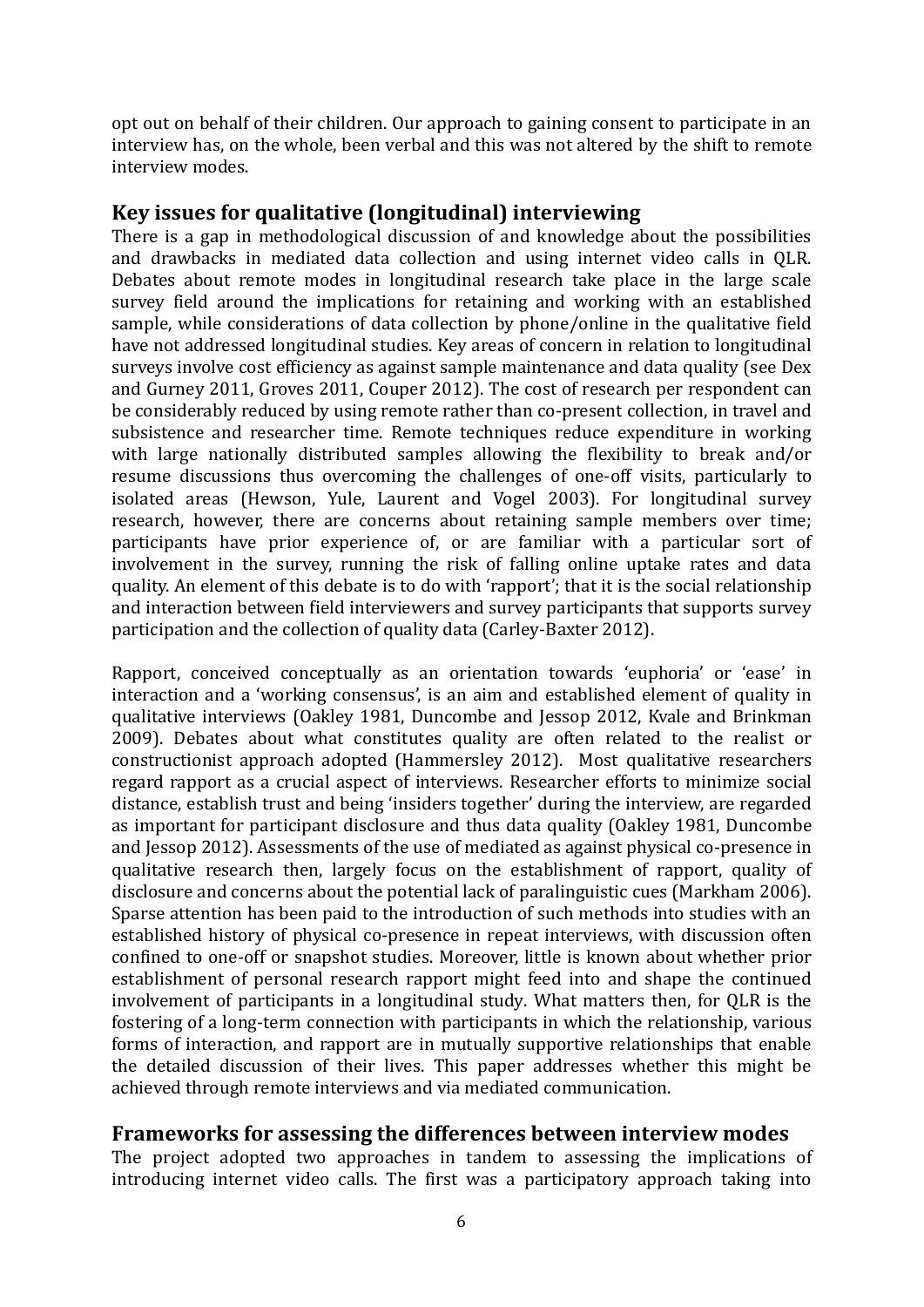opt out on behalf of their children. Our approach to gaining consent to participate in an interview has, on the whole, been verbal and this was not altered by the shift to remote interview modes.

## Key issues for qualitative (longitudinal) interviewing

There is a gap in methodological discussion of and knowledge about the possibilities and drawbacks in mediated data collection and using internet video calls in QLR. Debates about remote modes in longitudinal research take place in the large scale survey field around the implications for retaining and working with an established sample, while considerations of data collection by phone/online in the qualitative field have not addressed longitudinal studies. Key areas of concern in relation to longitudinal surveys involve cost efficiency as against sample maintenance and data quality (see Dex and Gurney 2011, Groves 2011, Couper 2012). The cost of research per respondent can be considerably reduced by using remote rather than co-present collection, in travel and subsistence and researcher time. Remote techniques reduce expenditure in working with large nationally distributed samples allowing the flexibility to break and/or resume discussions thus overcoming the challenges of one-off visits, particularly to isolated areas (Hewson, Yule, Laurent and Vogel 2003). For longitudinal survey research, however, there are concerns about retaining sample members over time; participants have prior experience of, or are familiar with a particular sort of involvement in the survey, running the risk of falling online uptake rates and data quality. An element of this debate is to do with 'rapport'; that it is the social relationship and interaction between field interviewers and survey participants that supports survey participation and the collection of quality data (Carley-Baxter 2012).

Rapport, conceived conceptually as an orientation towards 'euphoria' or 'ease' in interaction and a 'working consensus', is an aim and established element of quality in qualitative interviews (Oakley 1981, Duncombe and Jessop 2012, Kvale and Brinkman 2009). Debates about what constitutes quality are often related to the realist or constructionist approach adopted (Hammersley 2012). Most qualitative researchers regard rapport as a crucial aspect of interviews. Researcher efforts to minimize social distance, establish trust and being 'insiders together' during the interview, are regarded as important for participant disclosure and thus data quality (Oakley 1981, Duncombe and Jessop 2012). Assessments of the use of mediated as against physical co-presence in qualitative research then, largely focus on the establishment of rapport, quality of disclosure and concerns about the potential lack of paralinguistic cues (Markham 2006). Sparse attention has been paid to the introduction of such methods into studies with an established history of physical co-presence in repeat interviews, with discussion often confined to one-off or snapshot studies. Moreover, little is known about whether prior establishment of personal research rapport might feed into and shape the continued involvement of participants in a longitudinal study. What matters then, for QLR is the fostering of a long-term connection with participants in which the relationship, various forms of interaction, and rapport are in mutually supportive relationships that enable the detailed discussion of their lives. This paper addresses whether this might be achieved through remote interviews and via mediated communication.

## Frameworks for assessing the differences between interview modes

The project adopted two approaches in tandem to assessing the implications of introducing internet video calls. The first was a participatory approach taking into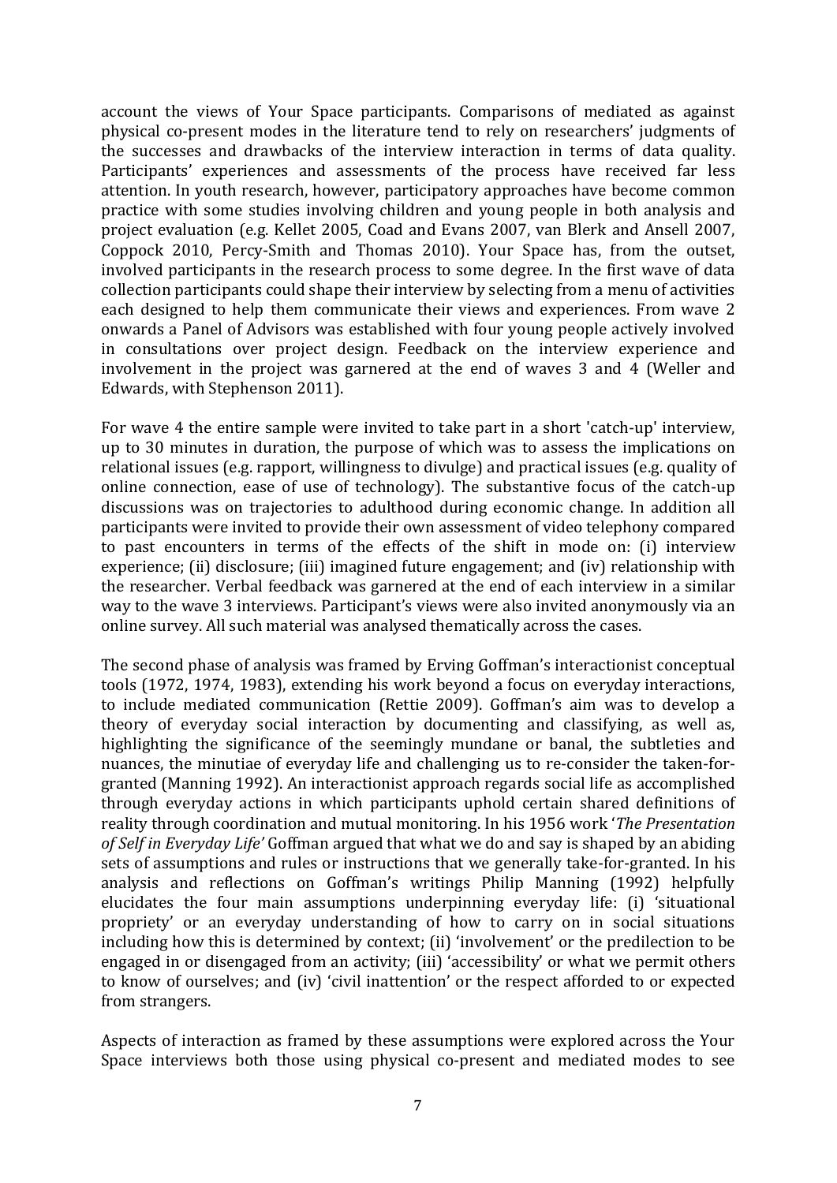account the views of Your Space participants. Comparisons of mediated as against physical co-present modes in the literature tend to rely on researchers' judgments of the successes and drawbacks of the interview interaction in terms of data quality. Participants' experiences and assessments of the process have received far less attention. In youth research, however, participatory approaches have become common practice with some studies involving children and young people in both analysis and project evaluation (e.g. Kellet 2005, Coad and Evans 2007, van Blerk and Ansell 2007, Coppock 2010, Percy-Smith and Thomas 2010). Your Space has, from the outset, involved participants in the research process to some degree. In the first wave of data collection participants could shape their interview by selecting from a menu of activities each designed to help them communicate their views and experiences. From wave 2 onwards a Panel of Advisors was established with four young people actively involved in consultations over project design. Feedback on the interview experience and involvement in the project was garnered at the end of waves 3 and 4 (Weller and Edwards, with Stephenson 2011).

For wave 4 the entire sample were invited to take part in a short 'catch-up' interview, up to 30 minutes in duration, the purpose of which was to assess the implications on relational issues (e.g. rapport, willingness to divulge) and practical issues (e.g. quality of online connection, ease of use of technology). The substantive focus of the catch-up discussions was on trajectories to adulthood during economic change. In addition all participants were invited to provide their own assessment of video telephony compared to past encounters in terms of the effects of the shift in mode on: (i) interview experience; (ii) disclosure; (iii) imagined future engagement; and (iv) relationship with the researcher. Verbal feedback was garnered at the end of each interview in a similar way to the wave 3 interviews. Participant's views were also invited anonymously via an online survey. All such material was analysed thematically across the cases.

The second phase of analysis was framed by Erving Goffman's interactionist conceptual tools (1972, 1974, 1983), extending his work beyond a focus on everyday interactions, to include mediated communication (Rettie 2009). Goffman's aim was to develop a theory of everyday social interaction by documenting and classifying, as well as, highlighting the significance of the seemingly mundane or banal, the subtleties and nuances, the minutiae of everyday life and challenging us to re-consider the taken-for-granted (Manning 1992). An interactionist approach regards social life as accomplished through everyday actions in which participants uphold certain shared definitions of reality through coordination and mutual monitoring. In his 1956 work '*The Presentation of Self in Everyday Life'* Goffman argued that what we do and say is shaped by an abiding sets of assumptions and rules or instructions that we generally take-for-granted. In his analysis and reflections on Goffman's writings Philip Manning (1992) helpfully elucidates the four main assumptions underpinning everyday life: (i) 'situational propriety' or an everyday understanding of how to carry on in social situations including how this is determined by context; (ii) 'involvement' or the predilection to be engaged in or disengaged from an activity; (iii) 'accessibility' or what we permit others to know of ourselves; and (iv) 'civil inattention' or the respect afforded to or expected from strangers.

Aspects of interaction as framed by these assumptions were explored across the Your Space interviews both those using physical co-present and mediated modes to see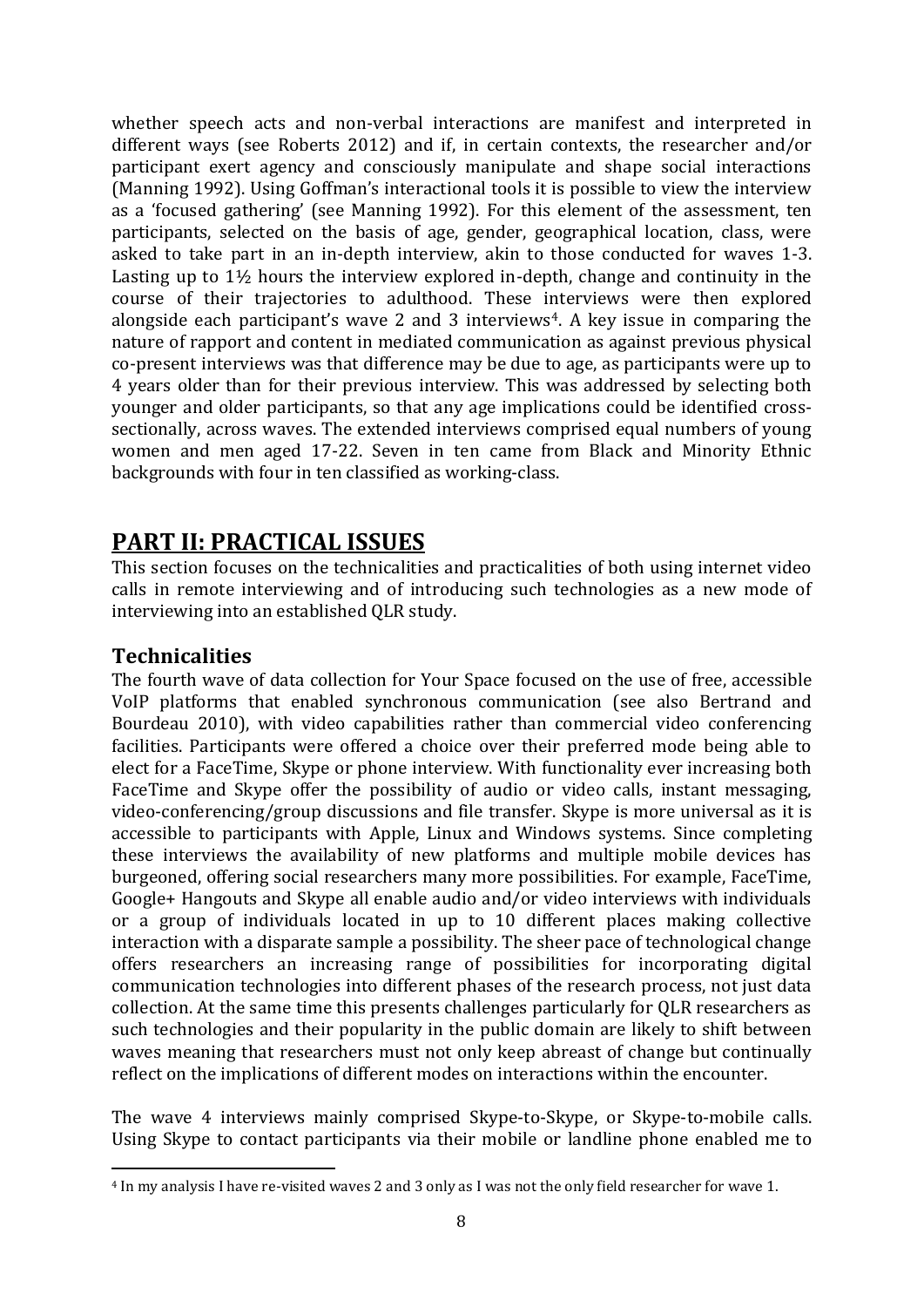whether speech acts and non-verbal interactions are manifest and interpreted in different ways (see Roberts 2012) and if, in certain contexts, the researcher and/or participant exert agency and consciously manipulate and shape social interactions (Manning 1992). Using Goffman's interactional tools it is possible to view the interview as a 'focused gathering' (see Manning 1992). For this element of the assessment, ten participants, selected on the basis of age, gender, geographical location, class, were asked to take part in an in-depth interview, akin to those conducted for waves 1-3. Lasting up to 1½ hours the interview explored in-depth, change and continuity in the course of their trajectories to adulthood. These interviews were then explored alongside each participant's wave 2 and 3 interviews[4]. A key issue in comparing the nature of rapport and content in mediated communication as against previous physical co-present interviews was that difference may be due to age, as participants were up to 4 years older than for their previous interview. This was addressed by selecting both younger and older participants, so that any age implications could be identified cross-sectionally, across waves. The extended interviews comprised equal numbers of young women and men aged 17-22. Seven in ten came from Black and Minority Ethnic backgrounds with four in ten classified as working-class.

## PART II: PRACTICAL ISSUES

This section focuses on the technicalities and practicalities of both using internet video calls in remote interviewing and of introducing such technologies as a new mode of interviewing into an established QLR study.

### Technicalities

The fourth wave of data collection for Your Space focused on the use of free, accessible VoIP platforms that enabled synchronous communication (see also Bertrand and Bourdeau 2010), with video capabilities rather than commercial video conferencing facilities. Participants were offered a choice over their preferred mode being able to elect for a FaceTime, Skype or phone interview. With functionality ever increasing both FaceTime and Skype offer the possibility of audio or video calls, instant messaging, video-conferencing/group discussions and file transfer. Skype is more universal as it is accessible to participants with Apple, Linux and Windows systems. Since completing these interviews the availability of new platforms and multiple mobile devices has burgeoned, offering social researchers many more possibilities. For example, FaceTime, Google+ Hangouts and Skype all enable audio and/or video interviews with individuals or a group of individuals located in up to 10 different places making collective interaction with a disparate sample a possibility. The sheer pace of technological change offers researchers an increasing range of possibilities for incorporating digital communication technologies into different phases of the research process, not just data collection. At the same time this presents challenges particularly for QLR researchers as such technologies and their popularity in the public domain are likely to shift between waves meaning that researchers must not only keep abreast of change but continually reflect on the implications of different modes on interactions within the encounter.

The wave 4 interviews mainly comprised Skype-to-Skype, or Skype-to-mobile calls. Using Skype to contact participants via their mobile or landline phone enabled me to

[4] In my analysis I have re-visited waves 2 and 3 only as I was not the only field researcher for wave 1.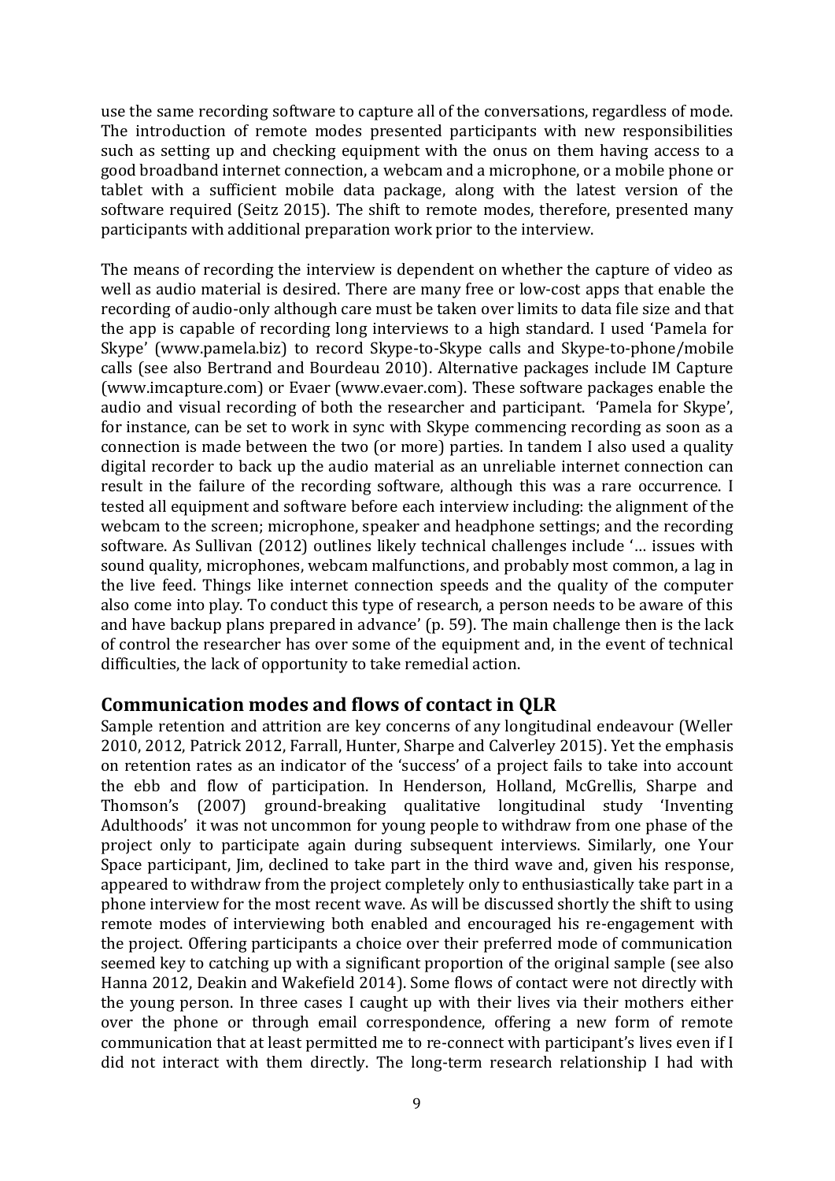use the same recording software to capture all of the conversations, regardless of mode. The introduction of remote modes presented participants with new responsibilities such as setting up and checking equipment with the onus on them having access to a good broadband internet connection, a webcam and a microphone, or a mobile phone or tablet with a sufficient mobile data package, along with the latest version of the software required (Seitz 2015). The shift to remote modes, therefore, presented many participants with additional preparation work prior to the interview.

The means of recording the interview is dependent on whether the capture of video as well as audio material is desired. There are many free or low-cost apps that enable the recording of audio-only although care must be taken over limits to data file size and that the app is capable of recording long interviews to a high standard. I used 'Pamela for Skype' (www.pamela.biz) to record Skype-to-Skype calls and Skype-to-phone/mobile calls (see also Bertrand and Bourdeau 2010). Alternative packages include IM Capture (www.imcapture.com) or Evaer (www.evaer.com). These software packages enable the audio and visual recording of both the researcher and participant. 'Pamela for Skype', for instance, can be set to work in sync with Skype commencing recording as soon as a connection is made between the two (or more) parties. In tandem I also used a quality digital recorder to back up the audio material as an unreliable internet connection can result in the failure of the recording software, although this was a rare occurrence. I tested all equipment and software before each interview including: the alignment of the webcam to the screen; microphone, speaker and headphone settings; and the recording software. As Sullivan (2012) outlines likely technical challenges include '… issues with sound quality, microphones, webcam malfunctions, and probably most common, a lag in the live feed. Things like internet connection speeds and the quality of the computer also come into play. To conduct this type of research, a person needs to be aware of this and have backup plans prepared in advance' (p. 59). The main challenge then is the lack of control the researcher has over some of the equipment and, in the event of technical difficulties, the lack of opportunity to take remedial action.

## Communication modes and flows of contact in QLR

Sample retention and attrition are key concerns of any longitudinal endeavour (Weller 2010, 2012, Patrick 2012, Farrall, Hunter, Sharpe and Calverley 2015). Yet the emphasis on retention rates as an indicator of the 'success' of a project fails to take into account the ebb and flow of participation. In Henderson, Holland, McGrellis, Sharpe and Thomson's (2007) ground-breaking qualitative longitudinal study 'Inventing Adulthoods' it was not uncommon for young people to withdraw from one phase of the project only to participate again during subsequent interviews. Similarly, one Your Space participant, Jim, declined to take part in the third wave and, given his response, appeared to withdraw from the project completely only to enthusiastically take part in a phone interview for the most recent wave. As will be discussed shortly the shift to using remote modes of interviewing both enabled and encouraged his re-engagement with the project. Offering participants a choice over their preferred mode of communication seemed key to catching up with a significant proportion of the original sample (see also Hanna 2012, Deakin and Wakefield 2014). Some flows of contact were not directly with the young person. In three cases I caught up with their lives via their mothers either over the phone or through email correspondence, offering a new form of remote communication that at least permitted me to re-connect with participant's lives even if I did not interact with them directly. The long-term research relationship I had with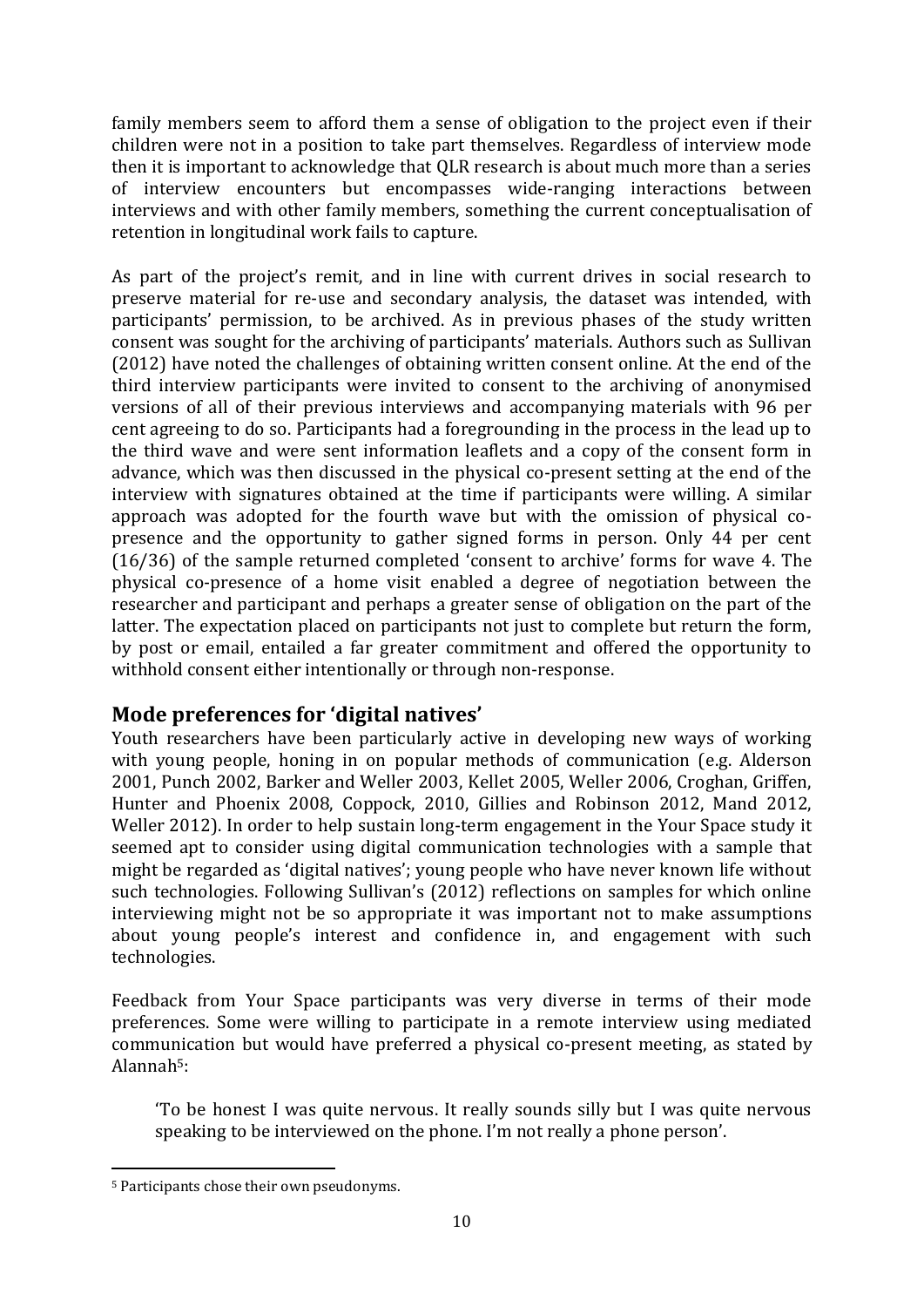family members seem to afford them a sense of obligation to the project even if their children were not in a position to take part themselves. Regardless of interview mode then it is important to acknowledge that QLR research is about much more than a series of interview encounters but encompasses wide-ranging interactions between interviews and with other family members, something the current conceptualisation of retention in longitudinal work fails to capture.

As part of the project's remit, and in line with current drives in social research to preserve material for re-use and secondary analysis, the dataset was intended, with participants' permission, to be archived. As in previous phases of the study written consent was sought for the archiving of participants' materials. Authors such as Sullivan (2012) have noted the challenges of obtaining written consent online. At the end of the third interview participants were invited to consent to the archiving of anonymised versions of all of their previous interviews and accompanying materials with 96 per cent agreeing to do so. Participants had a foregrounding in the process in the lead up to the third wave and were sent information leaflets and a copy of the consent form in advance, which was then discussed in the physical co-present setting at the end of the interview with signatures obtained at the time if participants were willing. A similar approach was adopted for the fourth wave but with the omission of physical co-presence and the opportunity to gather signed forms in person. Only 44 per cent (16/36) of the sample returned completed 'consent to archive' forms for wave 4. The physical co-presence of a home visit enabled a degree of negotiation between the researcher and participant and perhaps a greater sense of obligation on the part of the latter. The expectation placed on participants not just to complete but return the form, by post or email, entailed a far greater commitment and offered the opportunity to withhold consent either intentionally or through non-response.

## Mode preferences for 'digital natives'

Youth researchers have been particularly active in developing new ways of working with young people, honing in on popular methods of communication (e.g. Alderson 2001, Punch 2002, Barker and Weller 2003, Kellet 2005, Weller 2006, Croghan, Griffen, Hunter and Phoenix 2008, Coppock, 2010, Gillies and Robinson 2012, Mand 2012, Weller 2012). In order to help sustain long-term engagement in the Your Space study it seemed apt to consider using digital communication technologies with a sample that might be regarded as 'digital natives'; young people who have never known life without such technologies. Following Sullivan's (2012) reflections on samples for which online interviewing might not be so appropriate it was important not to make assumptions about young people's interest and confidence in, and engagement with such technologies.

Feedback from Your Space participants was very diverse in terms of their mode preferences. Some were willing to participate in a remote interview using mediated communication but would have preferred a physical co-present meeting, as stated by Alannah[5]:

> 'To be honest I was quite nervous. It really sounds silly but I was quite nervous speaking to be interviewed on the phone. I'm not really a phone person'.

[5] Participants chose their own pseudonyms.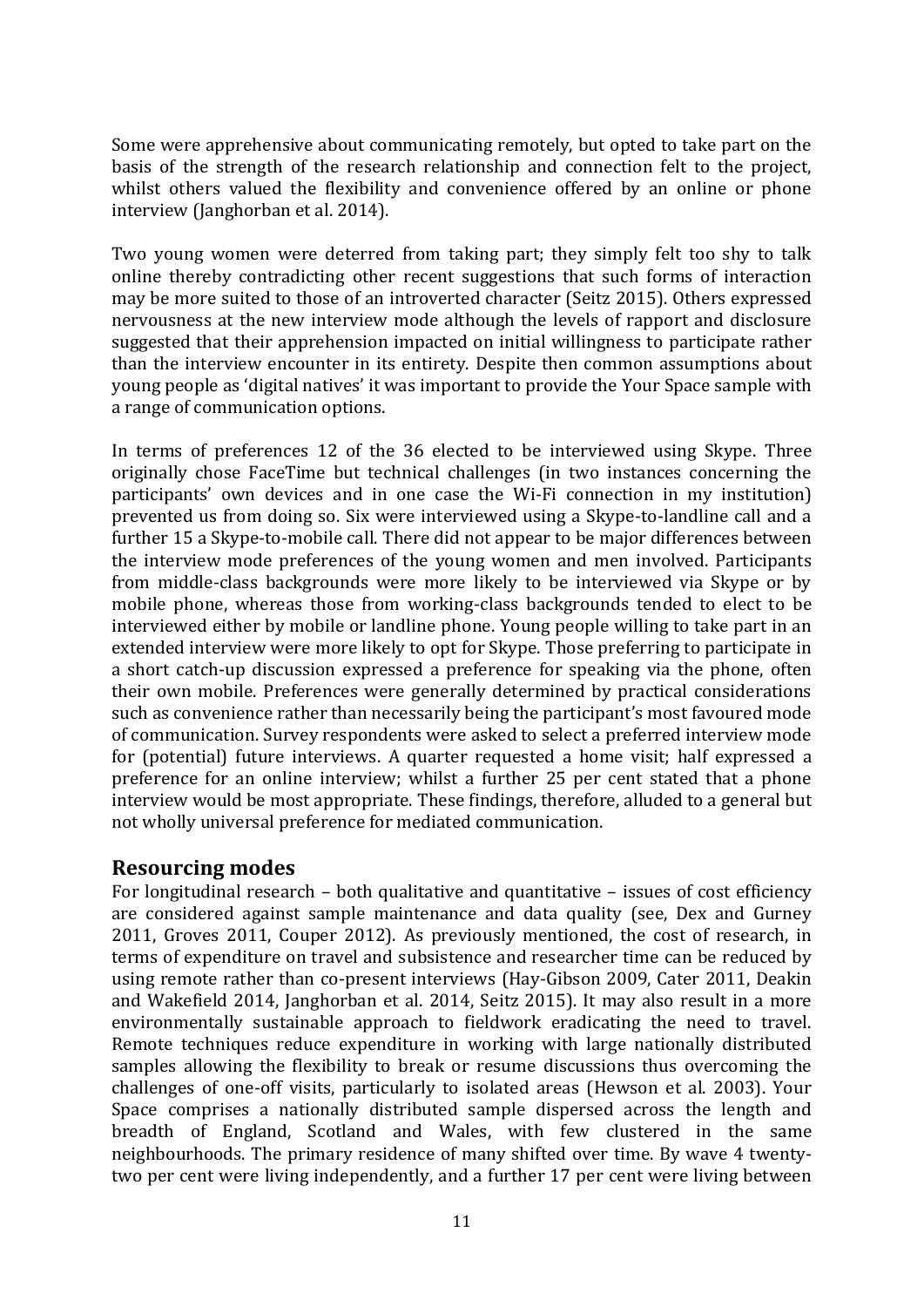Some were apprehensive about communicating remotely, but opted to take part on the basis of the strength of the research relationship and connection felt to the project, whilst others valued the flexibility and convenience offered by an online or phone interview (Janghorban et al. 2014).

Two young women were deterred from taking part; they simply felt too shy to talk online thereby contradicting other recent suggestions that such forms of interaction may be more suited to those of an introverted character (Seitz 2015). Others expressed nervousness at the new interview mode although the levels of rapport and disclosure suggested that their apprehension impacted on initial willingness to participate rather than the interview encounter in its entirety. Despite then common assumptions about young people as 'digital natives' it was important to provide the Your Space sample with a range of communication options.

In terms of preferences 12 of the 36 elected to be interviewed using Skype. Three originally chose FaceTime but technical challenges (in two instances concerning the participants' own devices and in one case the Wi-Fi connection in my institution) prevented us from doing so. Six were interviewed using a Skype-to-landline call and a further 15 a Skype-to-mobile call. There did not appear to be major differences between the interview mode preferences of the young women and men involved. Participants from middle-class backgrounds were more likely to be interviewed via Skype or by mobile phone, whereas those from working-class backgrounds tended to elect to be interviewed either by mobile or landline phone. Young people willing to take part in an extended interview were more likely to opt for Skype. Those preferring to participate in a short catch-up discussion expressed a preference for speaking via the phone, often their own mobile. Preferences were generally determined by practical considerations such as convenience rather than necessarily being the participant's most favoured mode of communication. Survey respondents were asked to select a preferred interview mode for (potential) future interviews. A quarter requested a home visit; half expressed a preference for an online interview; whilst a further 25 per cent stated that a phone interview would be most appropriate. These findings, therefore, alluded to a general but not wholly universal preference for mediated communication.

## Resourcing modes

For longitudinal research – both qualitative and quantitative – issues of cost efficiency are considered against sample maintenance and data quality (see, Dex and Gurney 2011, Groves 2011, Couper 2012). As previously mentioned, the cost of research, in terms of expenditure on travel and subsistence and researcher time can be reduced by using remote rather than co-present interviews (Hay-Gibson 2009, Cater 2011, Deakin and Wakefield 2014, Janghorban et al. 2014, Seitz 2015). It may also result in a more environmentally sustainable approach to fieldwork eradicating the need to travel. Remote techniques reduce expenditure in working with large nationally distributed samples allowing the flexibility to break or resume discussions thus overcoming the challenges of one-off visits, particularly to isolated areas (Hewson et al. 2003). Your Space comprises a nationally distributed sample dispersed across the length and breadth of England, Scotland and Wales, with few clustered in the same neighbourhoods. The primary residence of many shifted over time. By wave 4 twenty-two per cent were living independently, and a further 17 per cent were living between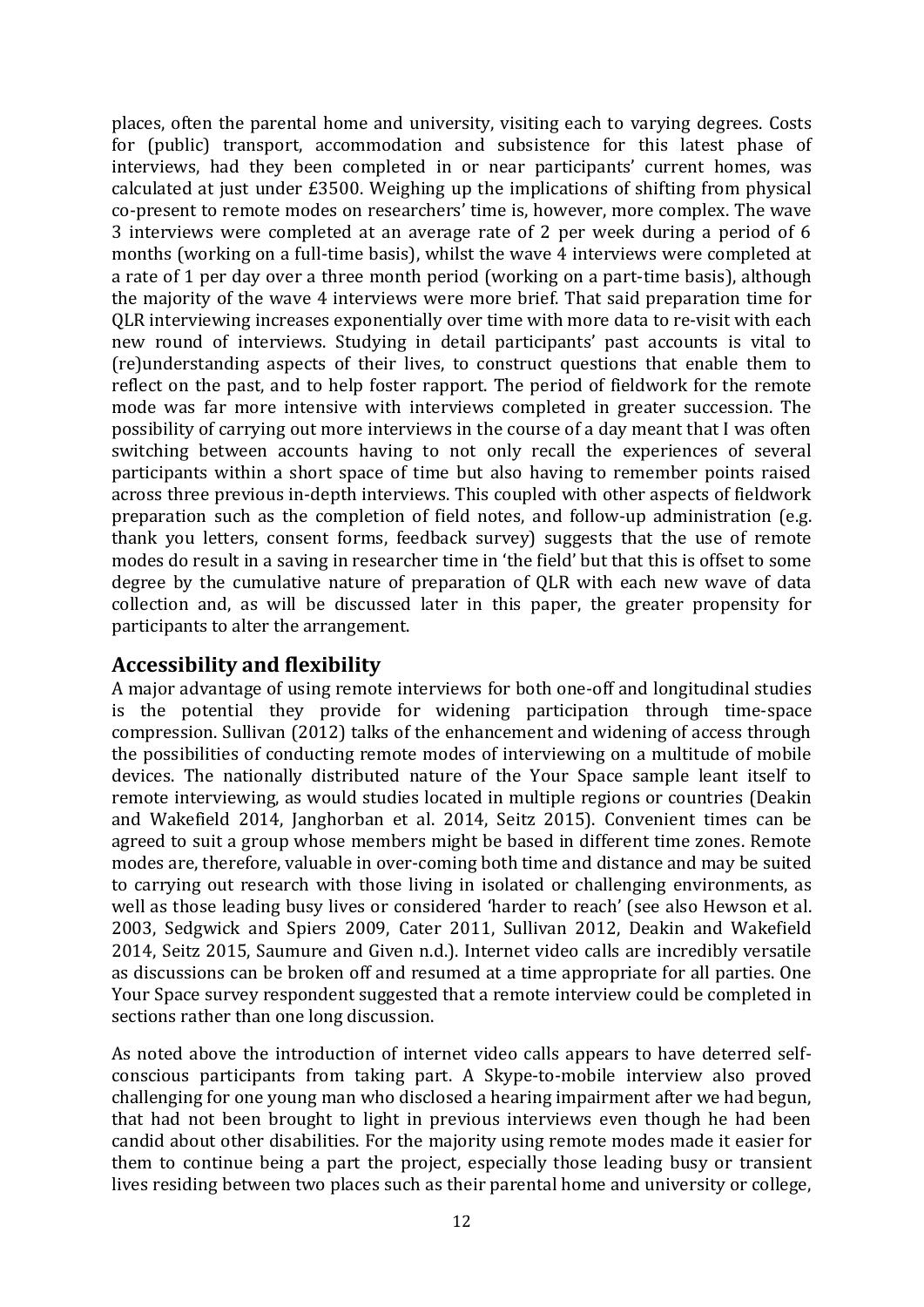places, often the parental home and university, visiting each to varying degrees. Costs for (public) transport, accommodation and subsistence for this latest phase of interviews, had they been completed in or near participants' current homes, was calculated at just under £3500. Weighing up the implications of shifting from physical co-present to remote modes on researchers' time is, however, more complex. The wave 3 interviews were completed at an average rate of 2 per week during a period of 6 months (working on a full-time basis), whilst the wave 4 interviews were completed at a rate of 1 per day over a three month period (working on a part-time basis), although the majority of the wave 4 interviews were more brief. That said preparation time for QLR interviewing increases exponentially over time with more data to re-visit with each new round of interviews. Studying in detail participants' past accounts is vital to (re)understanding aspects of their lives, to construct questions that enable them to reflect on the past, and to help foster rapport. The period of fieldwork for the remote mode was far more intensive with interviews completed in greater succession. The possibility of carrying out more interviews in the course of a day meant that I was often switching between accounts having to not only recall the experiences of several participants within a short space of time but also having to remember points raised across three previous in-depth interviews. This coupled with other aspects of fieldwork preparation such as the completion of field notes, and follow-up administration (e.g. thank you letters, consent forms, feedback survey) suggests that the use of remote modes do result in a saving in researcher time in 'the field' but that this is offset to some degree by the cumulative nature of preparation of QLR with each new wave of data collection and, as will be discussed later in this paper, the greater propensity for participants to alter the arrangement.

## Accessibility and flexibility

A major advantage of using remote interviews for both one-off and longitudinal studies is the potential they provide for widening participation through time-space compression. Sullivan (2012) talks of the enhancement and widening of access through the possibilities of conducting remote modes of interviewing on a multitude of mobile devices. The nationally distributed nature of the Your Space sample leant itself to remote interviewing, as would studies located in multiple regions or countries (Deakin and Wakefield 2014, Janghorban et al. 2014, Seitz 2015). Convenient times can be agreed to suit a group whose members might be based in different time zones. Remote modes are, therefore, valuable in over-coming both time and distance and may be suited to carrying out research with those living in isolated or challenging environments, as well as those leading busy lives or considered 'harder to reach' (see also Hewson et al. 2003, Sedgwick and Spiers 2009, Cater 2011, Sullivan 2012, Deakin and Wakefield 2014, Seitz 2015, Saumure and Given n.d.). Internet video calls are incredibly versatile as discussions can be broken off and resumed at a time appropriate for all parties. One Your Space survey respondent suggested that a remote interview could be completed in sections rather than one long discussion.

As noted above the introduction of internet video calls appears to have deterred self-conscious participants from taking part. A Skype-to-mobile interview also proved challenging for one young man who disclosed a hearing impairment after we had begun, that had not been brought to light in previous interviews even though he had been candid about other disabilities. For the majority using remote modes made it easier for them to continue being a part the project, especially those leading busy or transient lives residing between two places such as their parental home and university or college,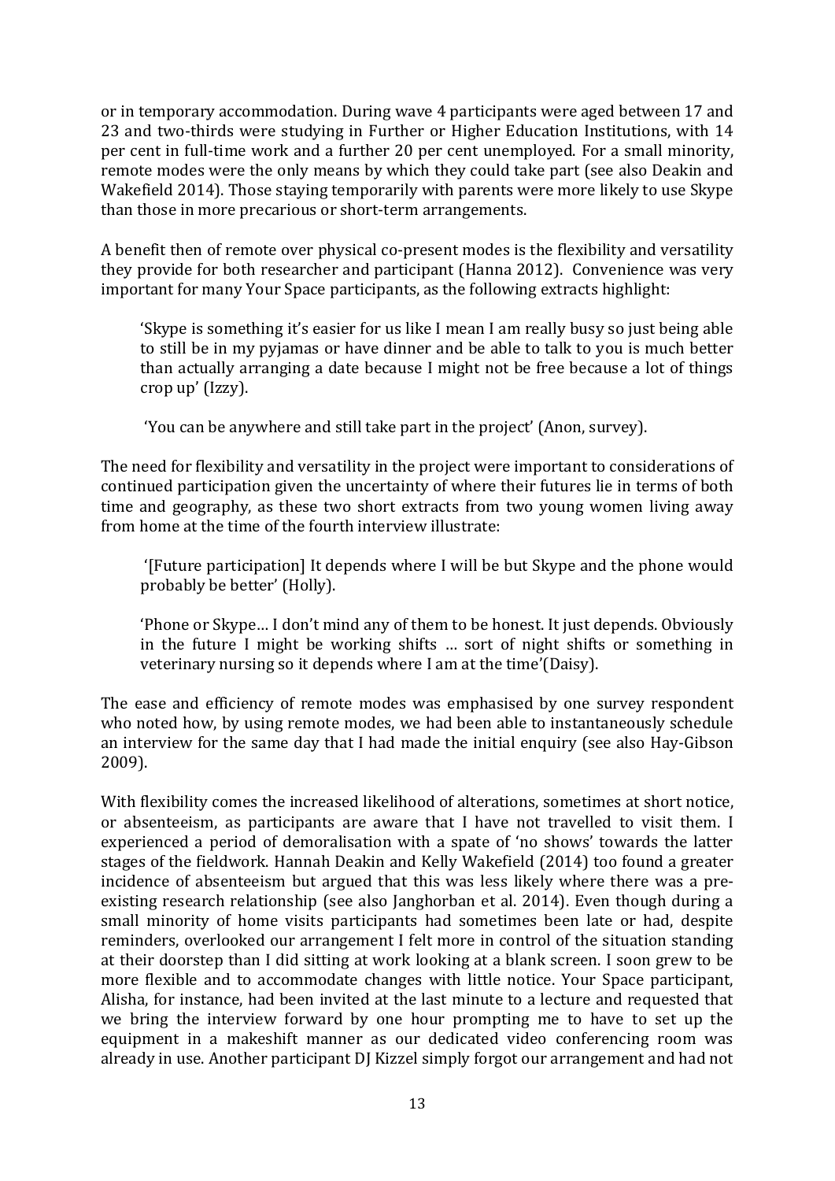or in temporary accommodation. During wave 4 participants were aged between 17 and 23 and two-thirds were studying in Further or Higher Education Institutions, with 14 per cent in full-time work and a further 20 per cent unemployed. For a small minority, remote modes were the only means by which they could take part (see also Deakin and Wakefield 2014). Those staying temporarily with parents were more likely to use Skype than those in more precarious or short-term arrangements.

A benefit then of remote over physical co-present modes is the flexibility and versatility they provide for both researcher and participant (Hanna 2012). Convenience was very important for many Your Space participants, as the following extracts highlight:

> 'Skype is something it's easier for us like I mean I am really busy so just being able to still be in my pyjamas or have dinner and be able to talk to you is much better than actually arranging a date because I might not be free because a lot of things crop up' (Izzy).
>
> 'You can be anywhere and still take part in the project' (Anon, survey).

The need for flexibility and versatility in the project were important to considerations of continued participation given the uncertainty of where their futures lie in terms of both time and geography, as these two short extracts from two young women living away from home at the time of the fourth interview illustrate:

> '[Future participation] It depends where I will be but Skype and the phone would probably be better' (Holly).
>
> 'Phone or Skype… I don't mind any of them to be honest. It just depends. Obviously in the future I might be working shifts … sort of night shifts or something in veterinary nursing so it depends where I am at the time'(Daisy).

The ease and efficiency of remote modes was emphasised by one survey respondent who noted how, by using remote modes, we had been able to instantaneously schedule an interview for the same day that I had made the initial enquiry (see also Hay-Gibson 2009).

With flexibility comes the increased likelihood of alterations, sometimes at short notice, or absenteeism, as participants are aware that I have not travelled to visit them. I experienced a period of demoralisation with a spate of 'no shows' towards the latter stages of the fieldwork. Hannah Deakin and Kelly Wakefield (2014) too found a greater incidence of absenteeism but argued that this was less likely where there was a pre-existing research relationship (see also Janghorban et al. 2014). Even though during a small minority of home visits participants had sometimes been late or had, despite reminders, overlooked our arrangement I felt more in control of the situation standing at their doorstep than I did sitting at work looking at a blank screen. I soon grew to be more flexible and to accommodate changes with little notice. Your Space participant, Alisha, for instance, had been invited at the last minute to a lecture and requested that we bring the interview forward by one hour prompting me to have to set up the equipment in a makeshift manner as our dedicated video conferencing room was already in use. Another participant DJ Kizzel simply forgot our arrangement and had not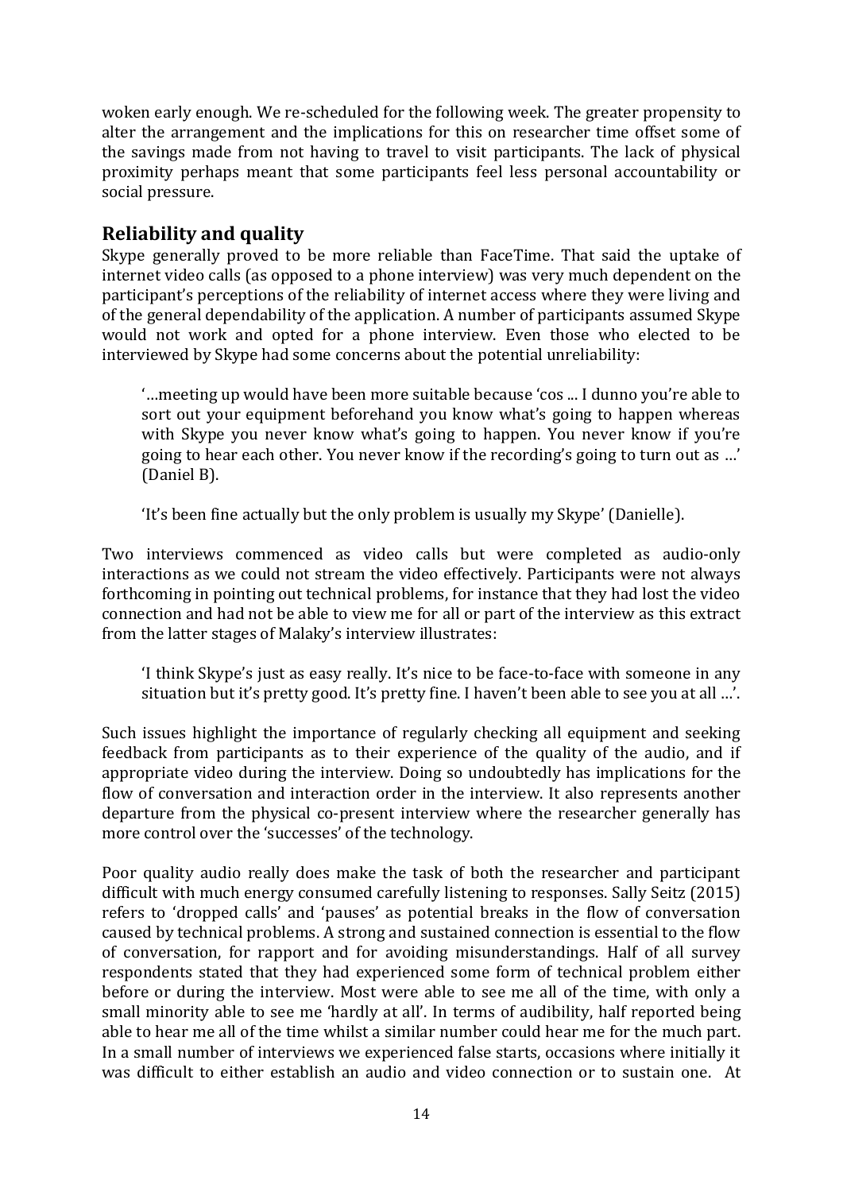woken early enough. We re-scheduled for the following week. The greater propensity to alter the arrangement and the implications for this on researcher time offset some of the savings made from not having to travel to visit participants. The lack of physical proximity perhaps meant that some participants feel less personal accountability or social pressure.

## Reliability and quality

Skype generally proved to be more reliable than FaceTime. That said the uptake of internet video calls (as opposed to a phone interview) was very much dependent on the participant's perceptions of the reliability of internet access where they were living and of the general dependability of the application. A number of participants assumed Skype would not work and opted for a phone interview. Even those who elected to be interviewed by Skype had some concerns about the potential unreliability:

> '…meeting up would have been more suitable because 'cos ... I dunno you're able to sort out your equipment beforehand you know what's going to happen whereas with Skype you never know what's going to happen. You never know if you're going to hear each other. You never know if the recording's going to turn out as …' (Daniel B).

> 'It's been fine actually but the only problem is usually my Skype' (Danielle).

Two interviews commenced as video calls but were completed as audio-only interactions as we could not stream the video effectively. Participants were not always forthcoming in pointing out technical problems, for instance that they had lost the video connection and had not be able to view me for all or part of the interview as this extract from the latter stages of Malaky's interview illustrates:

> 'I think Skype's just as easy really. It's nice to be face-to-face with someone in any situation but it's pretty good. It's pretty fine. I haven't been able to see you at all …'.

Such issues highlight the importance of regularly checking all equipment and seeking feedback from participants as to their experience of the quality of the audio, and if appropriate video during the interview. Doing so undoubtedly has implications for the flow of conversation and interaction order in the interview. It also represents another departure from the physical co-present interview where the researcher generally has more control over the 'successes' of the technology.

Poor quality audio really does make the task of both the researcher and participant difficult with much energy consumed carefully listening to responses. Sally Seitz (2015) refers to 'dropped calls' and 'pauses' as potential breaks in the flow of conversation caused by technical problems. A strong and sustained connection is essential to the flow of conversation, for rapport and for avoiding misunderstandings. Half of all survey respondents stated that they had experienced some form of technical problem either before or during the interview. Most were able to see me all of the time, with only a small minority able to see me 'hardly at all'. In terms of audibility, half reported being able to hear me all of the time whilst a similar number could hear me for the much part. In a small number of interviews we experienced false starts, occasions where initially it was difficult to either establish an audio and video connection or to sustain one. At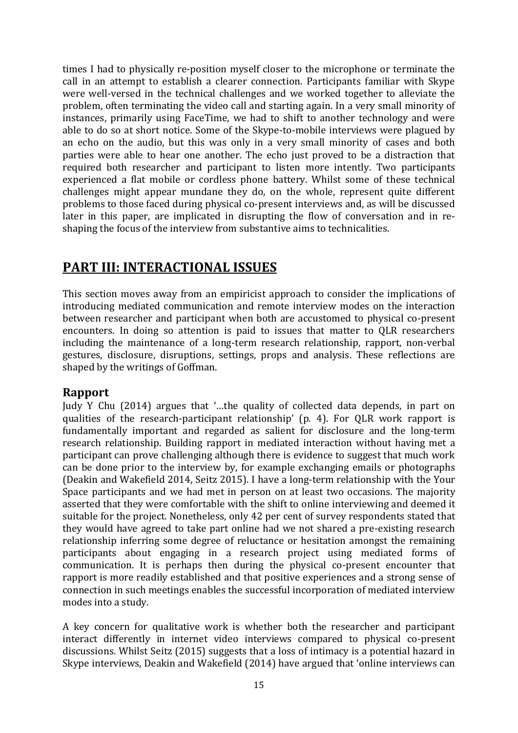times I had to physically re-position myself closer to the microphone or terminate the call in an attempt to establish a clearer connection. Participants familiar with Skype were well-versed in the technical challenges and we worked together to alleviate the problem, often terminating the video call and starting again. In a very small minority of instances, primarily using FaceTime, we had to shift to another technology and were able to do so at short notice. Some of the Skype-to-mobile interviews were plagued by an echo on the audio, but this was only in a very small minority of cases and both parties were able to hear one another. The echo just proved to be a distraction that required both researcher and participant to listen more intently. Two participants experienced a flat mobile or cordless phone battery. Whilst some of these technical challenges might appear mundane they do, on the whole, represent quite different problems to those faced during physical co-present interviews and, as will be discussed later in this paper, are implicated in disrupting the flow of conversation and in re-shaping the focus of the interview from substantive aims to technicalities.

## PART III: INTERACTIONAL ISSUES

This section moves away from an empiricist approach to consider the implications of introducing mediated communication and remote interview modes on the interaction between researcher and participant when both are accustomed to physical co-present encounters. In doing so attention is paid to issues that matter to QLR researchers including the maintenance of a long-term research relationship, rapport, non-verbal gestures, disclosure, disruptions, settings, props and analysis. These reflections are shaped by the writings of Goffman.

### Rapport

Judy Y Chu (2014) argues that '…the quality of collected data depends, in part on qualities of the research-participant relationship' (p. 4). For QLR work rapport is fundamentally important and regarded as salient for disclosure and the long-term research relationship. Building rapport in mediated interaction without having met a participant can prove challenging although there is evidence to suggest that much work can be done prior to the interview by, for example exchanging emails or photographs (Deakin and Wakefield 2014, Seitz 2015). I have a long-term relationship with the Your Space participants and we had met in person on at least two occasions. The majority asserted that they were comfortable with the shift to online interviewing and deemed it suitable for the project. Nonetheless, only 42 per cent of survey respondents stated that they would have agreed to take part online had we not shared a pre-existing research relationship inferring some degree of reluctance or hesitation amongst the remaining participants about engaging in a research project using mediated forms of communication. It is perhaps then during the physical co-present encounter that rapport is more readily established and that positive experiences and a strong sense of connection in such meetings enables the successful incorporation of mediated interview modes into a study.

A key concern for qualitative work is whether both the researcher and participant interact differently in internet video interviews compared to physical co-present discussions. Whilst Seitz (2015) suggests that a loss of intimacy is a potential hazard in Skype interviews, Deakin and Wakefield (2014) have argued that 'online interviews can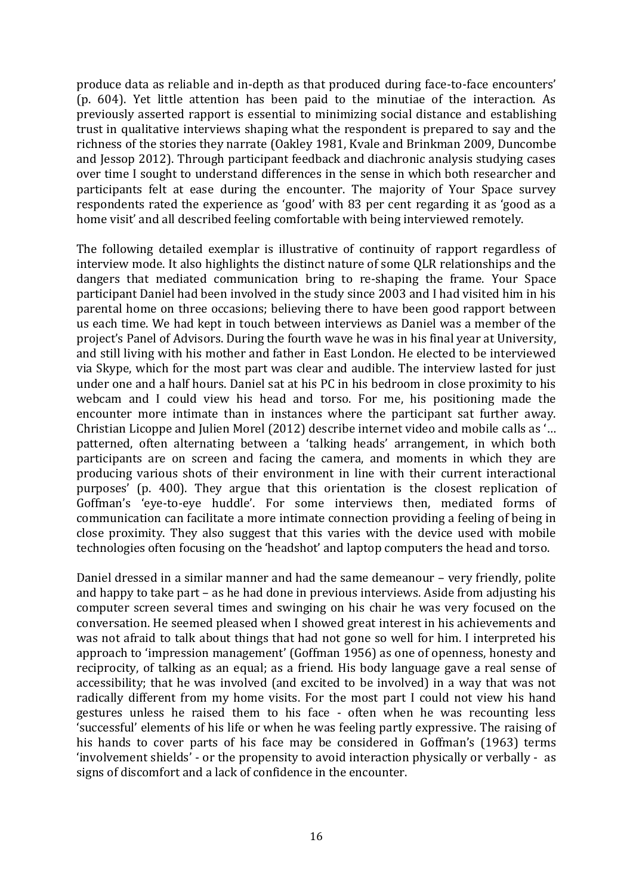produce data as reliable and in-depth as that produced during face-to-face encounters' (p. 604). Yet little attention has been paid to the minutiae of the interaction. As previously asserted rapport is essential to minimizing social distance and establishing trust in qualitative interviews shaping what the respondent is prepared to say and the richness of the stories they narrate (Oakley 1981, Kvale and Brinkman 2009, Duncombe and Jessop 2012). Through participant feedback and diachronic analysis studying cases over time I sought to understand differences in the sense in which both researcher and participants felt at ease during the encounter. The majority of Your Space survey respondents rated the experience as 'good' with 83 per cent regarding it as 'good as a home visit' and all described feeling comfortable with being interviewed remotely.

The following detailed exemplar is illustrative of continuity of rapport regardless of interview mode. It also highlights the distinct nature of some QLR relationships and the dangers that mediated communication bring to re-shaping the frame. Your Space participant Daniel had been involved in the study since 2003 and I had visited him in his parental home on three occasions; believing there to have been good rapport between us each time. We had kept in touch between interviews as Daniel was a member of the project's Panel of Advisors. During the fourth wave he was in his final year at University, and still living with his mother and father in East London. He elected to be interviewed via Skype, which for the most part was clear and audible. The interview lasted for just under one and a half hours. Daniel sat at his PC in his bedroom in close proximity to his webcam and I could view his head and torso. For me, his positioning made the encounter more intimate than in instances where the participant sat further away. Christian Licoppe and Julien Morel (2012) describe internet video and mobile calls as '… patterned, often alternating between a 'talking heads' arrangement, in which both participants are on screen and facing the camera, and moments in which they are producing various shots of their environment in line with their current interactional purposes' (p. 400). They argue that this orientation is the closest replication of Goffman's 'eye-to-eye huddle'. For some interviews then, mediated forms of communication can facilitate a more intimate connection providing a feeling of being in close proximity. They also suggest that this varies with the device used with mobile technologies often focusing on the 'headshot' and laptop computers the head and torso.

Daniel dressed in a similar manner and had the same demeanour – very friendly, polite and happy to take part – as he had done in previous interviews. Aside from adjusting his computer screen several times and swinging on his chair he was very focused on the conversation. He seemed pleased when I showed great interest in his achievements and was not afraid to talk about things that had not gone so well for him. I interpreted his approach to 'impression management' (Goffman 1956) as one of openness, honesty and reciprocity, of talking as an equal; as a friend. His body language gave a real sense of accessibility; that he was involved (and excited to be involved) in a way that was not radically different from my home visits. For the most part I could not view his hand gestures unless he raised them to his face - often when he was recounting less 'successful' elements of his life or when he was feeling partly expressive. The raising of his hands to cover parts of his face may be considered in Goffman's (1963) terms 'involvement shields' - or the propensity to avoid interaction physically or verbally - as signs of discomfort and a lack of confidence in the encounter.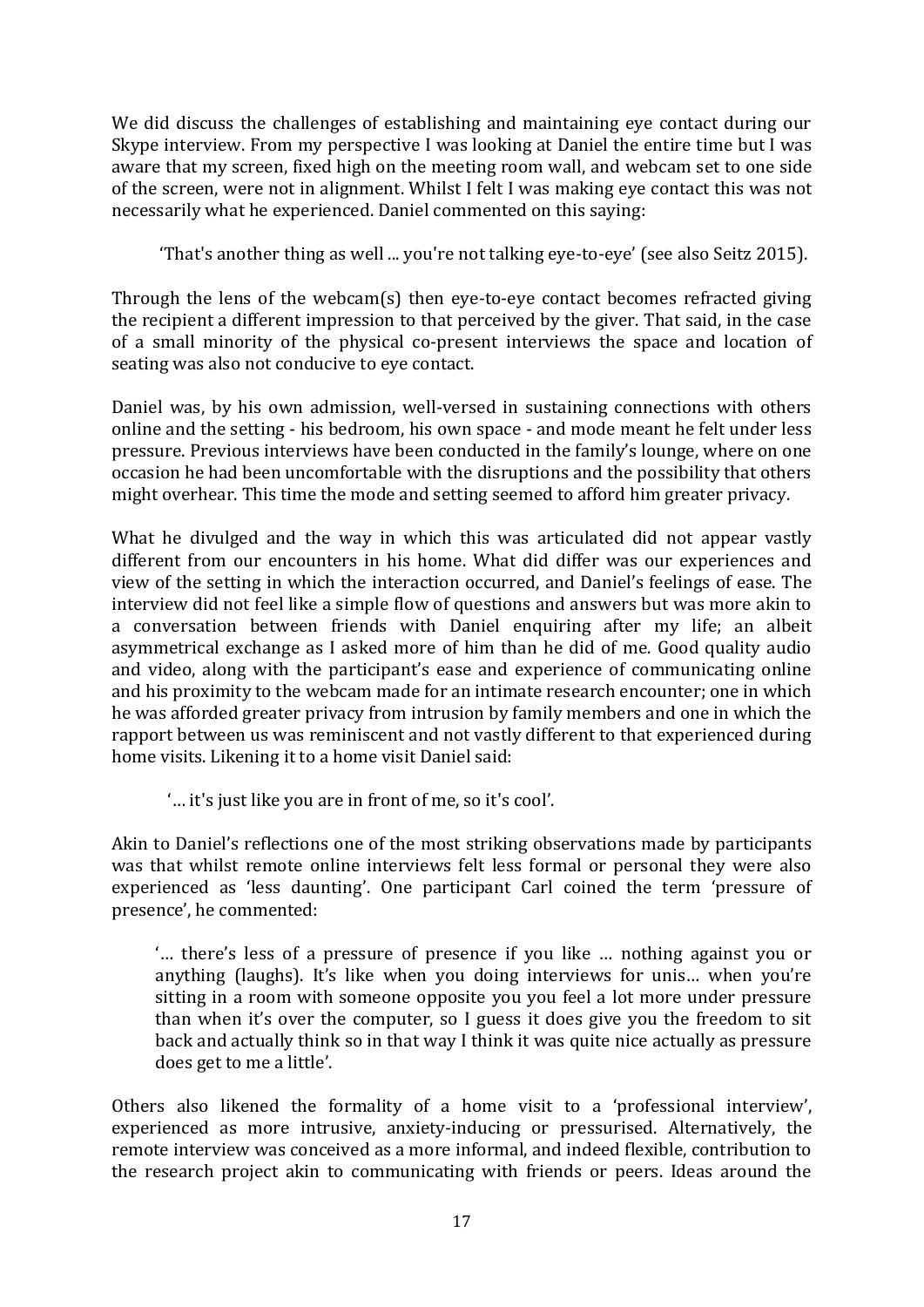We did discuss the challenges of establishing and maintaining eye contact during our Skype interview. From my perspective I was looking at Daniel the entire time but I was aware that my screen, fixed high on the meeting room wall, and webcam set to one side of the screen, were not in alignment. Whilst I felt I was making eye contact this was not necessarily what he experienced. Daniel commented on this saying:

> 'That's another thing as well ... you're not talking eye-to-eye' (see also Seitz 2015).

Through the lens of the webcam(s) then eye-to-eye contact becomes refracted giving the recipient a different impression to that perceived by the giver. That said, in the case of a small minority of the physical co-present interviews the space and location of seating was also not conducive to eye contact.

Daniel was, by his own admission, well-versed in sustaining connections with others online and the setting - his bedroom, his own space - and mode meant he felt under less pressure. Previous interviews have been conducted in the family's lounge, where on one occasion he had been uncomfortable with the disruptions and the possibility that others might overhear. This time the mode and setting seemed to afford him greater privacy.

What he divulged and the way in which this was articulated did not appear vastly different from our encounters in his home. What did differ was our experiences and view of the setting in which the interaction occurred, and Daniel's feelings of ease. The interview did not feel like a simple flow of questions and answers but was more akin to a conversation between friends with Daniel enquiring after my life; an albeit asymmetrical exchange as I asked more of him than he did of me. Good quality audio and video, along with the participant's ease and experience of communicating online and his proximity to the webcam made for an intimate research encounter; one in which he was afforded greater privacy from intrusion by family members and one in which the rapport between us was reminiscent and not vastly different to that experienced during home visits. Likening it to a home visit Daniel said:

> '… it's just like you are in front of me, so it's cool'.

Akin to Daniel's reflections one of the most striking observations made by participants was that whilst remote online interviews felt less formal or personal they were also experienced as 'less daunting'. One participant Carl coined the term 'pressure of presence', he commented:

> '… there's less of a pressure of presence if you like … nothing against you or anything (laughs). It's like when you doing interviews for unis… when you're sitting in a room with someone opposite you you feel a lot more under pressure than when it's over the computer, so I guess it does give you the freedom to sit back and actually think so in that way I think it was quite nice actually as pressure does get to me a little'.

Others also likened the formality of a home visit to a 'professional interview', experienced as more intrusive, anxiety-inducing or pressurised. Alternatively, the remote interview was conceived as a more informal, and indeed flexible, contribution to the research project akin to communicating with friends or peers. Ideas around the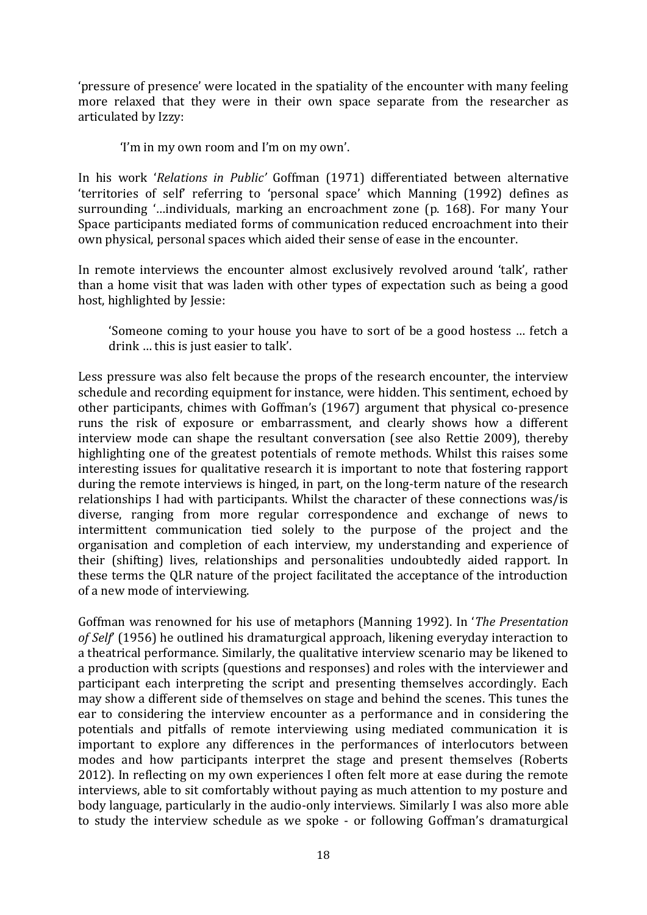'pressure of presence' were located in the spatiality of the encounter with many feeling more relaxed that they were in their own space separate from the researcher as articulated by Izzy:

> 'I'm in my own room and I'm on my own'.

In his work '*Relations in Public'* Goffman (1971) differentiated between alternative 'territories of self' referring to 'personal space' which Manning (1992) defines as surrounding '…individuals, marking an encroachment zone (p. 168). For many Your Space participants mediated forms of communication reduced encroachment into their own physical, personal spaces which aided their sense of ease in the encounter.

In remote interviews the encounter almost exclusively revolved around 'talk', rather than a home visit that was laden with other types of expectation such as being a good host, highlighted by Jessie:

> 'Someone coming to your house you have to sort of be a good hostess … fetch a drink … this is just easier to talk'.

Less pressure was also felt because the props of the research encounter, the interview schedule and recording equipment for instance, were hidden. This sentiment, echoed by other participants, chimes with Goffman's (1967) argument that physical co-presence runs the risk of exposure or embarrassment, and clearly shows how a different interview mode can shape the resultant conversation (see also Rettie 2009), thereby highlighting one of the greatest potentials of remote methods. Whilst this raises some interesting issues for qualitative research it is important to note that fostering rapport during the remote interviews is hinged, in part, on the long-term nature of the research relationships I had with participants. Whilst the character of these connections was/is diverse, ranging from more regular correspondence and exchange of news to intermittent communication tied solely to the purpose of the project and the organisation and completion of each interview, my understanding and experience of their (shifting) lives, relationships and personalities undoubtedly aided rapport. In these terms the QLR nature of the project facilitated the acceptance of the introduction of a new mode of interviewing.

Goffman was renowned for his use of metaphors (Manning 1992). In '*The Presentation of Self*' (1956) he outlined his dramaturgical approach, likening everyday interaction to a theatrical performance. Similarly, the qualitative interview scenario may be likened to a production with scripts (questions and responses) and roles with the interviewer and participant each interpreting the script and presenting themselves accordingly. Each may show a different side of themselves on stage and behind the scenes. This tunes the ear to considering the interview encounter as a performance and in considering the potentials and pitfalls of remote interviewing using mediated communication it is important to explore any differences in the performances of interlocutors between modes and how participants interpret the stage and present themselves (Roberts 2012). In reflecting on my own experiences I often felt more at ease during the remote interviews, able to sit comfortably without paying as much attention to my posture and body language, particularly in the audio-only interviews. Similarly I was also more able to study the interview schedule as we spoke - or following Goffman's dramaturgical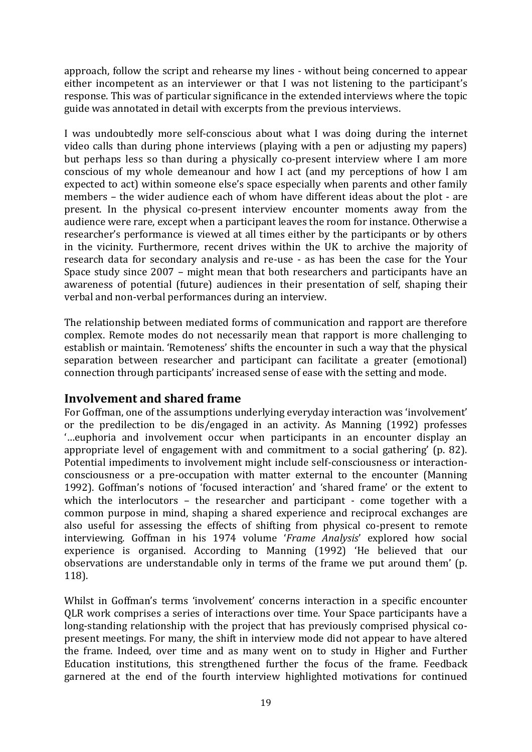approach, follow the script and rehearse my lines - without being concerned to appear either incompetent as an interviewer or that I was not listening to the participant's response. This was of particular significance in the extended interviews where the topic guide was annotated in detail with excerpts from the previous interviews.

I was undoubtedly more self-conscious about what I was doing during the internet video calls than during phone interviews (playing with a pen or adjusting my papers) but perhaps less so than during a physically co-present interview where I am more conscious of my whole demeanour and how I act (and my perceptions of how I am expected to act) within someone else's space especially when parents and other family members – the wider audience each of whom have different ideas about the plot - are present. In the physical co-present interview encounter moments away from the audience were rare, except when a participant leaves the room for instance. Otherwise a researcher's performance is viewed at all times either by the participants or by others in the vicinity. Furthermore, recent drives within the UK to archive the majority of research data for secondary analysis and re-use - as has been the case for the Your Space study since 2007 – might mean that both researchers and participants have an awareness of potential (future) audiences in their presentation of self, shaping their verbal and non-verbal performances during an interview.

The relationship between mediated forms of communication and rapport are therefore complex. Remote modes do not necessarily mean that rapport is more challenging to establish or maintain. 'Remoteness' shifts the encounter in such a way that the physical separation between researcher and participant can facilitate a greater (emotional) connection through participants' increased sense of ease with the setting and mode.

## Involvement and shared frame

For Goffman, one of the assumptions underlying everyday interaction was 'involvement' or the predilection to be dis/engaged in an activity. As Manning (1992) professes '…euphoria and involvement occur when participants in an encounter display an appropriate level of engagement with and commitment to a social gathering' (p. 82). Potential impediments to involvement might include self-consciousness or interaction-consciousness or a pre-occupation with matter external to the encounter (Manning 1992). Goffman's notions of 'focused interaction' and 'shared frame' or the extent to which the interlocutors – the researcher and participant - come together with a common purpose in mind, shaping a shared experience and reciprocal exchanges are also useful for assessing the effects of shifting from physical co-present to remote interviewing. Goffman in his 1974 volume '*Frame Analysis*' explored how social experience is organised. According to Manning (1992) 'He believed that our observations are understandable only in terms of the frame we put around them' (p. 118).

Whilst in Goffman's terms 'involvement' concerns interaction in a specific encounter QLR work comprises a series of interactions over time. Your Space participants have a long-standing relationship with the project that has previously comprised physical co-present meetings. For many, the shift in interview mode did not appear to have altered the frame. Indeed, over time and as many went on to study in Higher and Further Education institutions, this strengthened further the focus of the frame. Feedback garnered at the end of the fourth interview highlighted motivations for continued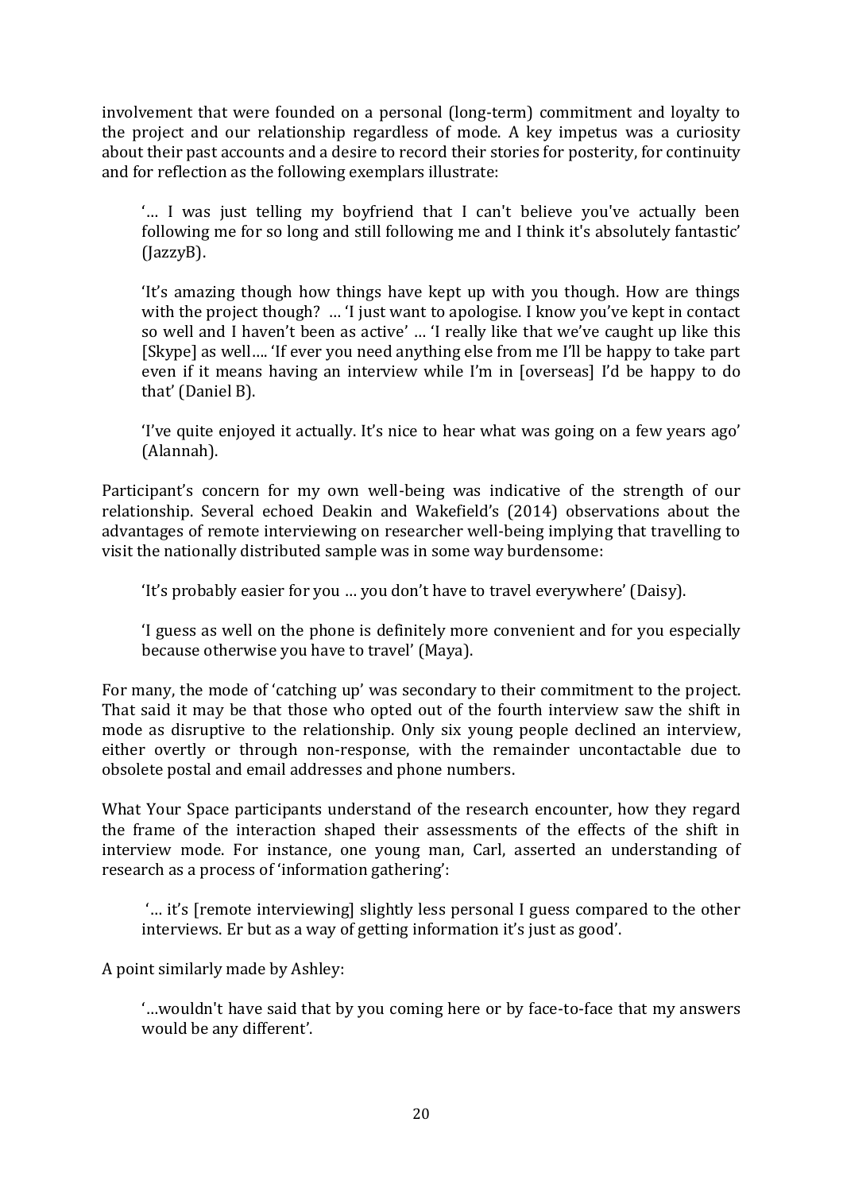involvement that were founded on a personal (long-term) commitment and loyalty to the project and our relationship regardless of mode. A key impetus was a curiosity about their past accounts and a desire to record their stories for posterity, for continuity and for reflection as the following exemplars illustrate:

> '… I was just telling my boyfriend that I can't believe you've actually been following me for so long and still following me and I think it's absolutely fantastic' (JazzyB).

> 'It's amazing though how things have kept up with you though. How are things with the project though? … 'I just want to apologise. I know you've kept in contact so well and I haven't been as active' … 'I really like that we've caught up like this [Skype] as well…. 'If ever you need anything else from me I'll be happy to take part even if it means having an interview while I'm in [overseas] I'd be happy to do that' (Daniel B).

> 'I've quite enjoyed it actually. It's nice to hear what was going on a few years ago' (Alannah).

Participant's concern for my own well-being was indicative of the strength of our relationship. Several echoed Deakin and Wakefield's (2014) observations about the advantages of remote interviewing on researcher well-being implying that travelling to visit the nationally distributed sample was in some way burdensome:

> 'It's probably easier for you … you don't have to travel everywhere' (Daisy).

> 'I guess as well on the phone is definitely more convenient and for you especially because otherwise you have to travel' (Maya).

For many, the mode of 'catching up' was secondary to their commitment to the project. That said it may be that those who opted out of the fourth interview saw the shift in mode as disruptive to the relationship. Only six young people declined an interview, either overtly or through non-response, with the remainder uncontactable due to obsolete postal and email addresses and phone numbers.

What Your Space participants understand of the research encounter, how they regard the frame of the interaction shaped their assessments of the effects of the shift in interview mode. For instance, one young man, Carl, asserted an understanding of research as a process of 'information gathering':

> '… it's [remote interviewing] slightly less personal I guess compared to the other interviews. Er but as a way of getting information it's just as good'.

A point similarly made by Ashley:

> '…wouldn't have said that by you coming here or by face-to-face that my answers would be any different'.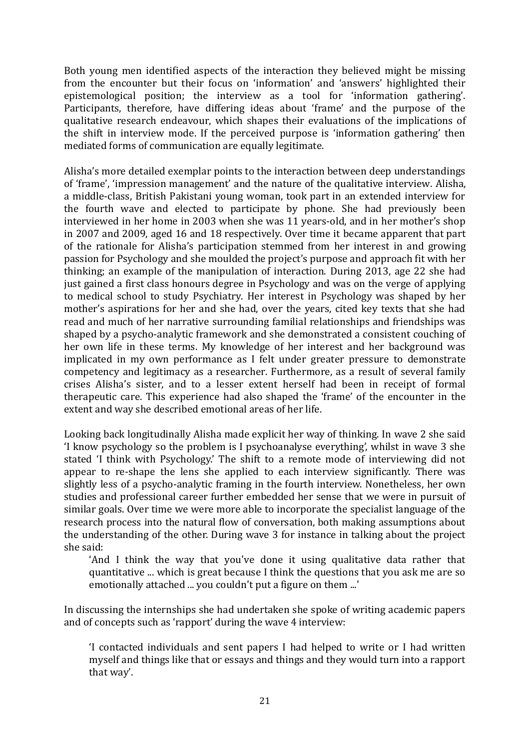Both young men identified aspects of the interaction they believed might be missing from the encounter but their focus on 'information' and 'answers' highlighted their epistemological position; the interview as a tool for 'information gathering'. Participants, therefore, have differing ideas about 'frame' and the purpose of the qualitative research endeavour, which shapes their evaluations of the implications of the shift in interview mode. If the perceived purpose is 'information gathering' then mediated forms of communication are equally legitimate.

Alisha's more detailed exemplar points to the interaction between deep understandings of 'frame', 'impression management' and the nature of the qualitative interview. Alisha, a middle-class, British Pakistani young woman, took part in an extended interview for the fourth wave and elected to participate by phone. She had previously been interviewed in her home in 2003 when she was 11 years-old, and in her mother's shop in 2007 and 2009, aged 16 and 18 respectively. Over time it became apparent that part of the rationale for Alisha's participation stemmed from her interest in and growing passion for Psychology and she moulded the project's purpose and approach fit with her thinking; an example of the manipulation of interaction. During 2013, age 22 she had just gained a first class honours degree in Psychology and was on the verge of applying to medical school to study Psychiatry. Her interest in Psychology was shaped by her mother's aspirations for her and she had, over the years, cited key texts that she had read and much of her narrative surrounding familial relationships and friendships was shaped by a psycho-analytic framework and she demonstrated a consistent couching of her own life in these terms. My knowledge of her interest and her background was implicated in my own performance as I felt under greater pressure to demonstrate competency and legitimacy as a researcher. Furthermore, as a result of several family crises Alisha's sister, and to a lesser extent herself had been in receipt of formal therapeutic care. This experience had also shaped the 'frame' of the encounter in the extent and way she described emotional areas of her life.

Looking back longitudinally Alisha made explicit her way of thinking. In wave 2 she said 'I know psychology so the problem is I psychoanalyse everything', whilst in wave 3 she stated 'I think with Psychology.' The shift to a remote mode of interviewing did not appear to re-shape the lens she applied to each interview significantly. There was slightly less of a psycho-analytic framing in the fourth interview. Nonetheless, her own studies and professional career further embedded her sense that we were in pursuit of similar goals. Over time we were more able to incorporate the specialist language of the research process into the natural flow of conversation, both making assumptions about the understanding of the other. During wave 3 for instance in talking about the project she said:

> 'And I think the way that you've done it using qualitative data rather that quantitative ... which is great because I think the questions that you ask me are so emotionally attached ... you couldn't put a figure on them ...'

In discussing the internships she had undertaken she spoke of writing academic papers and of concepts such as 'rapport' during the wave 4 interview:

> 'I contacted individuals and sent papers I had helped to write or I had written myself and things like that or essays and things and they would turn into a rapport that way'.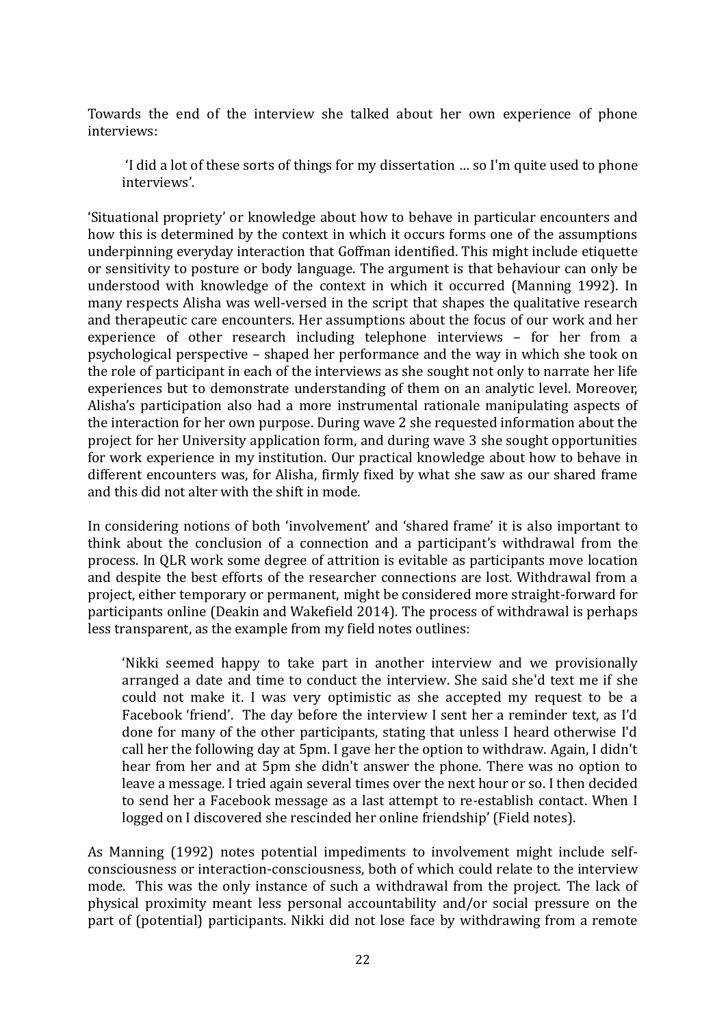Towards the end of the interview she talked about her own experience of phone interviews:

> 'I did a lot of these sorts of things for my dissertation … so I'm quite used to phone interviews'.

'Situational propriety' or knowledge about how to behave in particular encounters and how this is determined by the context in which it occurs forms one of the assumptions underpinning everyday interaction that Goffman identified. This might include etiquette or sensitivity to posture or body language. The argument is that behaviour can only be understood with knowledge of the context in which it occurred (Manning 1992). In many respects Alisha was well-versed in the script that shapes the qualitative research and therapeutic care encounters. Her assumptions about the focus of our work and her experience of other research including telephone interviews – for her from a psychological perspective – shaped her performance and the way in which she took on the role of participant in each of the interviews as she sought not only to narrate her life experiences but to demonstrate understanding of them on an analytic level. Moreover, Alisha's participation also had a more instrumental rationale manipulating aspects of the interaction for her own purpose. During wave 2 she requested information about the project for her University application form, and during wave 3 she sought opportunities for work experience in my institution. Our practical knowledge about how to behave in different encounters was, for Alisha, firmly fixed by what she saw as our shared frame and this did not alter with the shift in mode.

In considering notions of both 'involvement' and 'shared frame' it is also important to think about the conclusion of a connection and a participant's withdrawal from the process. In QLR work some degree of attrition is evitable as participants move location and despite the best efforts of the researcher connections are lost. Withdrawal from a project, either temporary or permanent, might be considered more straight-forward for participants online (Deakin and Wakefield 2014). The process of withdrawal is perhaps less transparent, as the example from my field notes outlines:

> 'Nikki seemed happy to take part in another interview and we provisionally arranged a date and time to conduct the interview. She said she'd text me if she could not make it. I was very optimistic as she accepted my request to be a Facebook 'friend'. The day before the interview I sent her a reminder text, as I'd done for many of the other participants, stating that unless I heard otherwise I'd call her the following day at 5pm. I gave her the option to withdraw. Again, I didn't hear from her and at 5pm she didn't answer the phone. There was no option to leave a message. I tried again several times over the next hour or so. I then decided to send her a Facebook message as a last attempt to re-establish contact. When I logged on I discovered she rescinded her online friendship' (Field notes).

As Manning (1992) notes potential impediments to involvement might include self-consciousness or interaction-consciousness, both of which could relate to the interview mode. This was the only instance of such a withdrawal from the project. The lack of physical proximity meant less personal accountability and/or social pressure on the part of (potential) participants. Nikki did not lose face by withdrawing from a remote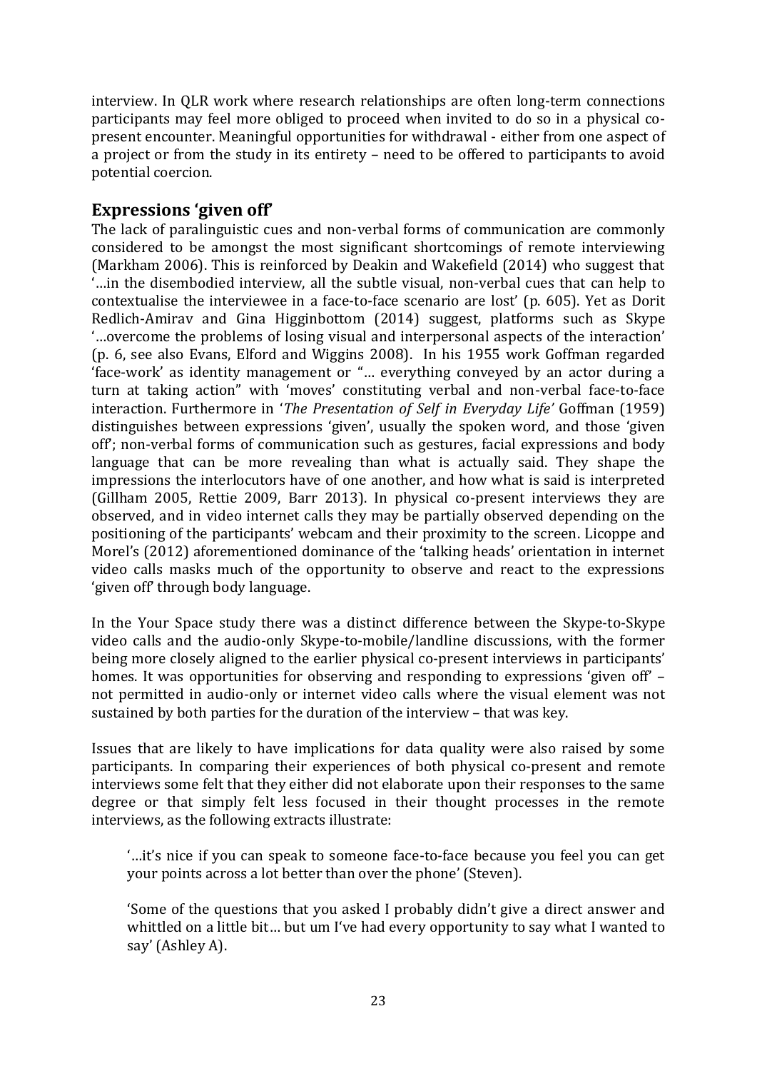interview. In QLR work where research relationships are often long-term connections participants may feel more obliged to proceed when invited to do so in a physical co-present encounter. Meaningful opportunities for withdrawal - either from one aspect of a project or from the study in its entirety – need to be offered to participants to avoid potential coercion.

## Expressions 'given off'

The lack of paralinguistic cues and non-verbal forms of communication are commonly considered to be amongst the most significant shortcomings of remote interviewing (Markham 2006). This is reinforced by Deakin and Wakefield (2014) who suggest that '…in the disembodied interview, all the subtle visual, non-verbal cues that can help to contextualise the interviewee in a face-to-face scenario are lost' (p. 605). Yet as Dorit Redlich-Amirav and Gina Higginbottom (2014) suggest, platforms such as Skype '…overcome the problems of losing visual and interpersonal aspects of the interaction' (p. 6, see also Evans, Elford and Wiggins 2008). In his 1955 work Goffman regarded 'face-work' as identity management or "… everything conveyed by an actor during a turn at taking action" with 'moves' constituting verbal and non-verbal face-to-face interaction. Furthermore in '*The Presentation of Self in Everyday Life'* Goffman (1959) distinguishes between expressions 'given', usually the spoken word, and those 'given off'; non-verbal forms of communication such as gestures, facial expressions and body language that can be more revealing than what is actually said. They shape the impressions the interlocutors have of one another, and how what is said is interpreted (Gillham 2005, Rettie 2009, Barr 2013). In physical co-present interviews they are observed, and in video internet calls they may be partially observed depending on the positioning of the participants' webcam and their proximity to the screen. Licoppe and Morel's (2012) aforementioned dominance of the 'talking heads' orientation in internet video calls masks much of the opportunity to observe and react to the expressions 'given off' through body language.

In the Your Space study there was a distinct difference between the Skype-to-Skype video calls and the audio-only Skype-to-mobile/landline discussions, with the former being more closely aligned to the earlier physical co-present interviews in participants' homes. It was opportunities for observing and responding to expressions 'given off' – not permitted in audio-only or internet video calls where the visual element was not sustained by both parties for the duration of the interview – that was key.

Issues that are likely to have implications for data quality were also raised by some participants. In comparing their experiences of both physical co-present and remote interviews some felt that they either did not elaborate upon their responses to the same degree or that simply felt less focused in their thought processes in the remote interviews, as the following extracts illustrate:

> '…it's nice if you can speak to someone face-to-face because you feel you can get your points across a lot better than over the phone' (Steven).

> 'Some of the questions that you asked I probably didn't give a direct answer and whittled on a little bit… but um I've had every opportunity to say what I wanted to say' (Ashley A).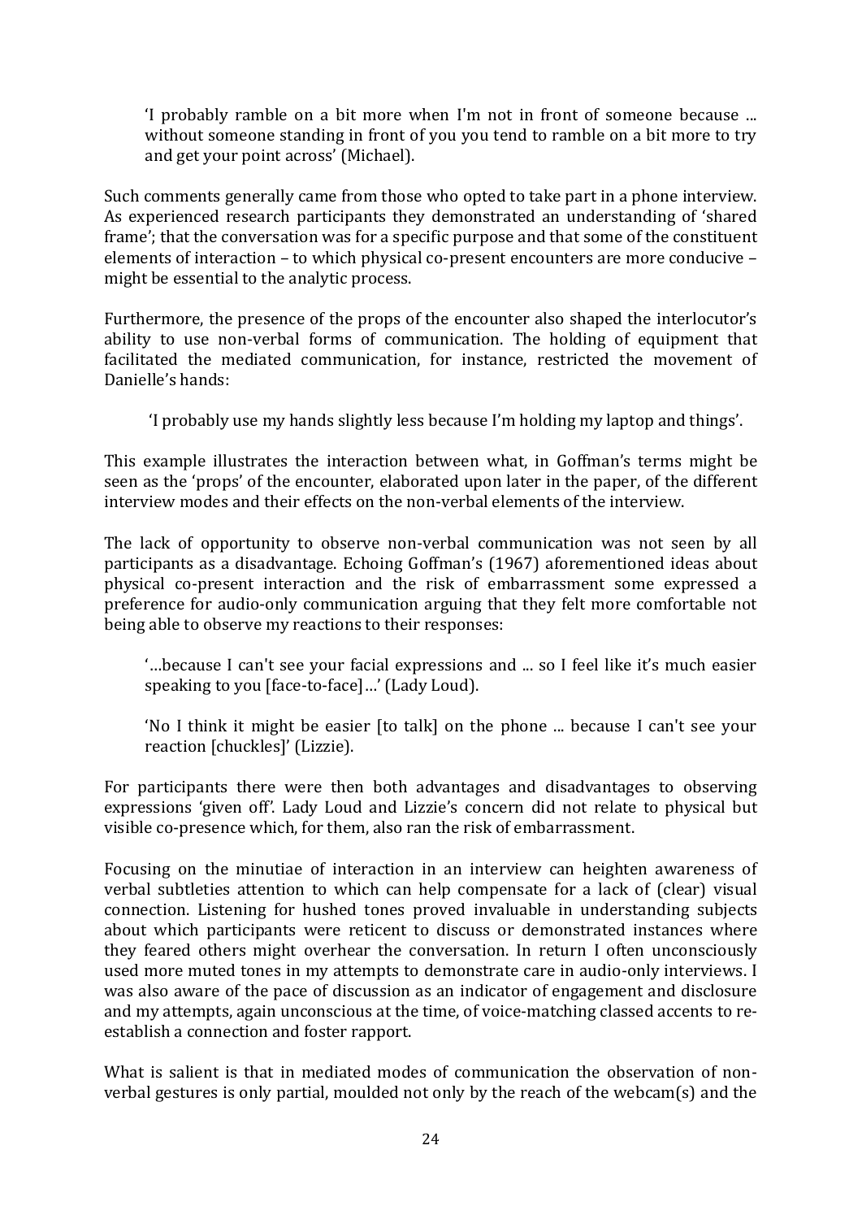> 'I probably ramble on a bit more when I'm not in front of someone because ... without someone standing in front of you you tend to ramble on a bit more to try and get your point across' (Michael).

Such comments generally came from those who opted to take part in a phone interview. As experienced research participants they demonstrated an understanding of 'shared frame'; that the conversation was for a specific purpose and that some of the constituent elements of interaction – to which physical co-present encounters are more conducive – might be essential to the analytic process.

Furthermore, the presence of the props of the encounter also shaped the interlocutor's ability to use non-verbal forms of communication. The holding of equipment that facilitated the mediated communication, for instance, restricted the movement of Danielle's hands:

> 'I probably use my hands slightly less because I'm holding my laptop and things'.

This example illustrates the interaction between what, in Goffman's terms might be seen as the 'props' of the encounter, elaborated upon later in the paper, of the different interview modes and their effects on the non-verbal elements of the interview.

The lack of opportunity to observe non-verbal communication was not seen by all participants as a disadvantage. Echoing Goffman's (1967) aforementioned ideas about physical co-present interaction and the risk of embarrassment some expressed a preference for audio-only communication arguing that they felt more comfortable not being able to observe my reactions to their responses:

> '…because I can't see your facial expressions and ... so I feel like it's much easier speaking to you [face-to-face]…' (Lady Loud).

> 'No I think it might be easier [to talk] on the phone ... because I can't see your reaction [chuckles]' (Lizzie).

For participants there were then both advantages and disadvantages to observing expressions 'given off'. Lady Loud and Lizzie's concern did not relate to physical but visible co-presence which, for them, also ran the risk of embarrassment.

Focusing on the minutiae of interaction in an interview can heighten awareness of verbal subtleties attention to which can help compensate for a lack of (clear) visual connection. Listening for hushed tones proved invaluable in understanding subjects about which participants were reticent to discuss or demonstrated instances where they feared others might overhear the conversation. In return I often unconsciously used more muted tones in my attempts to demonstrate care in audio-only interviews. I was also aware of the pace of discussion as an indicator of engagement and disclosure and my attempts, again unconscious at the time, of voice-matching classed accents to re-establish a connection and foster rapport.

What is salient is that in mediated modes of communication the observation of non-verbal gestures is only partial, moulded not only by the reach of the webcam(s) and the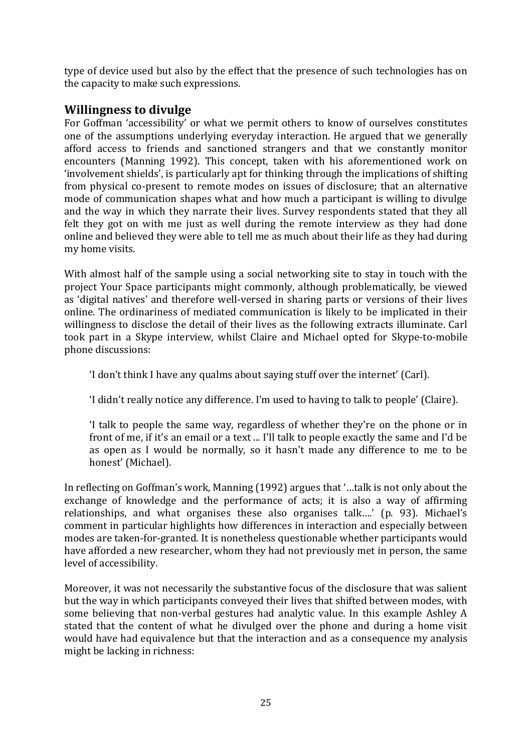type of device used but also by the effect that the presence of such technologies has on the capacity to make such expressions.

## Willingness to divulge

For Goffman 'accessibility' or what we permit others to know of ourselves constitutes one of the assumptions underlying everyday interaction. He argued that we generally afford access to friends and sanctioned strangers and that we constantly monitor encounters (Manning 1992). This concept, taken with his aforementioned work on 'involvement shields', is particularly apt for thinking through the implications of shifting from physical co-present to remote modes on issues of disclosure; that an alternative mode of communication shapes what and how much a participant is willing to divulge and the way in which they narrate their lives. Survey respondents stated that they all felt they got on with me just as well during the remote interview as they had done online and believed they were able to tell me as much about their life as they had during my home visits.

With almost half of the sample using a social networking site to stay in touch with the project Your Space participants might commonly, although problematically, be viewed as 'digital natives' and therefore well-versed in sharing parts or versions of their lives online. The ordinariness of mediated communication is likely to be implicated in their willingness to disclose the detail of their lives as the following extracts illuminate. Carl took part in a Skype interview, whilst Claire and Michael opted for Skype-to-mobile phone discussions:

> 'I don't think I have any qualms about saying stuff over the internet' (Carl).
>
> 'I didn't really notice any difference. I'm used to having to talk to people' (Claire).
>
> 'I talk to people the same way, regardless of whether they're on the phone or in front of me, if it's an email or a text ... I'll talk to people exactly the same and I'd be as open as I would be normally, so it hasn't made any difference to me to be honest' (Michael).

In reflecting on Goffman's work, Manning (1992) argues that '…talk is not only about the exchange of knowledge and the performance of acts; it is also a way of affirming relationships, and what organises these also organises talk….' (p. 93). Michael's comment in particular highlights how differences in interaction and especially between modes are taken-for-granted. It is nonetheless questionable whether participants would have afforded a new researcher, whom they had not previously met in person, the same level of accessibility.

Moreover, it was not necessarily the substantive focus of the disclosure that was salient but the way in which participants conveyed their lives that shifted between modes, with some believing that non-verbal gestures had analytic value. In this example Ashley A stated that the content of what he divulged over the phone and during a home visit would have had equivalence but that the interaction and as a consequence my analysis might be lacking in richness: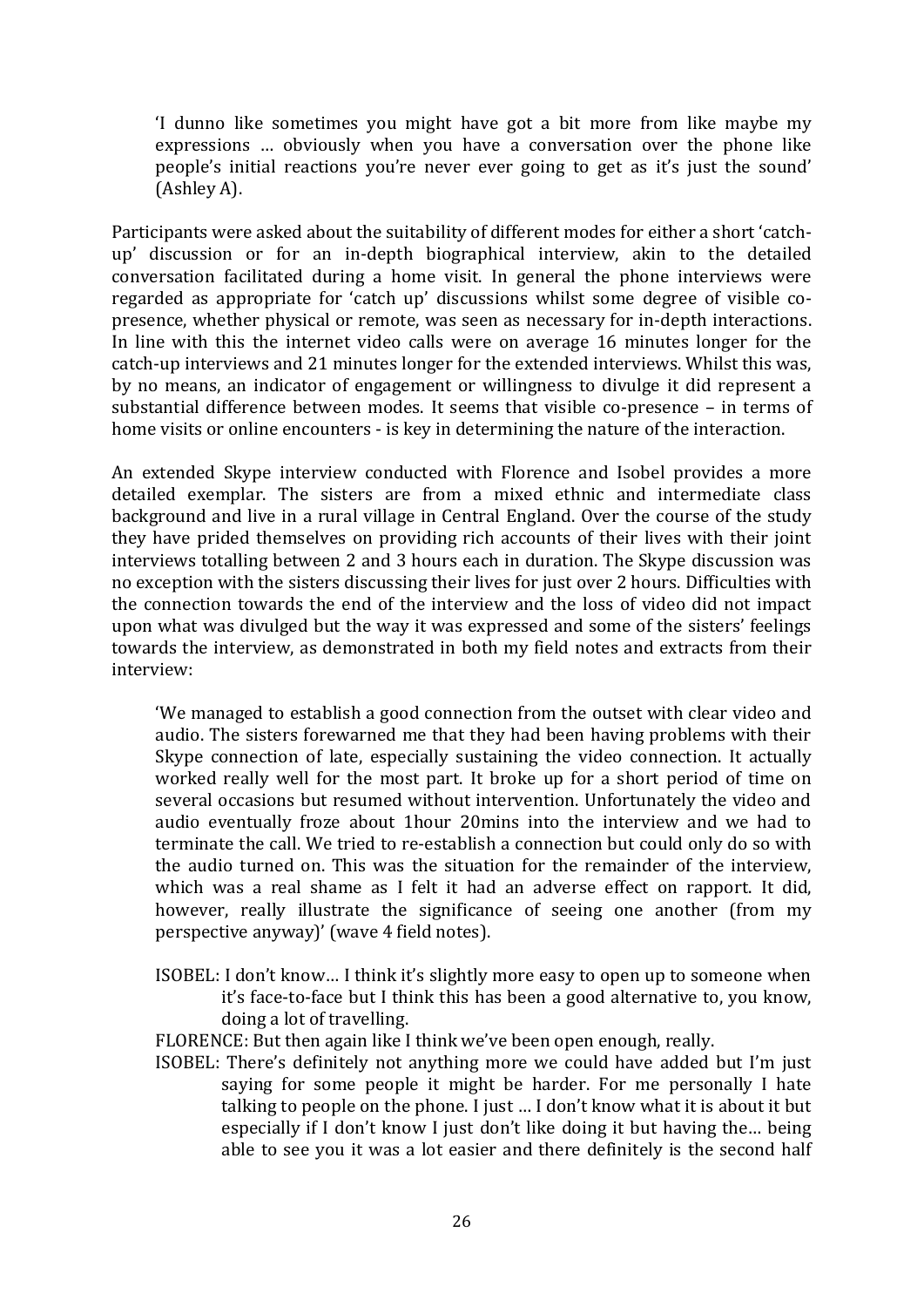> 'I dunno like sometimes you might have got a bit more from like maybe my expressions … obviously when you have a conversation over the phone like people's initial reactions you're never ever going to get as it's just the sound' (Ashley A).

Participants were asked about the suitability of different modes for either a short 'catch-up' discussion or for an in-depth biographical interview, akin to the detailed conversation facilitated during a home visit. In general the phone interviews were regarded as appropriate for 'catch up' discussions whilst some degree of visible co-presence, whether physical or remote, was seen as necessary for in-depth interactions. In line with this the internet video calls were on average 16 minutes longer for the catch-up interviews and 21 minutes longer for the extended interviews. Whilst this was, by no means, an indicator of engagement or willingness to divulge it did represent a substantial difference between modes. It seems that visible co-presence – in terms of home visits or online encounters - is key in determining the nature of the interaction.

An extended Skype interview conducted with Florence and Isobel provides a more detailed exemplar. The sisters are from a mixed ethnic and intermediate class background and live in a rural village in Central England. Over the course of the study they have prided themselves on providing rich accounts of their lives with their joint interviews totalling between 2 and 3 hours each in duration. The Skype discussion was no exception with the sisters discussing their lives for just over 2 hours. Difficulties with the connection towards the end of the interview and the loss of video did not impact upon what was divulged but the way it was expressed and some of the sisters' feelings towards the interview, as demonstrated in both my field notes and extracts from their interview:

> 'We managed to establish a good connection from the outset with clear video and audio. The sisters forewarned me that they had been having problems with their Skype connection of late, especially sustaining the video connection. It actually worked really well for the most part. It broke up for a short period of time on several occasions but resumed without intervention. Unfortunately the video and audio eventually froze about 1hour 20mins into the interview and we had to terminate the call. We tried to re-establish a connection but could only do so with the audio turned on. This was the situation for the remainder of the interview, which was a real shame as I felt it had an adverse effect on rapport. It did, however, really illustrate the significance of seeing one another (from my perspective anyway)' (wave 4 field notes).

> ISOBEL: I don't know… I think it's slightly more easy to open up to someone when it's face-to-face but I think this has been a good alternative to, you know, doing a lot of travelling.
>
> FLORENCE: But then again like I think we've been open enough, really.
>
> ISOBEL: There's definitely not anything more we could have added but I'm just saying for some people it might be harder. For me personally I hate talking to people on the phone. I just … I don't know what it is about it but especially if I don't know I just don't like doing it but having the… being able to see you it was a lot easier and there definitely is the second half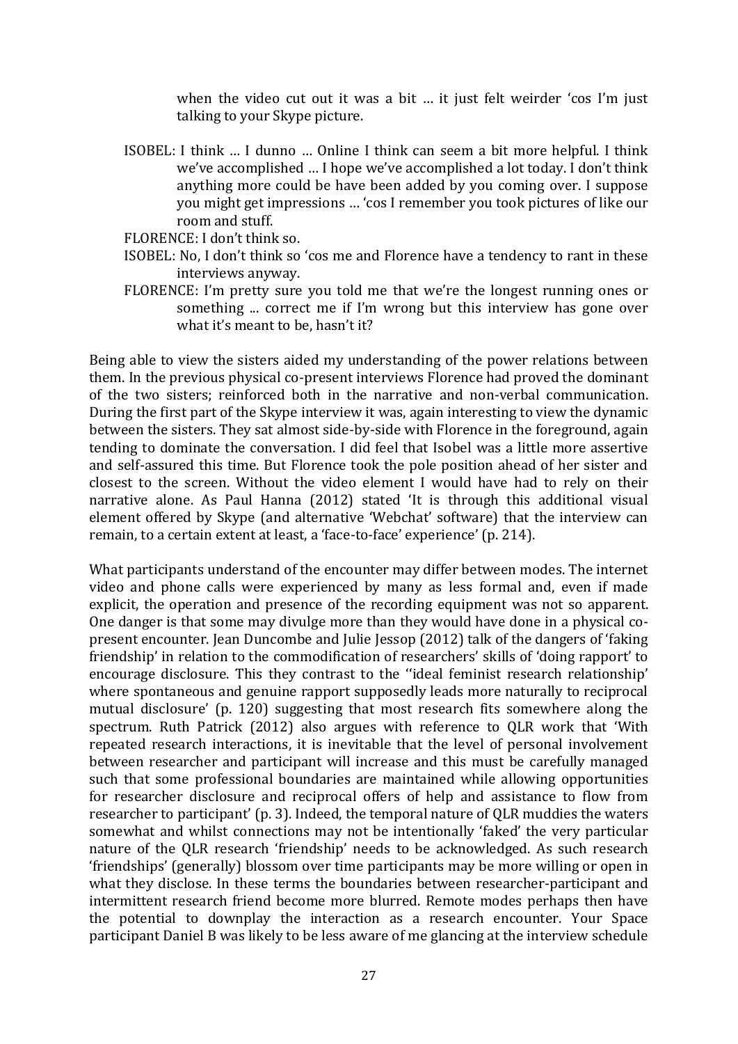when the video cut out it was a bit … it just felt weirder 'cos I'm just talking to your Skype picture.

ISOBEL: I think … I dunno … Online I think can seem a bit more helpful. I think we've accomplished … I hope we've accomplished a lot today. I don't think anything more could be have been added by you coming over. I suppose you might get impressions … 'cos I remember you took pictures of like our room and stuff.

FLORENCE: I don't think so.

ISOBEL: No, I don't think so 'cos me and Florence have a tendency to rant in these interviews anyway.

FLORENCE: I'm pretty sure you told me that we're the longest running ones or something ... correct me if I'm wrong but this interview has gone over what it's meant to be, hasn't it?

Being able to view the sisters aided my understanding of the power relations between them. In the previous physical co-present interviews Florence had proved the dominant of the two sisters; reinforced both in the narrative and non-verbal communication. During the first part of the Skype interview it was, again interesting to view the dynamic between the sisters. They sat almost side-by-side with Florence in the foreground, again tending to dominate the conversation. I did feel that Isobel was a little more assertive and self-assured this time. But Florence took the pole position ahead of her sister and closest to the screen. Without the video element I would have had to rely on their narrative alone. As Paul Hanna (2012) stated 'It is through this additional visual element offered by Skype (and alternative 'Webchat' software) that the interview can remain, to a certain extent at least, a 'face-to-face' experience' (p. 214).

What participants understand of the encounter may differ between modes. The internet video and phone calls were experienced by many as less formal and, even if made explicit, the operation and presence of the recording equipment was not so apparent. One danger is that some may divulge more than they would have done in a physical co-present encounter. Jean Duncombe and Julie Jessop (2012) talk of the dangers of 'faking friendship' in relation to the commodification of researchers' skills of 'doing rapport' to encourage disclosure. This they contrast to the ''ideal feminist research relationship' where spontaneous and genuine rapport supposedly leads more naturally to reciprocal mutual disclosure' (p. 120) suggesting that most research fits somewhere along the spectrum. Ruth Patrick (2012) also argues with reference to QLR work that 'With repeated research interactions, it is inevitable that the level of personal involvement between researcher and participant will increase and this must be carefully managed such that some professional boundaries are maintained while allowing opportunities for researcher disclosure and reciprocal offers of help and assistance to flow from researcher to participant' (p. 3). Indeed, the temporal nature of QLR muddies the waters somewhat and whilst connections may not be intentionally 'faked' the very particular nature of the QLR research 'friendship' needs to be acknowledged. As such research 'friendships' (generally) blossom over time participants may be more willing or open in what they disclose. In these terms the boundaries between researcher-participant and intermittent research friend become more blurred. Remote modes perhaps then have the potential to downplay the interaction as a research encounter. Your Space participant Daniel B was likely to be less aware of me glancing at the interview schedule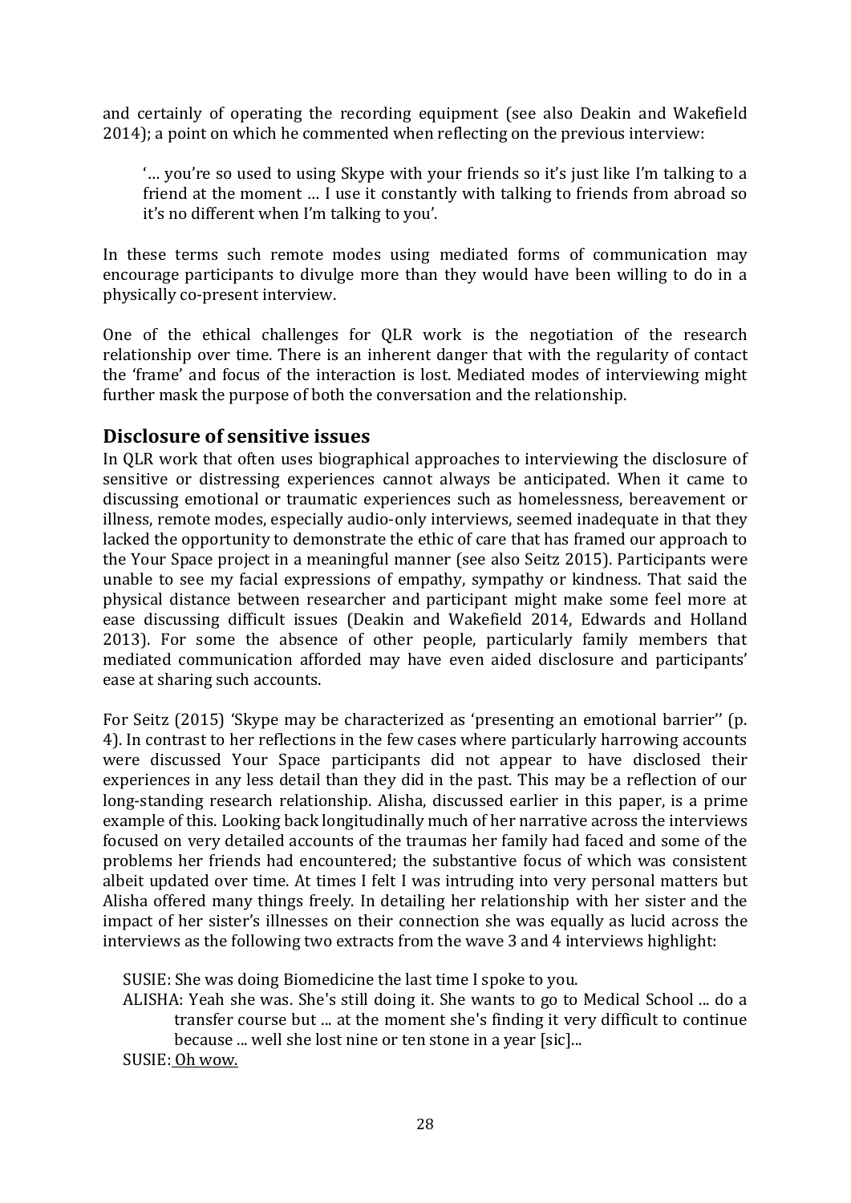and certainly of operating the recording equipment (see also Deakin and Wakefield 2014); a point on which he commented when reflecting on the previous interview:

> '… you're so used to using Skype with your friends so it's just like I'm talking to a friend at the moment … I use it constantly with talking to friends from abroad so it's no different when I'm talking to you'.

In these terms such remote modes using mediated forms of communication may encourage participants to divulge more than they would have been willing to do in a physically co-present interview.

One of the ethical challenges for QLR work is the negotiation of the research relationship over time. There is an inherent danger that with the regularity of contact the 'frame' and focus of the interaction is lost. Mediated modes of interviewing might further mask the purpose of both the conversation and the relationship.

## Disclosure of sensitive issues

In QLR work that often uses biographical approaches to interviewing the disclosure of sensitive or distressing experiences cannot always be anticipated. When it came to discussing emotional or traumatic experiences such as homelessness, bereavement or illness, remote modes, especially audio-only interviews, seemed inadequate in that they lacked the opportunity to demonstrate the ethic of care that has framed our approach to the Your Space project in a meaningful manner (see also Seitz 2015). Participants were unable to see my facial expressions of empathy, sympathy or kindness. That said the physical distance between researcher and participant might make some feel more at ease discussing difficult issues (Deakin and Wakefield 2014, Edwards and Holland 2013). For some the absence of other people, particularly family members that mediated communication afforded may have even aided disclosure and participants' ease at sharing such accounts.

For Seitz (2015) 'Skype may be characterized as 'presenting an emotional barrier'' (p. 4). In contrast to her reflections in the few cases where particularly harrowing accounts were discussed Your Space participants did not appear to have disclosed their experiences in any less detail than they did in the past. This may be a reflection of our long-standing research relationship. Alisha, discussed earlier in this paper, is a prime example of this. Looking back longitudinally much of her narrative across the interviews focused on very detailed accounts of the traumas her family had faced and some of the problems her friends had encountered; the substantive focus of which was consistent albeit updated over time. At times I felt I was intruding into very personal matters but Alisha offered many things freely. In detailing her relationship with her sister and the impact of her sister's illnesses on their connection she was equally as lucid across the interviews as the following two extracts from the wave 3 and 4 interviews highlight:

> SUSIE: She was doing Biomedicine the last time I spoke to you.
>
> ALISHA: Yeah she was. She's still doing it. She wants to go to Medical School ... do a transfer course but ... at the moment she's finding it very difficult to continue because ... well she lost nine or ten stone in a year [sic]...
>
> SUSIE: Oh wow.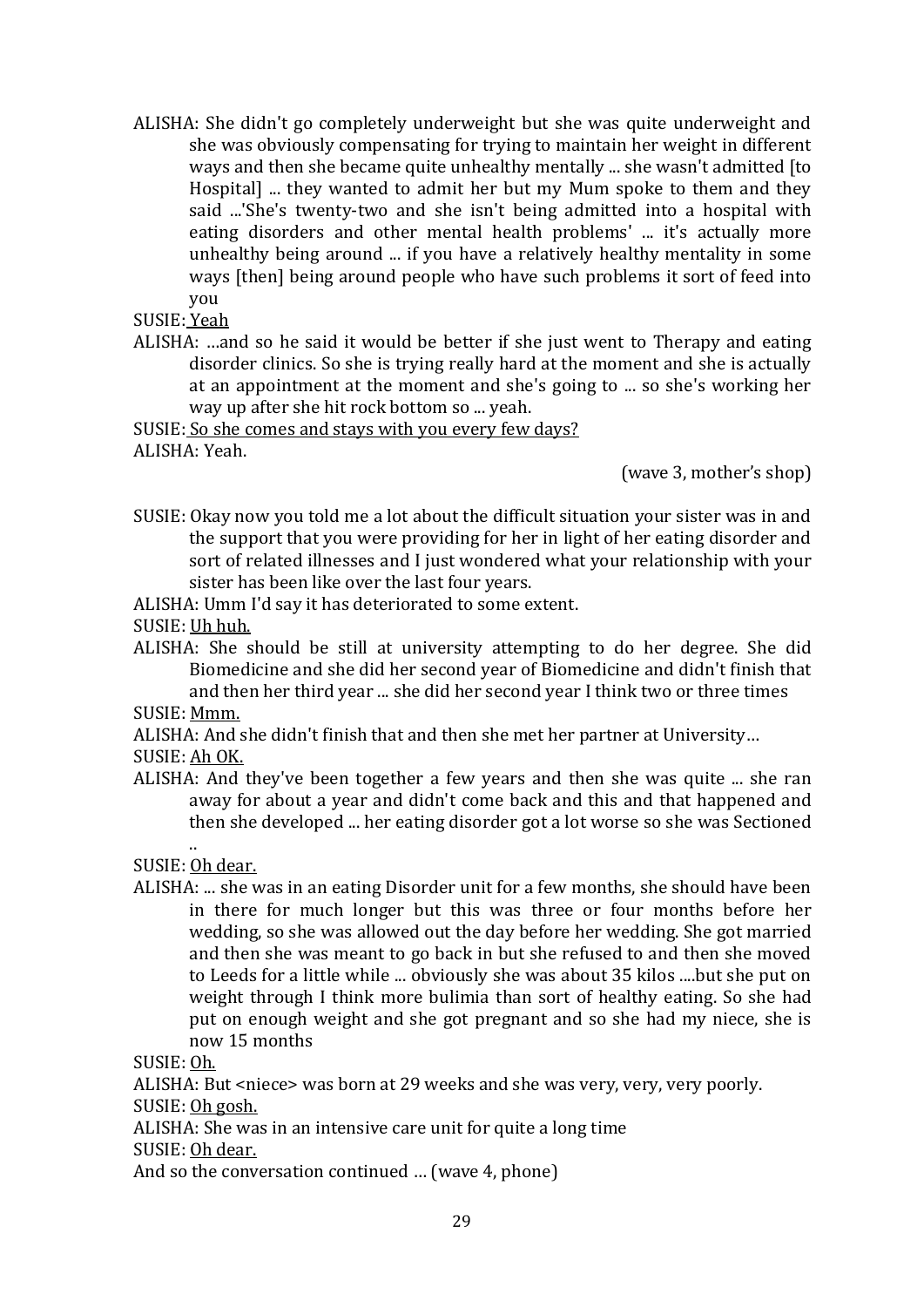ALISHA: She didn't go completely underweight but she was quite underweight and she was obviously compensating for trying to maintain her weight in different ways and then she became quite unhealthy mentally ... she wasn't admitted [to Hospital] ... they wanted to admit her but my Mum spoke to them and they said ...'She's twenty-two and she isn't being admitted into a hospital with eating disorders and other mental health problems' ... it's actually more unhealthy being around ... if you have a relatively healthy mentality in some ways [then] being around people who have such problems it sort of feed into you

SUSIE: <u>Yeah</u>

ALISHA: …and so he said it would be better if she just went to Therapy and eating disorder clinics. So she is trying really hard at the moment and she is actually at an appointment at the moment and she's going to ... so she's working her way up after she hit rock bottom so ... yeah.

SUSIE: <u>So she comes and stays with you every few days?</u>

ALISHA: Yeah.

(wave 3, mother's shop)

SUSIE: Okay now you told me a lot about the difficult situation your sister was in and the support that you were providing for her in light of her eating disorder and sort of related illnesses and I just wondered what your relationship with your sister has been like over the last four years.

ALISHA: Umm I'd say it has deteriorated to some extent.

SUSIE: <u>Uh huh.</u>

ALISHA: She should be still at university attempting to do her degree. She did Biomedicine and she did her second year of Biomedicine and didn't finish that and then her third year ... she did her second year I think two or three times

SUSIE: <u>Mmm.</u>

ALISHA: And she didn't finish that and then she met her partner at University…

SUSIE: <u>Ah OK.</u>

ALISHA: And they've been together a few years and then she was quite ... she ran away for about a year and didn't come back and this and that happened and then she developed ... her eating disorder got a lot worse so she was Sectioned ..

SUSIE: <u>Oh dear.</u>

ALISHA: ... she was in an eating Disorder unit for a few months, she should have been in there for much longer but this was three or four months before her wedding, so she was allowed out the day before her wedding. She got married and then she was meant to go back in but she refused to and then she moved to Leeds for a little while ... obviously she was about 35 kilos ....but she put on weight through I think more bulimia than sort of healthy eating. So she had put on enough weight and she got pregnant and so she had my niece, she is now 15 months

SUSIE: <u>Oh.</u>

ALISHA: But <niece> was born at 29 weeks and she was very, very, very poorly.

SUSIE: <u>Oh gosh.</u>

ALISHA: She was in an intensive care unit for quite a long time

SUSIE: <u>Oh dear.</u>

And so the conversation continued … (wave 4, phone)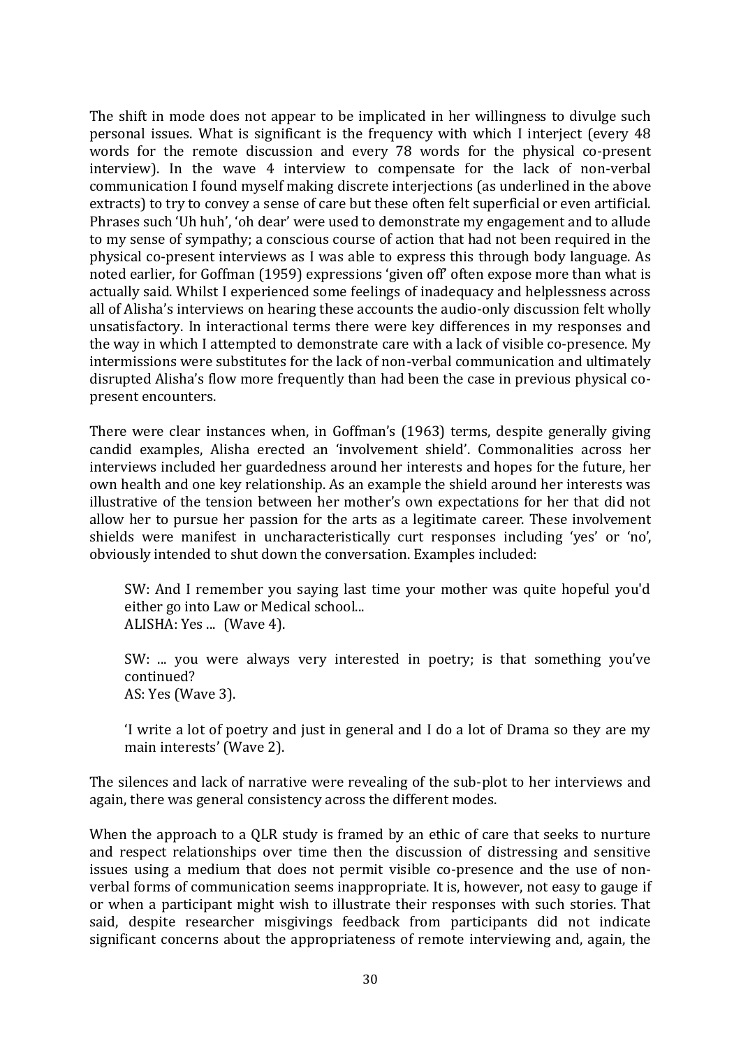The shift in mode does not appear to be implicated in her willingness to divulge such personal issues. What is significant is the frequency with which I interject (every 48 words for the remote discussion and every 78 words for the physical co-present interview). In the wave 4 interview to compensate for the lack of non-verbal communication I found myself making discrete interjections (as underlined in the above extracts) to try to convey a sense of care but these often felt superficial or even artificial. Phrases such 'Uh huh', 'oh dear' were used to demonstrate my engagement and to allude to my sense of sympathy; a conscious course of action that had not been required in the physical co-present interviews as I was able to express this through body language. As noted earlier, for Goffman (1959) expressions 'given off' often expose more than what is actually said. Whilst I experienced some feelings of inadequacy and helplessness across all of Alisha's interviews on hearing these accounts the audio-only discussion felt wholly unsatisfactory. In interactional terms there were key differences in my responses and the way in which I attempted to demonstrate care with a lack of visible co-presence. My intermissions were substitutes for the lack of non-verbal communication and ultimately disrupted Alisha's flow more frequently than had been the case in previous physical co-present encounters.

There were clear instances when, in Goffman's (1963) terms, despite generally giving candid examples, Alisha erected an 'involvement shield'. Commonalities across her interviews included her guardedness around her interests and hopes for the future, her own health and one key relationship. As an example the shield around her interests was illustrative of the tension between her mother's own expectations for her that did not allow her to pursue her passion for the arts as a legitimate career. These involvement shields were manifest in uncharacteristically curt responses including 'yes' or 'no', obviously intended to shut down the conversation. Examples included:

> SW: And I remember you saying last time your mother was quite hopeful you'd either go into Law or Medical school...
> ALISHA: Yes ... (Wave 4).
>
> SW: ... you were always very interested in poetry; is that something you've continued?
> AS: Yes (Wave 3).
>
> 'I write a lot of poetry and just in general and I do a lot of Drama so they are my main interests' (Wave 2).

The silences and lack of narrative were revealing of the sub-plot to her interviews and again, there was general consistency across the different modes.

When the approach to a QLR study is framed by an ethic of care that seeks to nurture and respect relationships over time then the discussion of distressing and sensitive issues using a medium that does not permit visible co-presence and the use of non-verbal forms of communication seems inappropriate. It is, however, not easy to gauge if or when a participant might wish to illustrate their responses with such stories. That said, despite researcher misgivings feedback from participants did not indicate significant concerns about the appropriateness of remote interviewing and, again, the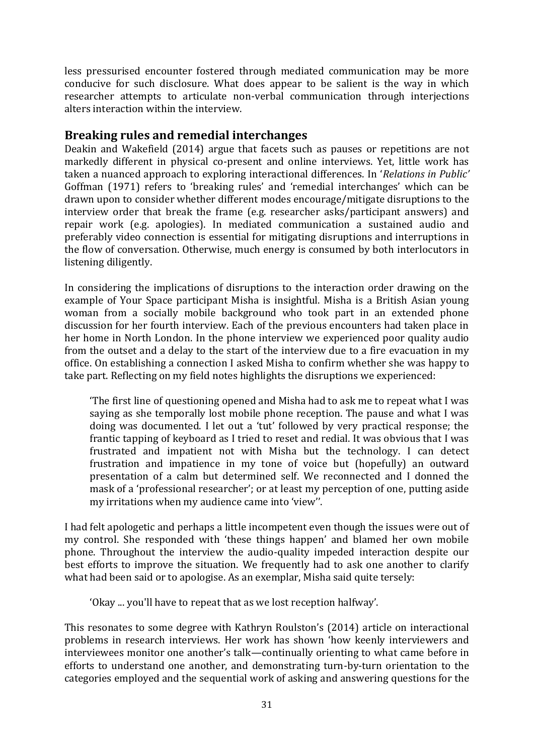less pressurised encounter fostered through mediated communication may be more conducive for such disclosure. What does appear to be salient is the way in which researcher attempts to articulate non-verbal communication through interjections alters interaction within the interview.

## Breaking rules and remedial interchanges

Deakin and Wakefield (2014) argue that facets such as pauses or repetitions are not markedly different in physical co-present and online interviews. Yet, little work has taken a nuanced approach to exploring interactional differences. In '*Relations in Public'* Goffman (1971) refers to 'breaking rules' and 'remedial interchanges' which can be drawn upon to consider whether different modes encourage/mitigate disruptions to the interview order that break the frame (e.g. researcher asks/participant answers) and repair work (e.g. apologies). In mediated communication a sustained audio and preferably video connection is essential for mitigating disruptions and interruptions in the flow of conversation. Otherwise, much energy is consumed by both interlocutors in listening diligently.

In considering the implications of disruptions to the interaction order drawing on the example of Your Space participant Misha is insightful. Misha is a British Asian young woman from a socially mobile background who took part in an extended phone discussion for her fourth interview. Each of the previous encounters had taken place in her home in North London. In the phone interview we experienced poor quality audio from the outset and a delay to the start of the interview due to a fire evacuation in my office. On establishing a connection I asked Misha to confirm whether she was happy to take part. Reflecting on my field notes highlights the disruptions we experienced:

> 'The first line of questioning opened and Misha had to ask me to repeat what I was saying as she temporally lost mobile phone reception. The pause and what I was doing was documented. I let out a 'tut' followed by very practical response; the frantic tapping of keyboard as I tried to reset and redial. It was obvious that I was frustrated and impatient not with Misha but the technology. I can detect frustration and impatience in my tone of voice but (hopefully) an outward presentation of a calm but determined self. We reconnected and I donned the mask of a 'professional researcher'; or at least my perception of one, putting aside my irritations when my audience came into 'view''.

I had felt apologetic and perhaps a little incompetent even though the issues were out of my control. She responded with 'these things happen' and blamed her own mobile phone. Throughout the interview the audio-quality impeded interaction despite our best efforts to improve the situation. We frequently had to ask one another to clarify what had been said or to apologise. As an exemplar, Misha said quite tersely:

> 'Okay ... you'll have to repeat that as we lost reception halfway'.

This resonates to some degree with Kathryn Roulston's (2014) article on interactional problems in research interviews. Her work has shown 'how keenly interviewers and interviewees monitor one another's talk—continually orienting to what came before in efforts to understand one another, and demonstrating turn-by-turn orientation to the categories employed and the sequential work of asking and answering questions for the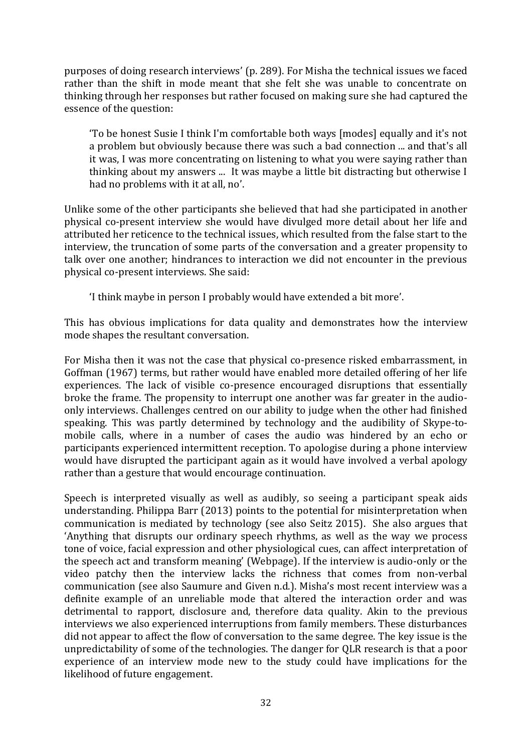purposes of doing research interviews' (p. 289). For Misha the technical issues we faced rather than the shift in mode meant that she felt she was unable to concentrate on thinking through her responses but rather focused on making sure she had captured the essence of the question:

> 'To be honest Susie I think I'm comfortable both ways [modes] equally and it's not a problem but obviously because there was such a bad connection ... and that's all it was, I was more concentrating on listening to what you were saying rather than thinking about my answers ... It was maybe a little bit distracting but otherwise I had no problems with it at all, no'.

Unlike some of the other participants she believed that had she participated in another physical co-present interview she would have divulged more detail about her life and attributed her reticence to the technical issues, which resulted from the false start to the interview, the truncation of some parts of the conversation and a greater propensity to talk over one another; hindrances to interaction we did not encounter in the previous physical co-present interviews. She said:

> 'I think maybe in person I probably would have extended a bit more'.

This has obvious implications for data quality and demonstrates how the interview mode shapes the resultant conversation.

For Misha then it was not the case that physical co-presence risked embarrassment, in Goffman (1967) terms, but rather would have enabled more detailed offering of her life experiences. The lack of visible co-presence encouraged disruptions that essentially broke the frame. The propensity to interrupt one another was far greater in the audio-only interviews. Challenges centred on our ability to judge when the other had finished speaking. This was partly determined by technology and the audibility of Skype-to-mobile calls, where in a number of cases the audio was hindered by an echo or participants experienced intermittent reception. To apologise during a phone interview would have disrupted the participant again as it would have involved a verbal apology rather than a gesture that would encourage continuation.

Speech is interpreted visually as well as audibly, so seeing a participant speak aids understanding. Philippa Barr (2013) points to the potential for misinterpretation when communication is mediated by technology (see also Seitz 2015). She also argues that 'Anything that disrupts our ordinary speech rhythms, as well as the way we process tone of voice, facial expression and other physiological cues, can affect interpretation of the speech act and transform meaning' (Webpage). If the interview is audio-only or the video patchy then the interview lacks the richness that comes from non-verbal communication (see also Saumure and Given n.d.). Misha's most recent interview was a definite example of an unreliable mode that altered the interaction order and was detrimental to rapport, disclosure and, therefore data quality. Akin to the previous interviews we also experienced interruptions from family members. These disturbances did not appear to affect the flow of conversation to the same degree. The key issue is the unpredictability of some of the technologies. The danger for QLR research is that a poor experience of an interview mode new to the study could have implications for the likelihood of future engagement.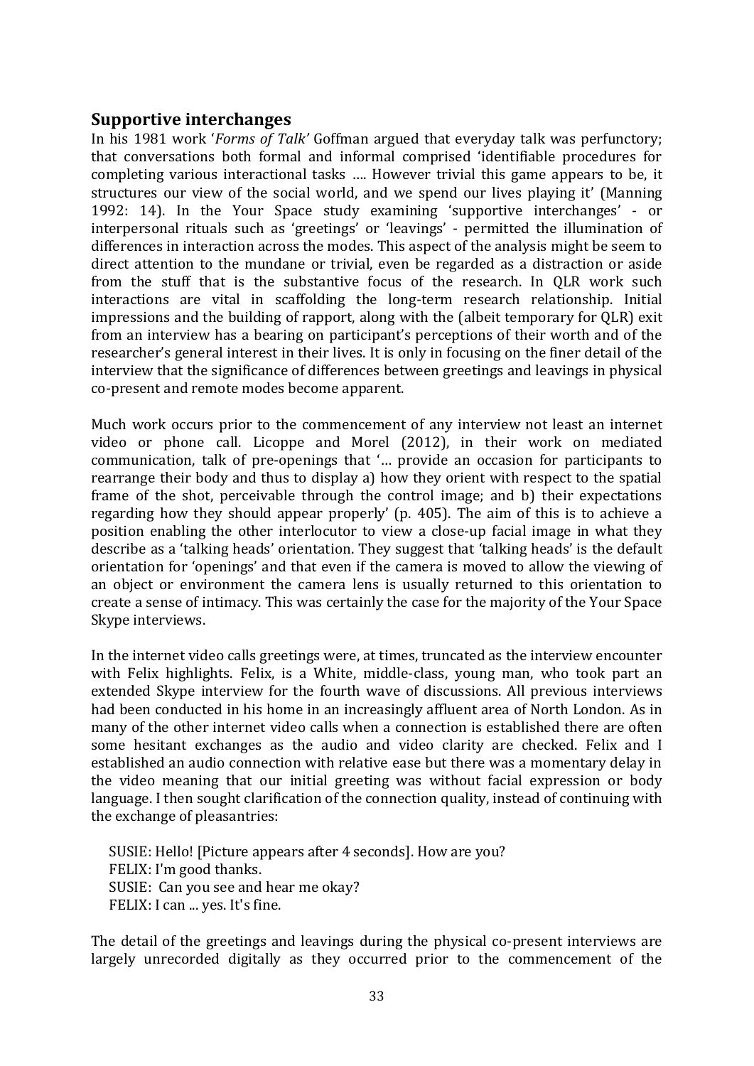## Supportive interchanges

In his 1981 work '*Forms of Talk'* Goffman argued that everyday talk was perfunctory; that conversations both formal and informal comprised 'identifiable procedures for completing various interactional tasks …. However trivial this game appears to be, it structures our view of the social world, and we spend our lives playing it' (Manning 1992: 14). In the Your Space study examining 'supportive interchanges' - or interpersonal rituals such as 'greetings' or 'leavings' - permitted the illumination of differences in interaction across the modes. This aspect of the analysis might be seem to direct attention to the mundane or trivial, even be regarded as a distraction or aside from the stuff that is the substantive focus of the research. In QLR work such interactions are vital in scaffolding the long-term research relationship. Initial impressions and the building of rapport, along with the (albeit temporary for QLR) exit from an interview has a bearing on participant's perceptions of their worth and of the researcher's general interest in their lives. It is only in focusing on the finer detail of the interview that the significance of differences between greetings and leavings in physical co-present and remote modes become apparent.

Much work occurs prior to the commencement of any interview not least an internet video or phone call. Licoppe and Morel (2012), in their work on mediated communication, talk of pre-openings that '… provide an occasion for participants to rearrange their body and thus to display a) how they orient with respect to the spatial frame of the shot, perceivable through the control image; and b) their expectations regarding how they should appear properly' (p. 405). The aim of this is to achieve a position enabling the other interlocutor to view a close-up facial image in what they describe as a 'talking heads' orientation. They suggest that 'talking heads' is the default orientation for 'openings' and that even if the camera is moved to allow the viewing of an object or environment the camera lens is usually returned to this orientation to create a sense of intimacy. This was certainly the case for the majority of the Your Space Skype interviews.

In the internet video calls greetings were, at times, truncated as the interview encounter with Felix highlights. Felix, is a White, middle-class, young man, who took part an extended Skype interview for the fourth wave of discussions. All previous interviews had been conducted in his home in an increasingly affluent area of North London. As in many of the other internet video calls when a connection is established there are often some hesitant exchanges as the audio and video clarity are checked. Felix and I established an audio connection with relative ease but there was a momentary delay in the video meaning that our initial greeting was without facial expression or body language. I then sought clarification of the connection quality, instead of continuing with the exchange of pleasantries:

> SUSIE: Hello! [Picture appears after 4 seconds]. How are you?
> FELIX: I'm good thanks.
> SUSIE: Can you see and hear me okay?
> FELIX: I can ... yes. It's fine.

The detail of the greetings and leavings during the physical co-present interviews are largely unrecorded digitally as they occurred prior to the commencement of the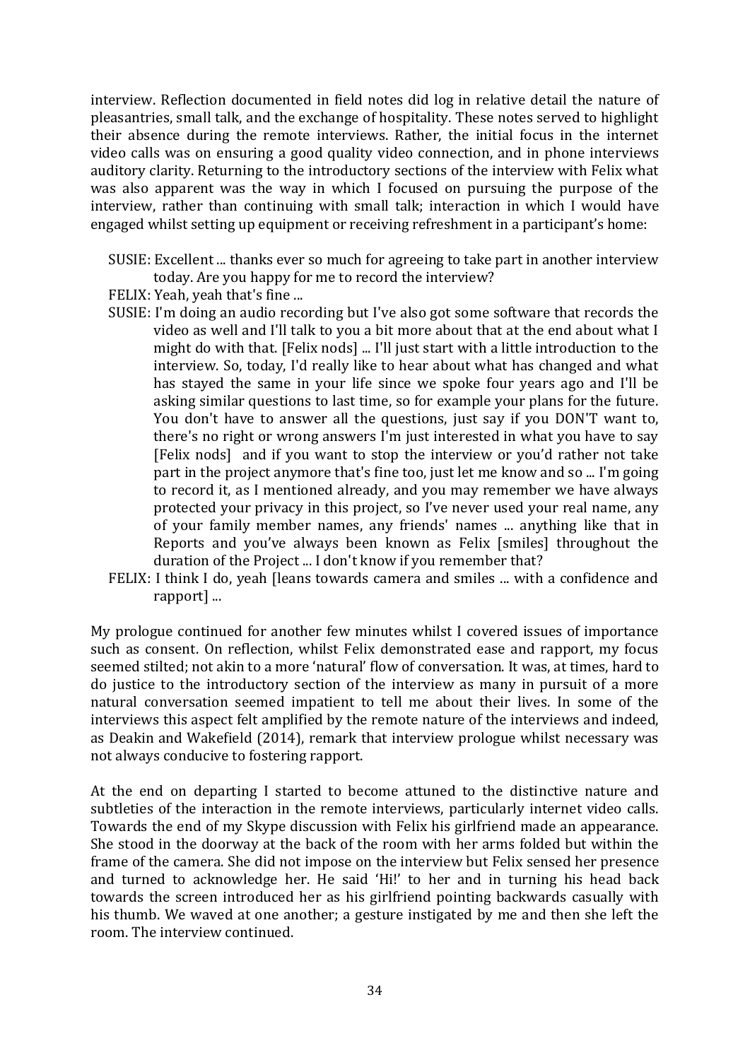interview. Reflection documented in field notes did log in relative detail the nature of pleasantries, small talk, and the exchange of hospitality. These notes served to highlight their absence during the remote interviews. Rather, the initial focus in the internet video calls was on ensuring a good quality video connection, and in phone interviews auditory clarity. Returning to the introductory sections of the interview with Felix what was also apparent was the way in which I focused on pursuing the purpose of the interview, rather than continuing with small talk; interaction in which I would have engaged whilst setting up equipment or receiving refreshment in a participant's home:

> SUSIE: Excellent ... thanks ever so much for agreeing to take part in another interview today. Are you happy for me to record the interview?
>
> FELIX: Yeah, yeah that's fine ...
>
> SUSIE: I'm doing an audio recording but I've also got some software that records the video as well and I'll talk to you a bit more about that at the end about what I might do with that. [Felix nods] ... I'll just start with a little introduction to the interview. So, today, I'd really like to hear about what has changed and what has stayed the same in your life since we spoke four years ago and I'll be asking similar questions to last time, so for example your plans for the future. You don't have to answer all the questions, just say if you DON'T want to, there's no right or wrong answers I'm just interested in what you have to say [Felix nods] and if you want to stop the interview or you'd rather not take part in the project anymore that's fine too, just let me know and so ... I'm going to record it, as I mentioned already, and you may remember we have always protected your privacy in this project, so I've never used your real name, any of your family member names, any friends' names ... anything like that in Reports and you've always been known as Felix [smiles] throughout the duration of the Project ... I don't know if you remember that?
>
> FELIX: I think I do, yeah [leans towards camera and smiles ... with a confidence and rapport] ...

My prologue continued for another few minutes whilst I covered issues of importance such as consent. On reflection, whilst Felix demonstrated ease and rapport, my focus seemed stilted; not akin to a more 'natural' flow of conversation. It was, at times, hard to do justice to the introductory section of the interview as many in pursuit of a more natural conversation seemed impatient to tell me about their lives. In some of the interviews this aspect felt amplified by the remote nature of the interviews and indeed, as Deakin and Wakefield (2014), remark that interview prologue whilst necessary was not always conducive to fostering rapport.

At the end on departing I started to become attuned to the distinctive nature and subtleties of the interaction in the remote interviews, particularly internet video calls. Towards the end of my Skype discussion with Felix his girlfriend made an appearance. She stood in the doorway at the back of the room with her arms folded but within the frame of the camera. She did not impose on the interview but Felix sensed her presence and turned to acknowledge her. He said 'Hi!' to her and in turning his head back towards the screen introduced her as his girlfriend pointing backwards casually with his thumb. We waved at one another; a gesture instigated by me and then she left the room. The interview continued.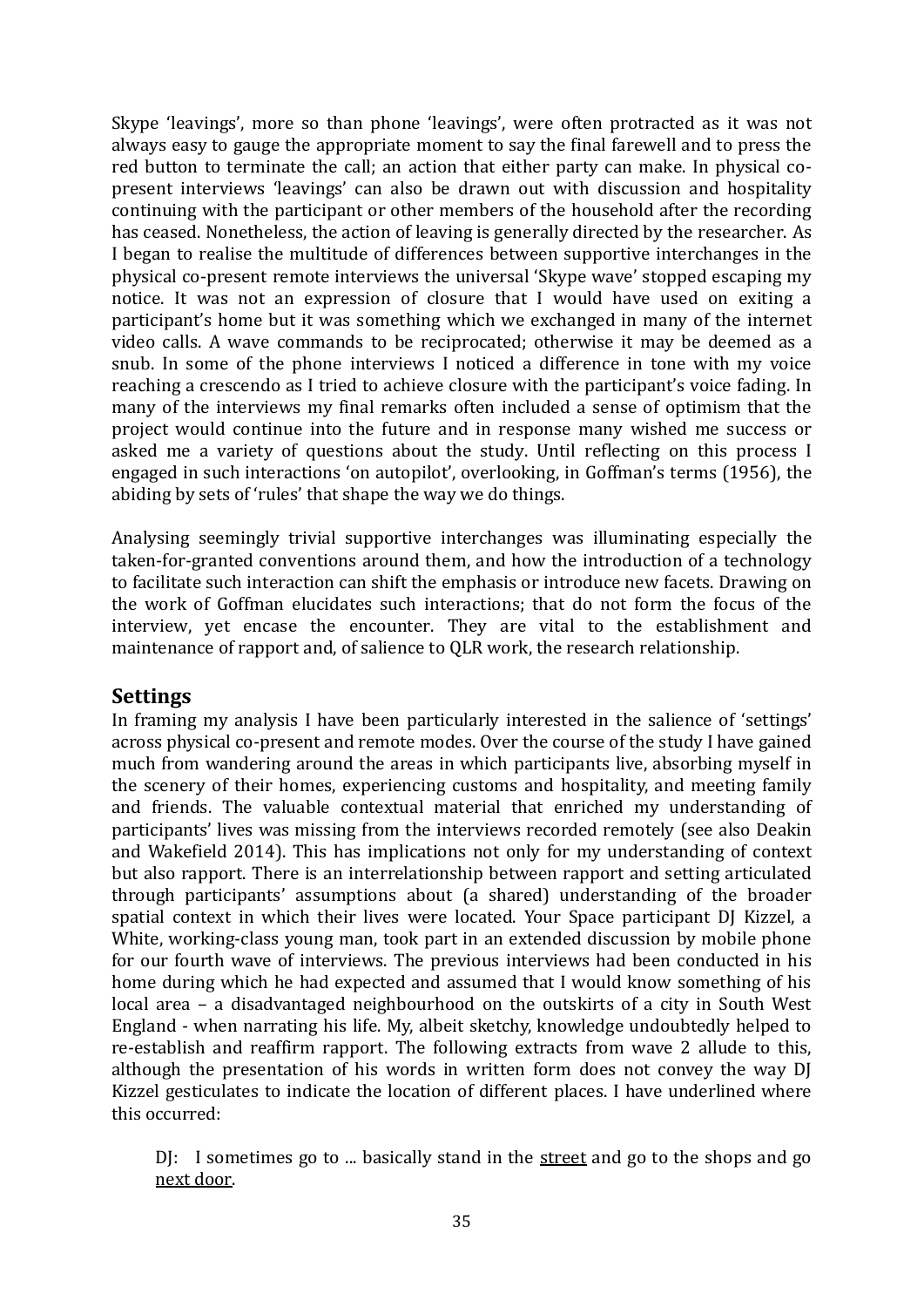Skype 'leavings', more so than phone 'leavings', were often protracted as it was not always easy to gauge the appropriate moment to say the final farewell and to press the red button to terminate the call; an action that either party can make. In physical co-present interviews 'leavings' can also be drawn out with discussion and hospitality continuing with the participant or other members of the household after the recording has ceased. Nonetheless, the action of leaving is generally directed by the researcher. As I began to realise the multitude of differences between supportive interchanges in the physical co-present remote interviews the universal 'Skype wave' stopped escaping my notice. It was not an expression of closure that I would have used on exiting a participant's home but it was something which we exchanged in many of the internet video calls. A wave commands to be reciprocated; otherwise it may be deemed as a snub. In some of the phone interviews I noticed a difference in tone with my voice reaching a crescendo as I tried to achieve closure with the participant's voice fading. In many of the interviews my final remarks often included a sense of optimism that the project would continue into the future and in response many wished me success or asked me a variety of questions about the study. Until reflecting on this process I engaged in such interactions 'on autopilot', overlooking, in Goffman's terms (1956), the abiding by sets of 'rules' that shape the way we do things.

Analysing seemingly trivial supportive interchanges was illuminating especially the taken-for-granted conventions around them, and how the introduction of a technology to facilitate such interaction can shift the emphasis or introduce new facets. Drawing on the work of Goffman elucidates such interactions; that do not form the focus of the interview, yet encase the encounter. They are vital to the establishment and maintenance of rapport and, of salience to QLR work, the research relationship.

## Settings

In framing my analysis I have been particularly interested in the salience of 'settings' across physical co-present and remote modes. Over the course of the study I have gained much from wandering around the areas in which participants live, absorbing myself in the scenery of their homes, experiencing customs and hospitality, and meeting family and friends. The valuable contextual material that enriched my understanding of participants' lives was missing from the interviews recorded remotely (see also Deakin and Wakefield 2014). This has implications not only for my understanding of context but also rapport. There is an interrelationship between rapport and setting articulated through participants' assumptions about (a shared) understanding of the broader spatial context in which their lives were located. Your Space participant DJ Kizzel, a White, working-class young man, took part in an extended discussion by mobile phone for our fourth wave of interviews. The previous interviews had been conducted in his home during which he had expected and assumed that I would know something of his local area – a disadvantaged neighbourhood on the outskirts of a city in South West England - when narrating his life. My, albeit sketchy, knowledge undoubtedly helped to re-establish and reaffirm rapport. The following extracts from wave 2 allude to this, although the presentation of his words in written form does not convey the way DJ Kizzel gesticulates to indicate the location of different places. I have underlined where this occurred:

> DJ: I sometimes go to ... basically stand in the <u>street</u> and go to the shops and go <u>next door</u>.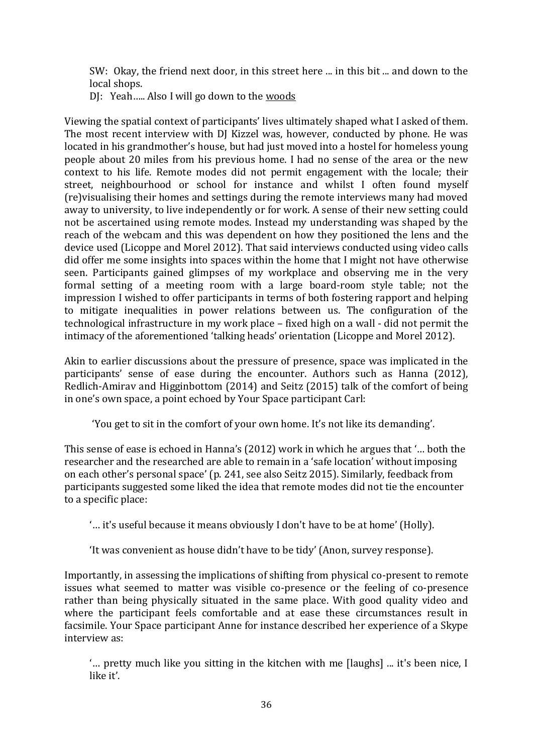SW: Okay, the friend next door, in this street here ... in this bit ... and down to the local shops.
DJ: Yeah….. Also I will go down to the <u>woods</u>

Viewing the spatial context of participants' lives ultimately shaped what I asked of them. The most recent interview with DJ Kizzel was, however, conducted by phone. He was located in his grandmother's house, but had just moved into a hostel for homeless young people about 20 miles from his previous home. I had no sense of the area or the new context to his life. Remote modes did not permit engagement with the locale; their street, neighbourhood or school for instance and whilst I often found myself (re)visualising their homes and settings during the remote interviews many had moved away to university, to live independently or for work. A sense of their new setting could not be ascertained using remote modes. Instead my understanding was shaped by the reach of the webcam and this was dependent on how they positioned the lens and the device used (Licoppe and Morel 2012). That said interviews conducted using video calls did offer me some insights into spaces within the home that I might not have otherwise seen. Participants gained glimpses of my workplace and observing me in the very formal setting of a meeting room with a large board-room style table; not the impression I wished to offer participants in terms of both fostering rapport and helping to mitigate inequalities in power relations between us. The configuration of the technological infrastructure in my work place – fixed high on a wall - did not permit the intimacy of the aforementioned 'talking heads' orientation (Licoppe and Morel 2012).

Akin to earlier discussions about the pressure of presence, space was implicated in the participants' sense of ease during the encounter. Authors such as Hanna (2012), Redlich-Amirav and Higginbottom (2014) and Seitz (2015) talk of the comfort of being in one's own space, a point echoed by Your Space participant Carl:

'You get to sit in the comfort of your own home. It's not like its demanding'.

This sense of ease is echoed in Hanna's (2012) work in which he argues that '… both the researcher and the researched are able to remain in a 'safe location' without imposing on each other's personal space' (p. 241, see also Seitz 2015). Similarly, feedback from participants suggested some liked the idea that remote modes did not tie the encounter to a specific place:

'… it's useful because it means obviously I don't have to be at home' (Holly).

'It was convenient as house didn't have to be tidy' (Anon, survey response).

Importantly, in assessing the implications of shifting from physical co-present to remote issues what seemed to matter was visible co-presence or the feeling of co-presence rather than being physically situated in the same place. With good quality video and where the participant feels comfortable and at ease these circumstances result in facsimile. Your Space participant Anne for instance described her experience of a Skype interview as:

'… pretty much like you sitting in the kitchen with me [laughs] ... it's been nice, I like it'.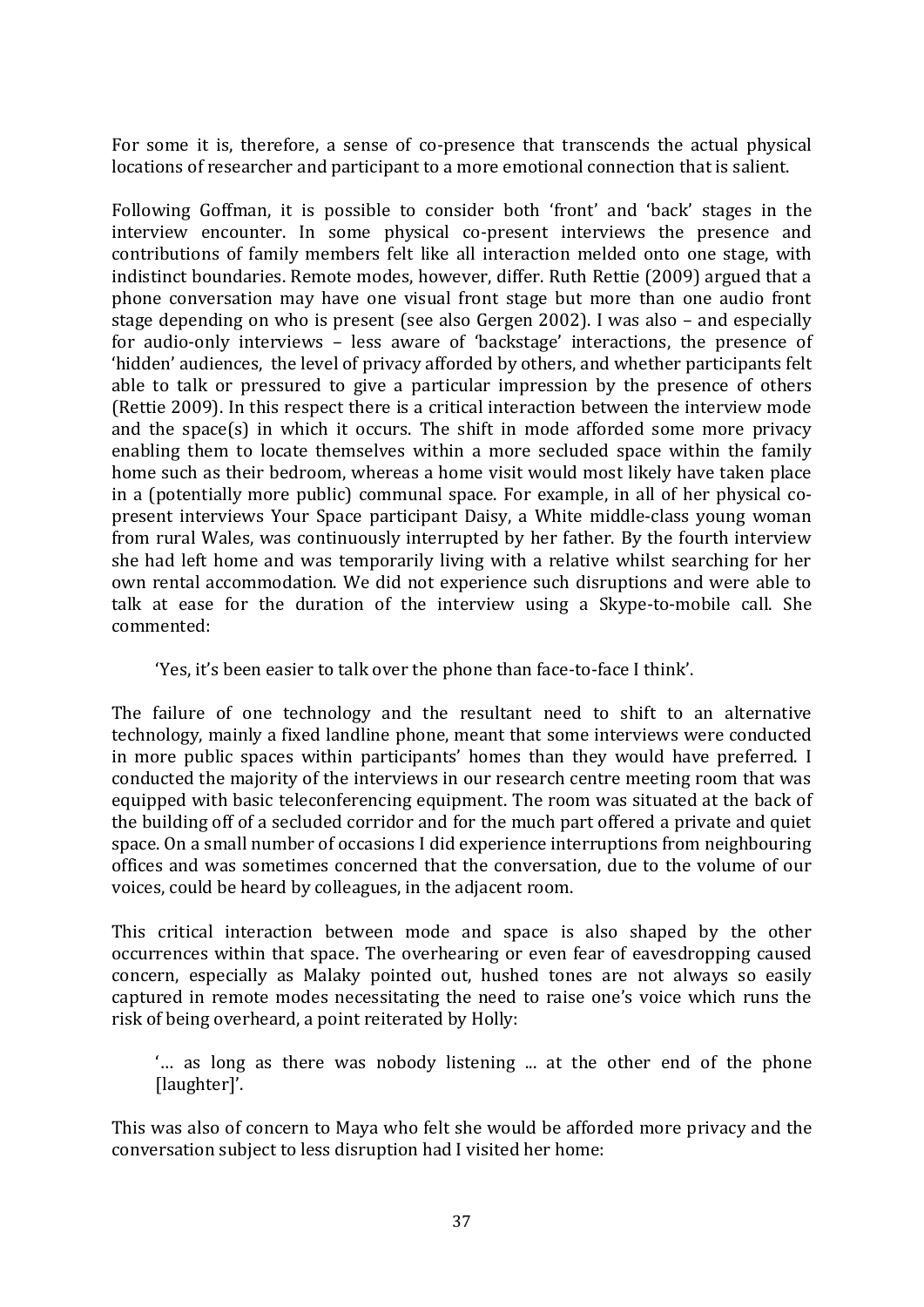For some it is, therefore, a sense of co-presence that transcends the actual physical locations of researcher and participant to a more emotional connection that is salient.

Following Goffman, it is possible to consider both 'front' and 'back' stages in the interview encounter. In some physical co-present interviews the presence and contributions of family members felt like all interaction melded onto one stage, with indistinct boundaries. Remote modes, however, differ. Ruth Rettie (2009) argued that a phone conversation may have one visual front stage but more than one audio front stage depending on who is present (see also Gergen 2002). I was also – and especially for audio-only interviews – less aware of 'backstage' interactions, the presence of 'hidden' audiences, the level of privacy afforded by others, and whether participants felt able to talk or pressured to give a particular impression by the presence of others (Rettie 2009). In this respect there is a critical interaction between the interview mode and the space(s) in which it occurs. The shift in mode afforded some more privacy enabling them to locate themselves within a more secluded space within the family home such as their bedroom, whereas a home visit would most likely have taken place in a (potentially more public) communal space. For example, in all of her physical co-present interviews Your Space participant Daisy, a White middle-class young woman from rural Wales, was continuously interrupted by her father. By the fourth interview she had left home and was temporarily living with a relative whilst searching for her own rental accommodation. We did not experience such disruptions and were able to talk at ease for the duration of the interview using a Skype-to-mobile call. She commented:

> 'Yes, it's been easier to talk over the phone than face-to-face I think'.

The failure of one technology and the resultant need to shift to an alternative technology, mainly a fixed landline phone, meant that some interviews were conducted in more public spaces within participants' homes than they would have preferred. I conducted the majority of the interviews in our research centre meeting room that was equipped with basic teleconferencing equipment. The room was situated at the back of the building off of a secluded corridor and for the much part offered a private and quiet space. On a small number of occasions I did experience interruptions from neighbouring offices and was sometimes concerned that the conversation, due to the volume of our voices, could be heard by colleagues, in the adjacent room.

This critical interaction between mode and space is also shaped by the other occurrences within that space. The overhearing or even fear of eavesdropping caused concern, especially as Malaky pointed out, hushed tones are not always so easily captured in remote modes necessitating the need to raise one's voice which runs the risk of being overheard, a point reiterated by Holly:

> '… as long as there was nobody listening ... at the other end of the phone [laughter]'.

This was also of concern to Maya who felt she would be afforded more privacy and the conversation subject to less disruption had I visited her home: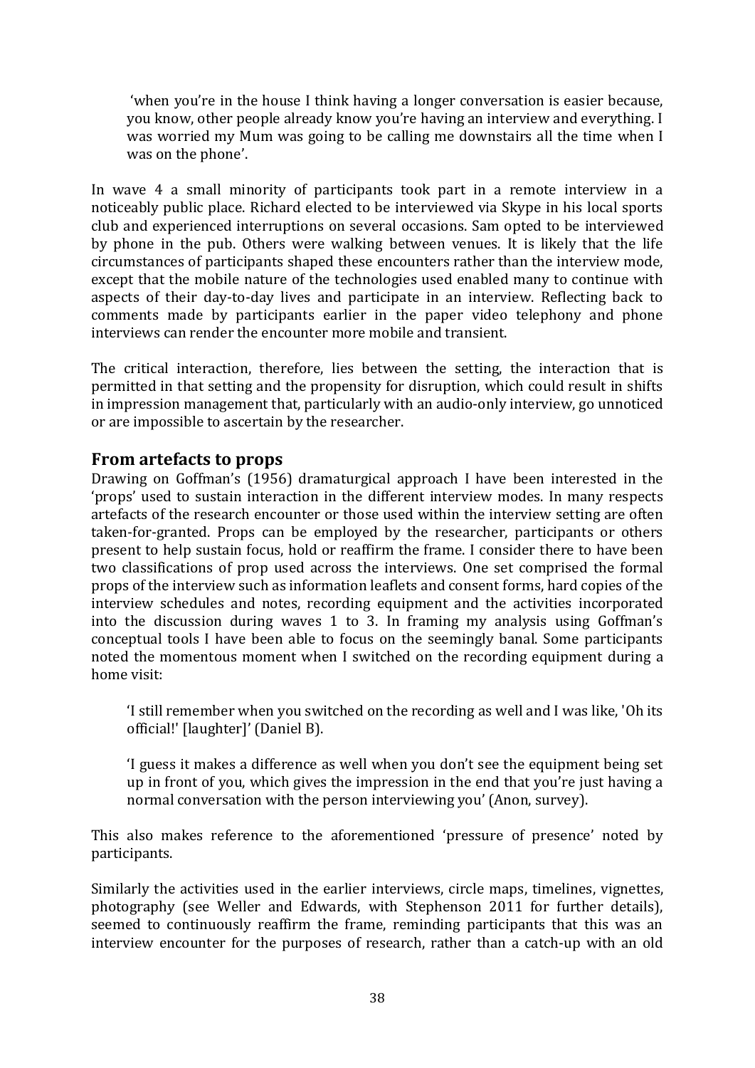> 'when you're in the house I think having a longer conversation is easier because, you know, other people already know you're having an interview and everything. I was worried my Mum was going to be calling me downstairs all the time when I was on the phone'.

In wave 4 a small minority of participants took part in a remote interview in a noticeably public place. Richard elected to be interviewed via Skype in his local sports club and experienced interruptions on several occasions. Sam opted to be interviewed by phone in the pub. Others were walking between venues. It is likely that the life circumstances of participants shaped these encounters rather than the interview mode, except that the mobile nature of the technologies used enabled many to continue with aspects of their day-to-day lives and participate in an interview. Reflecting back to comments made by participants earlier in the paper video telephony and phone interviews can render the encounter more mobile and transient.

The critical interaction, therefore, lies between the setting, the interaction that is permitted in that setting and the propensity for disruption, which could result in shifts in impression management that, particularly with an audio-only interview, go unnoticed or are impossible to ascertain by the researcher.

## From artefacts to props

Drawing on Goffman's (1956) dramaturgical approach I have been interested in the 'props' used to sustain interaction in the different interview modes. In many respects artefacts of the research encounter or those used within the interview setting are often taken-for-granted. Props can be employed by the researcher, participants or others present to help sustain focus, hold or reaffirm the frame. I consider there to have been two classifications of prop used across the interviews. One set comprised the formal props of the interview such as information leaflets and consent forms, hard copies of the interview schedules and notes, recording equipment and the activities incorporated into the discussion during waves 1 to 3. In framing my analysis using Goffman's conceptual tools I have been able to focus on the seemingly banal. Some participants noted the momentous moment when I switched on the recording equipment during a home visit:

> 'I still remember when you switched on the recording as well and I was like, 'Oh its official!' [laughter]' (Daniel B).

> 'I guess it makes a difference as well when you don't see the equipment being set up in front of you, which gives the impression in the end that you're just having a normal conversation with the person interviewing you' (Anon, survey).

This also makes reference to the aforementioned 'pressure of presence' noted by participants.

Similarly the activities used in the earlier interviews, circle maps, timelines, vignettes, photography (see Weller and Edwards, with Stephenson 2011 for further details), seemed to continuously reaffirm the frame, reminding participants that this was an interview encounter for the purposes of research, rather than a catch-up with an old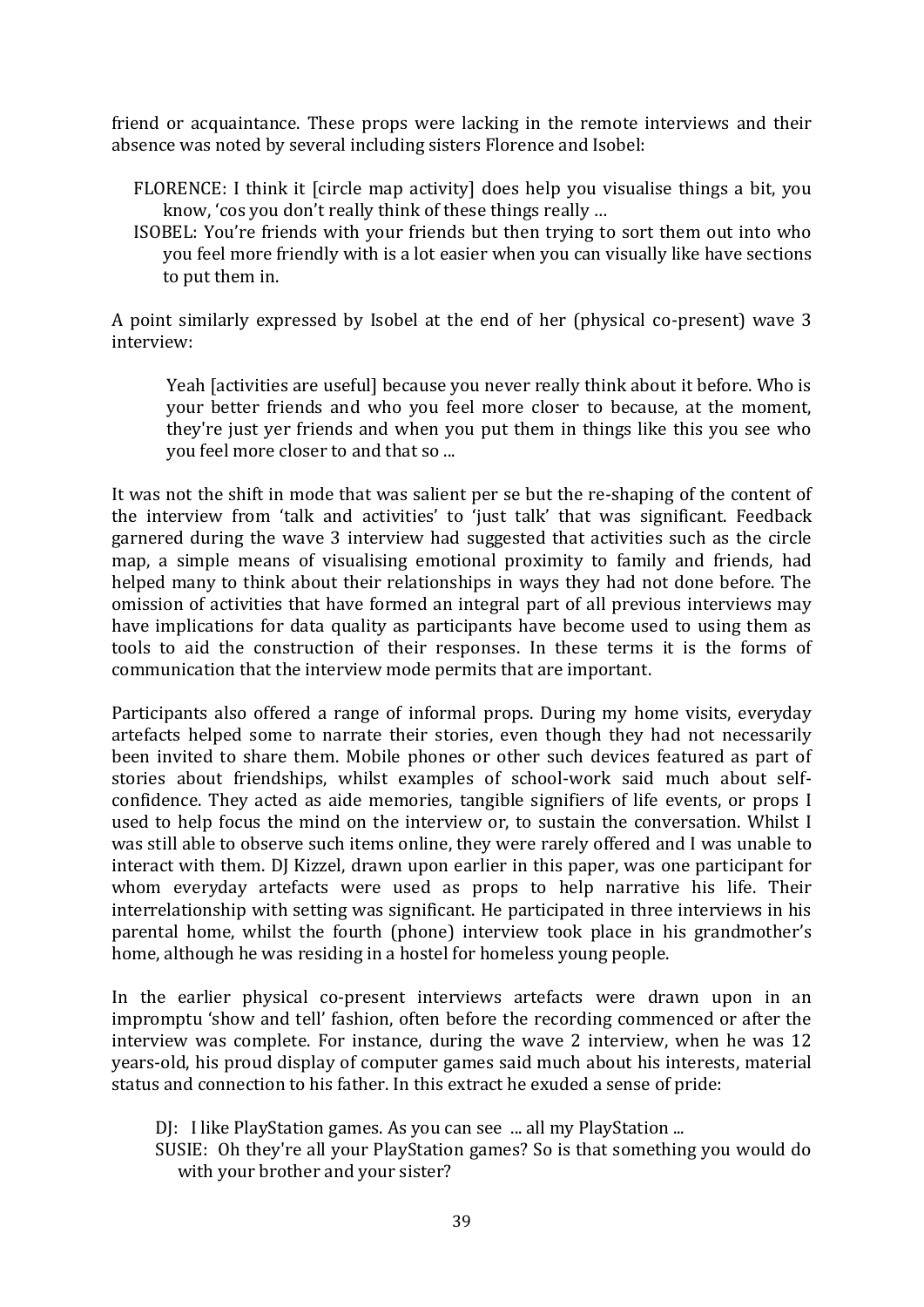friend or acquaintance. These props were lacking in the remote interviews and their absence was noted by several including sisters Florence and Isobel:

> FLORENCE: I think it [circle map activity] does help you visualise things a bit, you know, 'cos you don't really think of these things really …
>
> ISOBEL: You're friends with your friends but then trying to sort them out into who you feel more friendly with is a lot easier when you can visually like have sections to put them in.

A point similarly expressed by Isobel at the end of her (physical co-present) wave 3 interview:

> Yeah [activities are useful] because you never really think about it before. Who is your better friends and who you feel more closer to because, at the moment, they're just yer friends and when you put them in things like this you see who you feel more closer to and that so ...

It was not the shift in mode that was salient per se but the re-shaping of the content of the interview from 'talk and activities' to 'just talk' that was significant. Feedback garnered during the wave 3 interview had suggested that activities such as the circle map, a simple means of visualising emotional proximity to family and friends, had helped many to think about their relationships in ways they had not done before. The omission of activities that have formed an integral part of all previous interviews may have implications for data quality as participants have become used to using them as tools to aid the construction of their responses. In these terms it is the forms of communication that the interview mode permits that are important.

Participants also offered a range of informal props. During my home visits, everyday artefacts helped some to narrate their stories, even though they had not necessarily been invited to share them. Mobile phones or other such devices featured as part of stories about friendships, whilst examples of school-work said much about self-confidence. They acted as aide memories, tangible signifiers of life events, or props I used to help focus the mind on the interview or, to sustain the conversation. Whilst I was still able to observe such items online, they were rarely offered and I was unable to interact with them. DJ Kizzel, drawn upon earlier in this paper, was one participant for whom everyday artefacts were used as props to help narrative his life. Their interrelationship with setting was significant. He participated in three interviews in his parental home, whilst the fourth (phone) interview took place in his grandmother's home, although he was residing in a hostel for homeless young people.

In the earlier physical co-present interviews artefacts were drawn upon in an impromptu 'show and tell' fashion, often before the recording commenced or after the interview was complete. For instance, during the wave 2 interview, when he was 12 years-old, his proud display of computer games said much about his interests, material status and connection to his father. In this extract he exuded a sense of pride:

> DJ: I like PlayStation games. As you can see ... all my PlayStation ...
>
> SUSIE: Oh they're all your PlayStation games? So is that something you would do with your brother and your sister?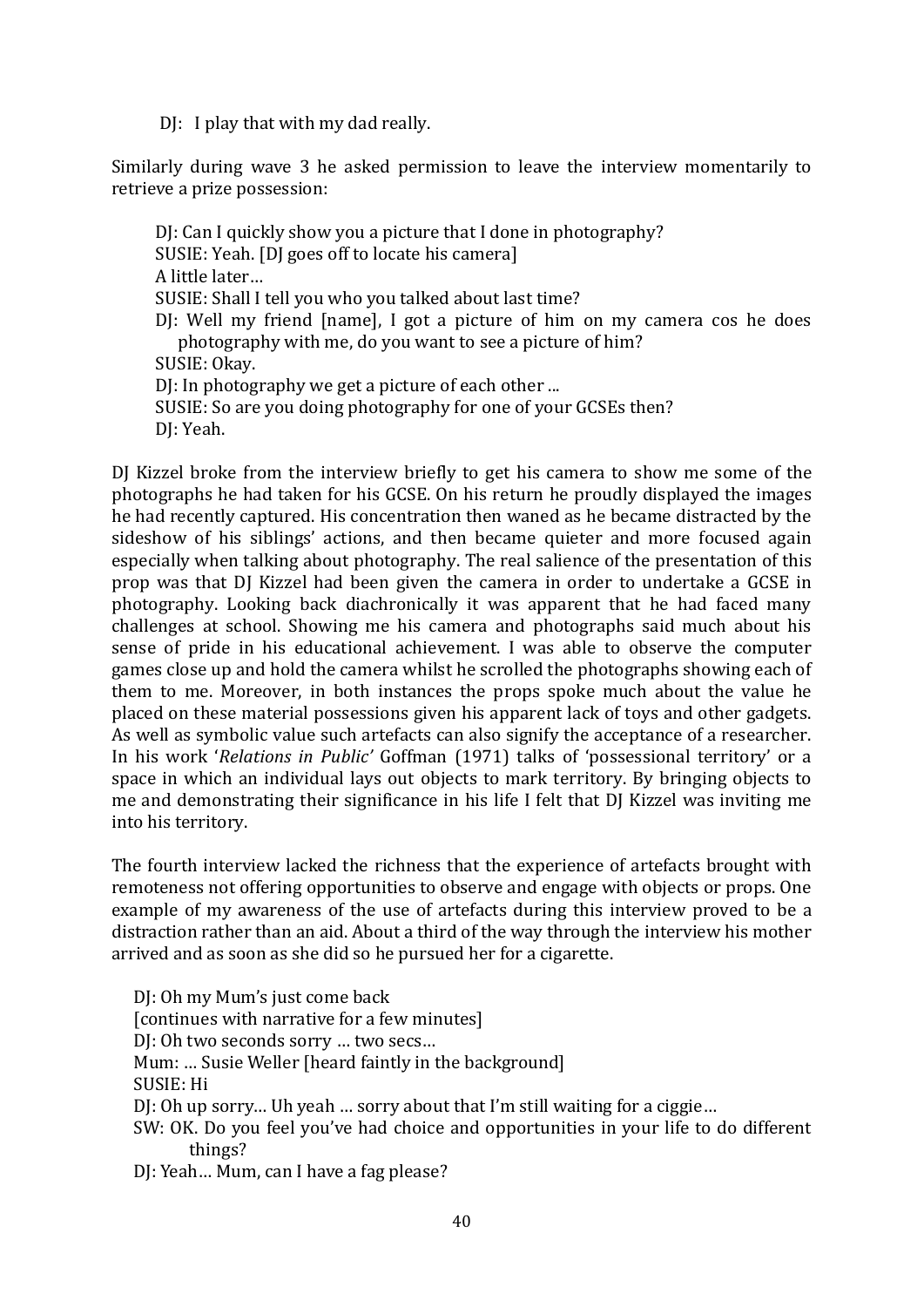DJ: I play that with my dad really.

Similarly during wave 3 he asked permission to leave the interview momentarily to retrieve a prize possession:

> DJ: Can I quickly show you a picture that I done in photography?
> SUSIE: Yeah. [DJ goes off to locate his camera]
> A little later…
> SUSIE: Shall I tell you who you talked about last time?
> DJ: Well my friend [name], I got a picture of him on my camera cos he does photography with me, do you want to see a picture of him?
> SUSIE: Okay.
> DJ: In photography we get a picture of each other ...
> SUSIE: So are you doing photography for one of your GCSEs then?
> DJ: Yeah.

DJ Kizzel broke from the interview briefly to get his camera to show me some of the photographs he had taken for his GCSE. On his return he proudly displayed the images he had recently captured. His concentration then waned as he became distracted by the sideshow of his siblings' actions, and then became quieter and more focused again especially when talking about photography. The real salience of the presentation of this prop was that DJ Kizzel had been given the camera in order to undertake a GCSE in photography. Looking back diachronically it was apparent that he had faced many challenges at school. Showing me his camera and photographs said much about his sense of pride in his educational achievement. I was able to observe the computer games close up and hold the camera whilst he scrolled the photographs showing each of them to me. Moreover, in both instances the props spoke much about the value he placed on these material possessions given his apparent lack of toys and other gadgets. As well as symbolic value such artefacts can also signify the acceptance of a researcher. In his work '*Relations in Public'* Goffman (1971) talks of 'possessional territory' or a space in which an individual lays out objects to mark territory. By bringing objects to me and demonstrating their significance in his life I felt that DJ Kizzel was inviting me into his territory.

The fourth interview lacked the richness that the experience of artefacts brought with remoteness not offering opportunities to observe and engage with objects or props. One example of my awareness of the use of artefacts during this interview proved to be a distraction rather than an aid. About a third of the way through the interview his mother arrived and as soon as she did so he pursued her for a cigarette.

> DJ: Oh my Mum's just come back
> [continues with narrative for a few minutes]
> DJ: Oh two seconds sorry … two secs…
> Mum: … Susie Weller [heard faintly in the background]
> SUSIE: Hi
> DJ: Oh up sorry… Uh yeah … sorry about that I'm still waiting for a ciggie…
> SW: OK. Do you feel you've had choice and opportunities in your life to do different things?
> DJ: Yeah… Mum, can I have a fag please?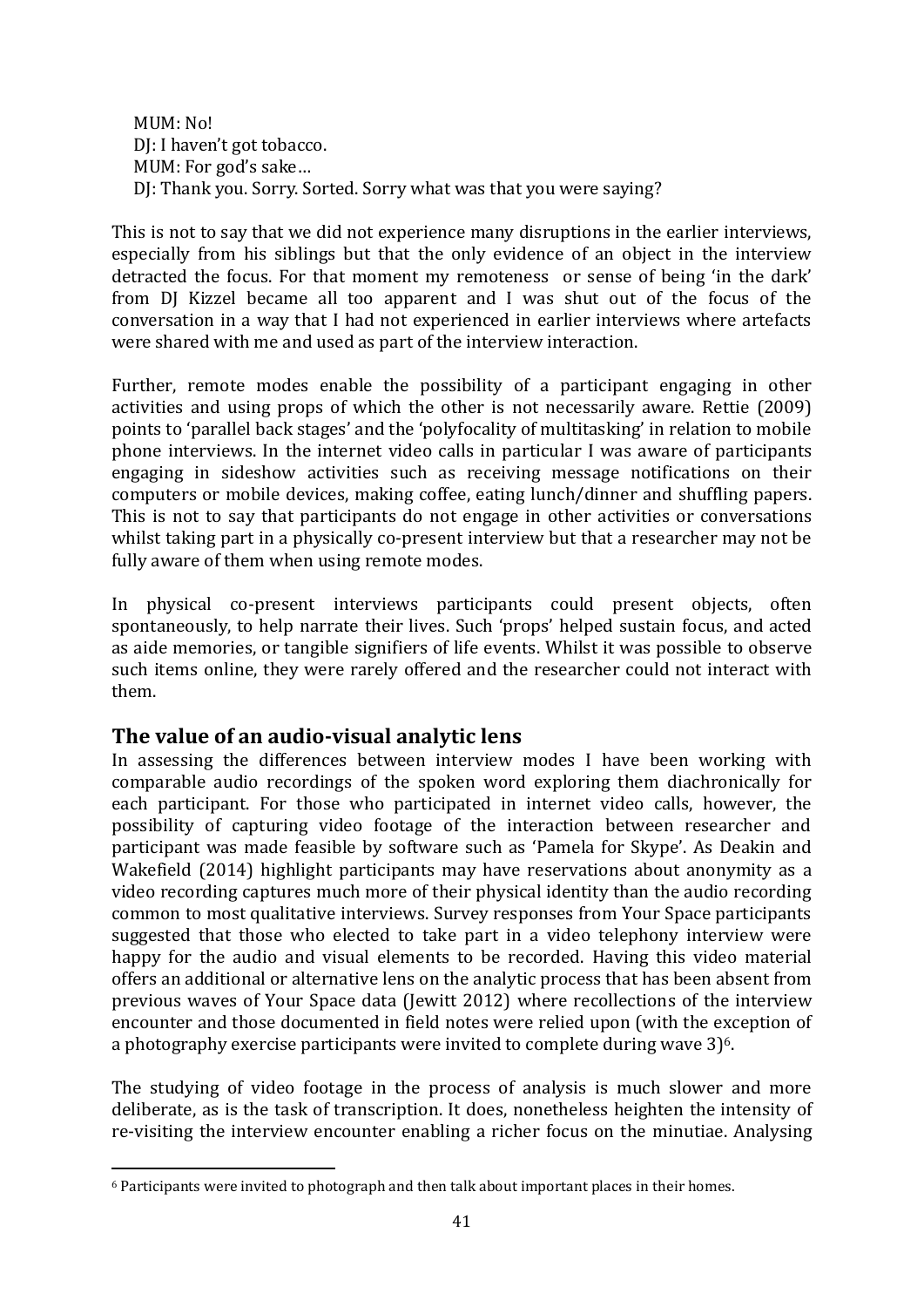MUM: No!  
DJ: I haven't got tobacco.  
MUM: For god's sake…  
DJ: Thank you. Sorry. Sorted. Sorry what was that you were saying?

This is not to say that we did not experience many disruptions in the earlier interviews, especially from his siblings but that the only evidence of an object in the interview detracted the focus. For that moment my remoteness or sense of being 'in the dark' from DJ Kizzel became all too apparent and I was shut out of the focus of the conversation in a way that I had not experienced in earlier interviews where artefacts were shared with me and used as part of the interview interaction.

Further, remote modes enable the possibility of a participant engaging in other activities and using props of which the other is not necessarily aware. Rettie (2009) points to 'parallel back stages' and the 'polyfocality of multitasking' in relation to mobile phone interviews. In the internet video calls in particular I was aware of participants engaging in sideshow activities such as receiving message notifications on their computers or mobile devices, making coffee, eating lunch/dinner and shuffling papers. This is not to say that participants do not engage in other activities or conversations whilst taking part in a physically co-present interview but that a researcher may not be fully aware of them when using remote modes.

In physical co-present interviews participants could present objects, often spontaneously, to help narrate their lives. Such 'props' helped sustain focus, and acted as aide memories, or tangible signifiers of life events. Whilst it was possible to observe such items online, they were rarely offered and the researcher could not interact with them.

## The value of an audio-visual analytic lens

In assessing the differences between interview modes I have been working with comparable audio recordings of the spoken word exploring them diachronically for each participant. For those who participated in internet video calls, however, the possibility of capturing video footage of the interaction between researcher and participant was made feasible by software such as 'Pamela for Skype'. As Deakin and Wakefield (2014) highlight participants may have reservations about anonymity as a video recording captures much more of their physical identity than the audio recording common to most qualitative interviews. Survey responses from Your Space participants suggested that those who elected to take part in a video telephony interview were happy for the audio and visual elements to be recorded. Having this video material offers an additional or alternative lens on the analytic process that has been absent from previous waves of Your Space data (Jewitt 2012) where recollections of the interview encounter and those documented in field notes were relied upon (with the exception of a photography exercise participants were invited to complete during wave 3)[6].

The studying of video footage in the process of analysis is much slower and more deliberate, as is the task of transcription. It does, nonetheless heighten the intensity of re-visiting the interview encounter enabling a richer focus on the minutiae. Analysing

[6] Participants were invited to photograph and then talk about important places in their homes.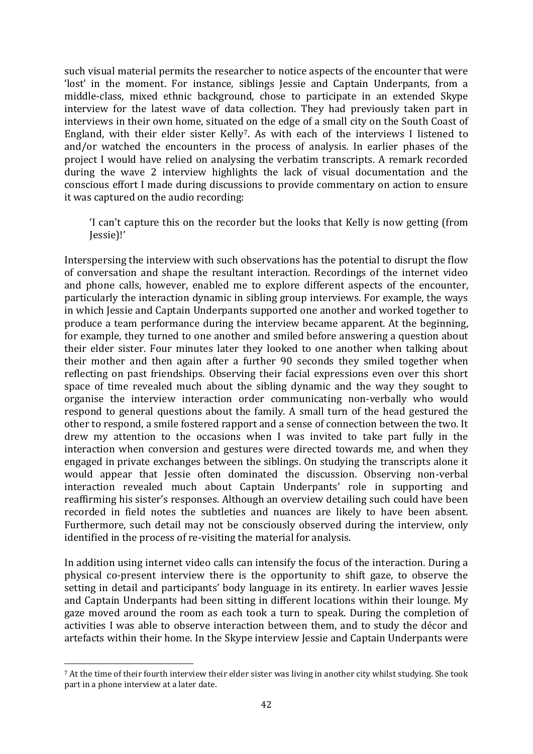such visual material permits the researcher to notice aspects of the encounter that were 'lost' in the moment. For instance, siblings Jessie and Captain Underpants, from a middle-class, mixed ethnic background, chose to participate in an extended Skype interview for the latest wave of data collection. They had previously taken part in interviews in their own home, situated on the edge of a small city on the South Coast of England, with their elder sister Kelly[7]. As with each of the interviews I listened to and/or watched the encounters in the process of analysis. In earlier phases of the project I would have relied on analysing the verbatim transcripts. A remark recorded during the wave 2 interview highlights the lack of visual documentation and the conscious effort I made during discussions to provide commentary on action to ensure it was captured on the audio recording:

> 'I can't capture this on the recorder but the looks that Kelly is now getting (from Jessie)!'

Interspersing the interview with such observations has the potential to disrupt the flow of conversation and shape the resultant interaction. Recordings of the internet video and phone calls, however, enabled me to explore different aspects of the encounter, particularly the interaction dynamic in sibling group interviews. For example, the ways in which Jessie and Captain Underpants supported one another and worked together to produce a team performance during the interview became apparent. At the beginning, for example, they turned to one another and smiled before answering a question about their elder sister. Four minutes later they looked to one another when talking about their mother and then again after a further 90 seconds they smiled together when reflecting on past friendships. Observing their facial expressions even over this short space of time revealed much about the sibling dynamic and the way they sought to organise the interview interaction order communicating non-verbally who would respond to general questions about the family. A small turn of the head gestured the other to respond, a smile fostered rapport and a sense of connection between the two. It drew my attention to the occasions when I was invited to take part fully in the interaction when conversion and gestures were directed towards me, and when they engaged in private exchanges between the siblings. On studying the transcripts alone it would appear that Jessie often dominated the discussion. Observing non-verbal interaction revealed much about Captain Underpants' role in supporting and reaffirming his sister's responses. Although an overview detailing such could have been recorded in field notes the subtleties and nuances are likely to have been absent. Furthermore, such detail may not be consciously observed during the interview, only identified in the process of re-visiting the material for analysis.

In addition using internet video calls can intensify the focus of the interaction. During a physical co-present interview there is the opportunity to shift gaze, to observe the setting in detail and participants' body language in its entirety. In earlier waves Jessie and Captain Underpants had been sitting in different locations within their lounge. My gaze moved around the room as each took a turn to speak. During the completion of activities I was able to observe interaction between them, and to study the décor and artefacts within their home. In the Skype interview Jessie and Captain Underpants were

---

[7] At the time of their fourth interview their elder sister was living in another city whilst studying. She took part in a phone interview at a later date.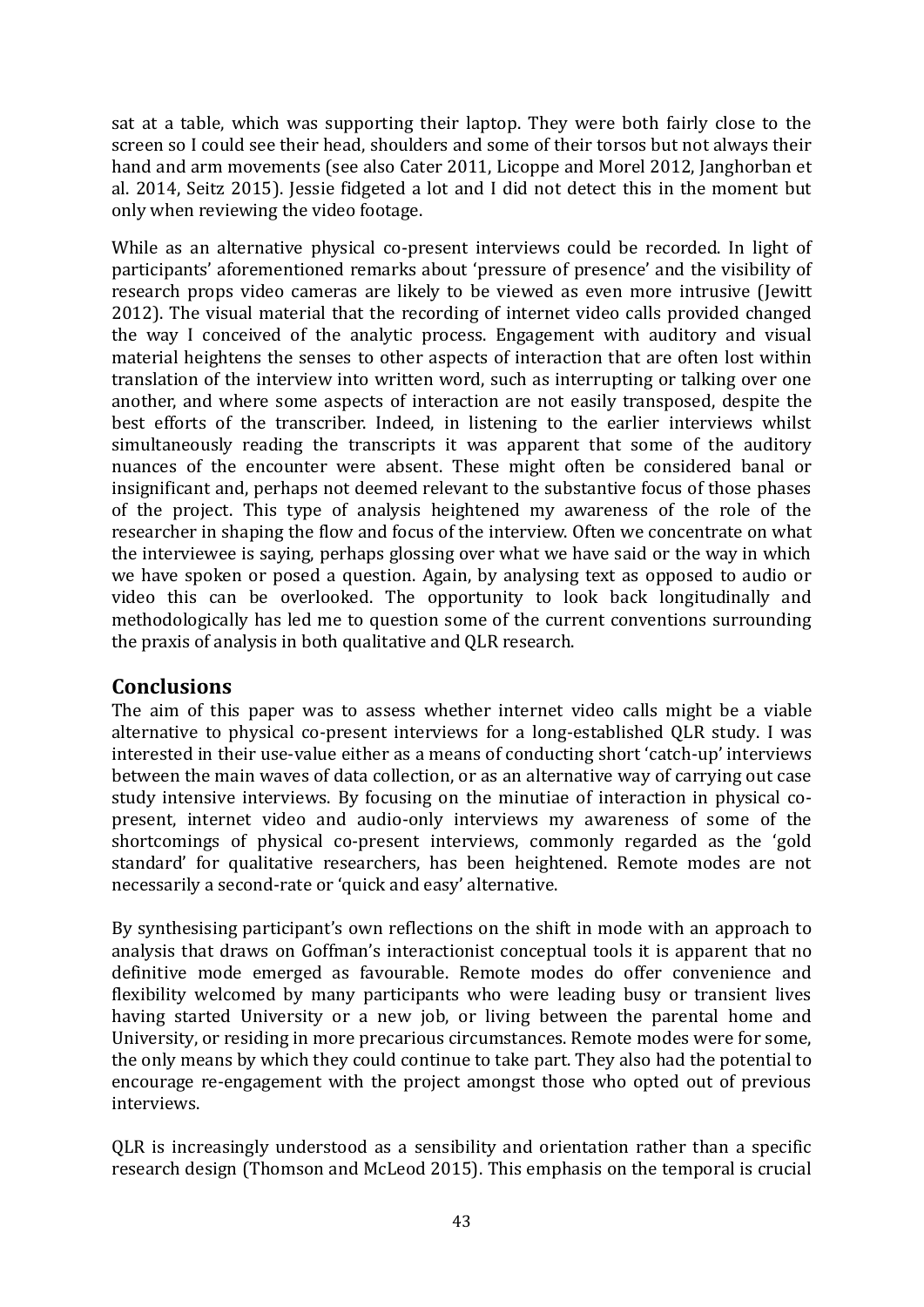sat at a table, which was supporting their laptop. They were both fairly close to the screen so I could see their head, shoulders and some of their torsos but not always their hand and arm movements (see also Cater 2011, Licoppe and Morel 2012, Janghorban et al. 2014, Seitz 2015). Jessie fidgeted a lot and I did not detect this in the moment but only when reviewing the video footage.

While as an alternative physical co-present interviews could be recorded. In light of participants' aforementioned remarks about 'pressure of presence' and the visibility of research props video cameras are likely to be viewed as even more intrusive (Jewitt 2012). The visual material that the recording of internet video calls provided changed the way I conceived of the analytic process. Engagement with auditory and visual material heightens the senses to other aspects of interaction that are often lost within translation of the interview into written word, such as interrupting or talking over one another, and where some aspects of interaction are not easily transposed, despite the best efforts of the transcriber. Indeed, in listening to the earlier interviews whilst simultaneously reading the transcripts it was apparent that some of the auditory nuances of the encounter were absent. These might often be considered banal or insignificant and, perhaps not deemed relevant to the substantive focus of those phases of the project. This type of analysis heightened my awareness of the role of the researcher in shaping the flow and focus of the interview. Often we concentrate on what the interviewee is saying, perhaps glossing over what we have said or the way in which we have spoken or posed a question. Again, by analysing text as opposed to audio or video this can be overlooked. The opportunity to look back longitudinally and methodologically has led me to question some of the current conventions surrounding the praxis of analysis in both qualitative and QLR research.

## Conclusions

The aim of this paper was to assess whether internet video calls might be a viable alternative to physical co-present interviews for a long-established QLR study. I was interested in their use-value either as a means of conducting short 'catch-up' interviews between the main waves of data collection, or as an alternative way of carrying out case study intensive interviews. By focusing on the minutiae of interaction in physical co-present, internet video and audio-only interviews my awareness of some of the shortcomings of physical co-present interviews, commonly regarded as the 'gold standard' for qualitative researchers, has been heightened. Remote modes are not necessarily a second-rate or 'quick and easy' alternative.

By synthesising participant's own reflections on the shift in mode with an approach to analysis that draws on Goffman's interactionist conceptual tools it is apparent that no definitive mode emerged as favourable. Remote modes do offer convenience and flexibility welcomed by many participants who were leading busy or transient lives having started University or a new job, or living between the parental home and University, or residing in more precarious circumstances. Remote modes were for some, the only means by which they could continue to take part. They also had the potential to encourage re-engagement with the project amongst those who opted out of previous interviews.

QLR is increasingly understood as a sensibility and orientation rather than a specific research design (Thomson and McLeod 2015). This emphasis on the temporal is crucial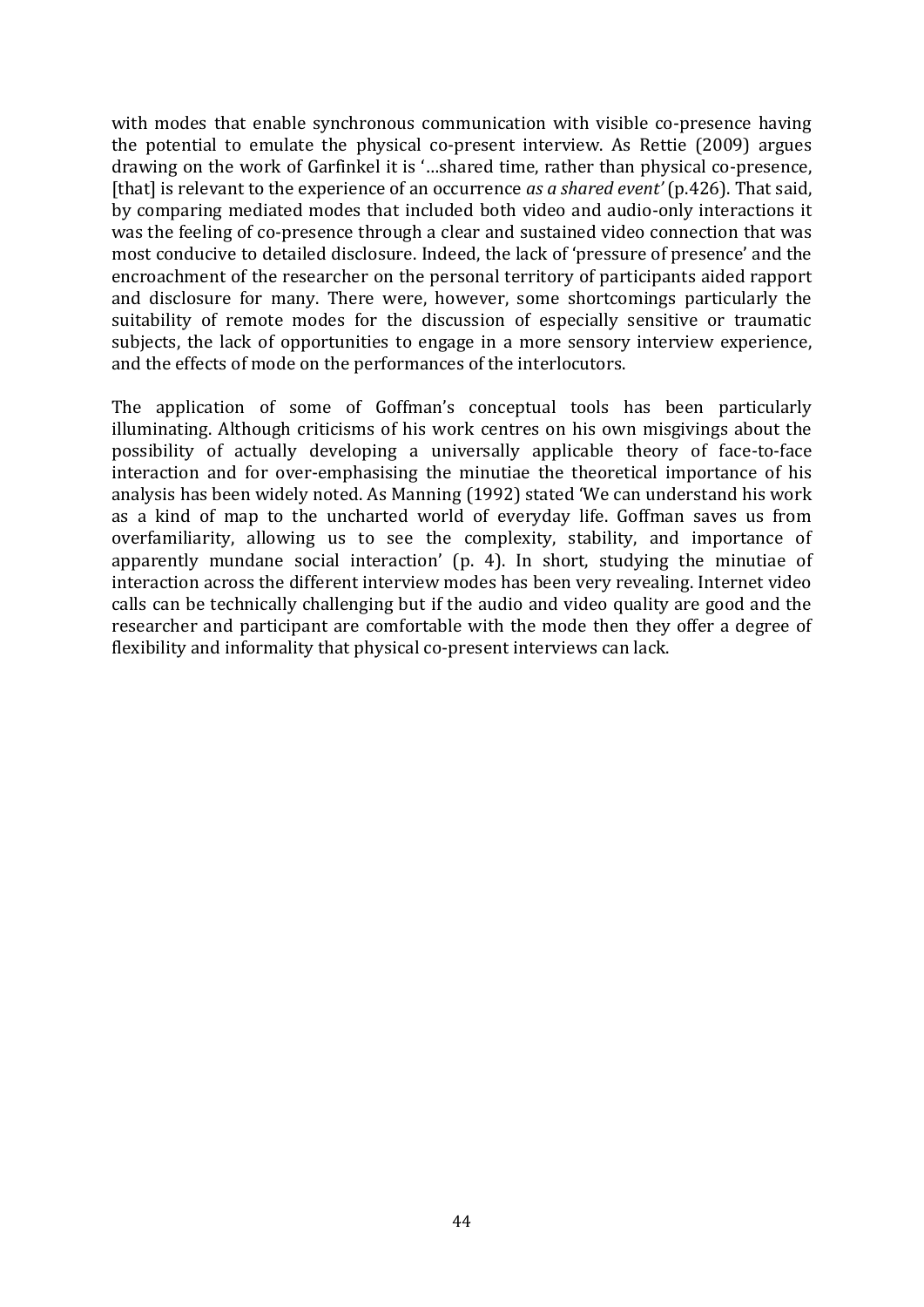with modes that enable synchronous communication with visible co-presence having the potential to emulate the physical co-present interview. As Rettie (2009) argues drawing on the work of Garfinkel it is '…shared time, rather than physical co-presence, [that] is relevant to the experience of an occurrence *as a shared event'* (p.426). That said, by comparing mediated modes that included both video and audio-only interactions it was the feeling of co-presence through a clear and sustained video connection that was most conducive to detailed disclosure. Indeed, the lack of 'pressure of presence' and the encroachment of the researcher on the personal territory of participants aided rapport and disclosure for many. There were, however, some shortcomings particularly the suitability of remote modes for the discussion of especially sensitive or traumatic subjects, the lack of opportunities to engage in a more sensory interview experience, and the effects of mode on the performances of the interlocutors.

The application of some of Goffman's conceptual tools has been particularly illuminating. Although criticisms of his work centres on his own misgivings about the possibility of actually developing a universally applicable theory of face-to-face interaction and for over-emphasising the minutiae the theoretical importance of his analysis has been widely noted. As Manning (1992) stated 'We can understand his work as a kind of map to the uncharted world of everyday life. Goffman saves us from overfamiliarity, allowing us to see the complexity, stability, and importance of apparently mundane social interaction' (p. 4). In short, studying the minutiae of interaction across the different interview modes has been very revealing. Internet video calls can be technically challenging but if the audio and video quality are good and the researcher and participant are comfortable with the mode then they offer a degree of flexibility and informality that physical co-present interviews can lack.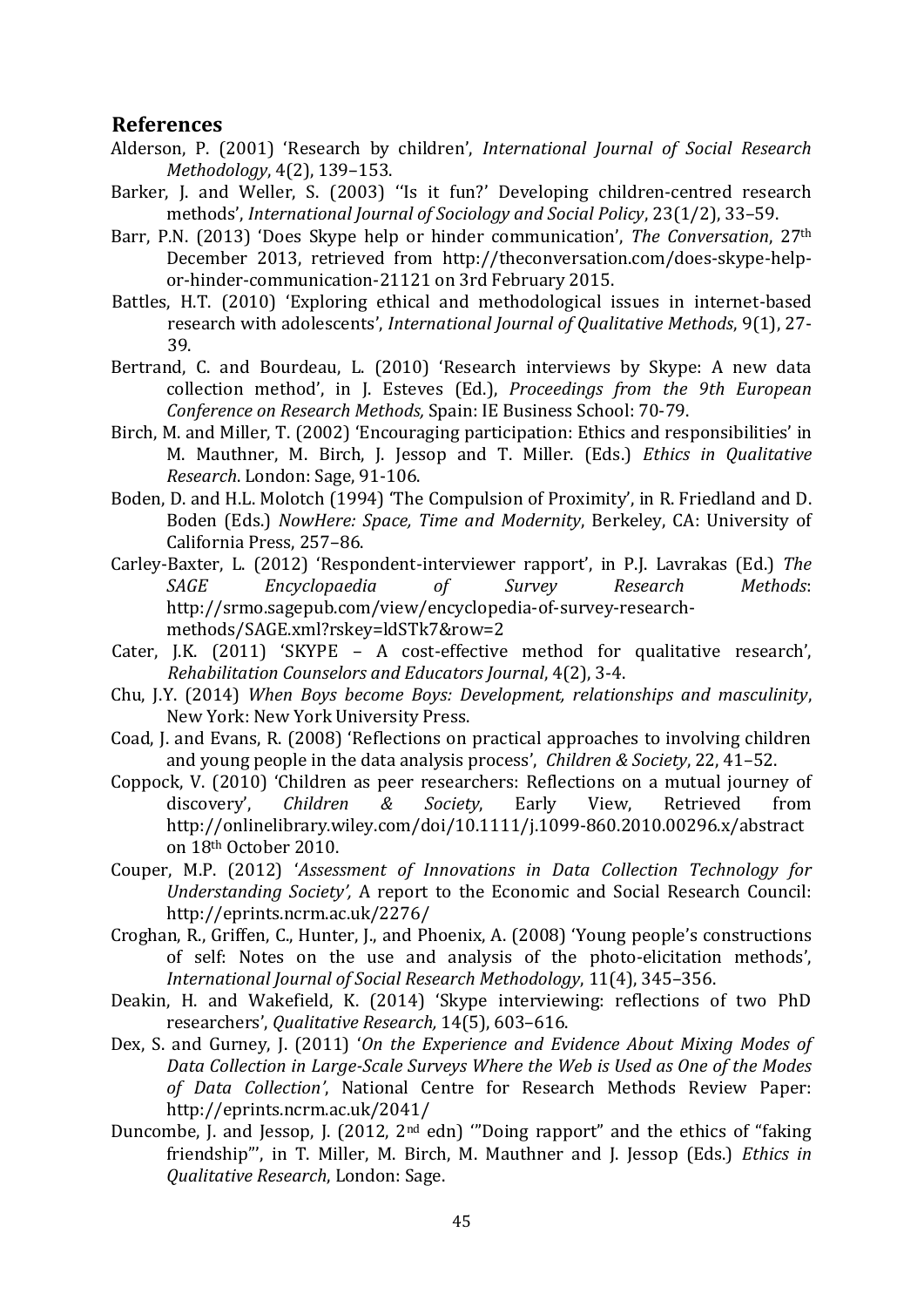## References

Alderson, P. (2001) 'Research by children', *International Journal of Social Research Methodology*, 4(2), 139–153.

Barker, J. and Weller, S. (2003) ''Is it fun?' Developing children-centred research methods', *International Journal of Sociology and Social Policy*, 23(1/2), 33–59.

Barr, P.N. (2013) 'Does Skype help or hinder communication', *The Conversation*, 27th December 2013, retrieved from http://theconversation.com/does-skype-help-or-hinder-communication-21121 on 3rd February 2015.

Battles, H.T. (2010) 'Exploring ethical and methodological issues in internet-based research with adolescents', *International Journal of Qualitative Methods*, 9(1), 27-39.

Bertrand, C. and Bourdeau, L. (2010) 'Research interviews by Skype: A new data collection method', in J. Esteves (Ed.), *Proceedings from the 9th European Conference on Research Methods,* Spain: IE Business School: 70-79.

Birch, M. and Miller, T. (2002) 'Encouraging participation: Ethics and responsibilities' in M. Mauthner, M. Birch, J. Jessop and T. Miller. (Eds.) *Ethics in Qualitative Research*. London: Sage, 91-106.

Boden, D. and H.L. Molotch (1994) 'The Compulsion of Proximity', in R. Friedland and D. Boden (Eds.) *NowHere: Space, Time and Modernity*, Berkeley, CA: University of California Press, 257–86.

Carley-Baxter, L. (2012) 'Respondent-interviewer rapport', in P.J. Lavrakas (Ed.) *The SAGE Encyclopaedia of Survey Research Methods*: http://srmo.sagepub.com/view/encyclopedia-of-survey-research-methods/SAGE.xml?rskey=ldSTk7&row=2

Cater, J.K. (2011) 'SKYPE – A cost-effective method for qualitative research', *Rehabilitation Counselors and Educators Journal*, 4(2), 3-4.

Chu, J.Y. (2014) *When Boys become Boys: Development, relationships and masculinity*, New York: New York University Press.

Coad, J. and Evans, R. (2008) 'Reflections on practical approaches to involving children and young people in the data analysis process', *Children & Society*, 22, 41–52.

Coppock, V. (2010) 'Children as peer researchers: Reflections on a mutual journey of discovery', *Children & Society*, Early View, Retrieved from http://onlinelibrary.wiley.com/doi/10.1111/j.1099-860.2010.00296.x/abstract on 18th October 2010.

Couper, M.P. (2012) '*Assessment of Innovations in Data Collection Technology for Understanding Society',* A report to the Economic and Social Research Council: http://eprints.ncrm.ac.uk/2276/

Croghan, R., Griffen, C., Hunter, J., and Phoenix, A. (2008) 'Young people's constructions of self: Notes on the use and analysis of the photo-elicitation methods', *International Journal of Social Research Methodology*, 11(4), 345–356.

Deakin, H. and Wakefield, K. (2014) 'Skype interviewing: reflections of two PhD researchers', *Qualitative Research,* 14(5), 603–616.

Dex, S. and Gurney, J. (2011) '*On the Experience and Evidence About Mixing Modes of Data Collection in Large-Scale Surveys Where the Web is Used as One of the Modes of Data Collection'*, National Centre for Research Methods Review Paper: http://eprints.ncrm.ac.uk/2041/

Duncombe, J. and Jessop, J. (2012, 2nd edn) '"Doing rapport" and the ethics of "faking friendship"', in T. Miller, M. Birch, M. Mauthner and J. Jessop (Eds.) *Ethics in Qualitative Research*, London: Sage.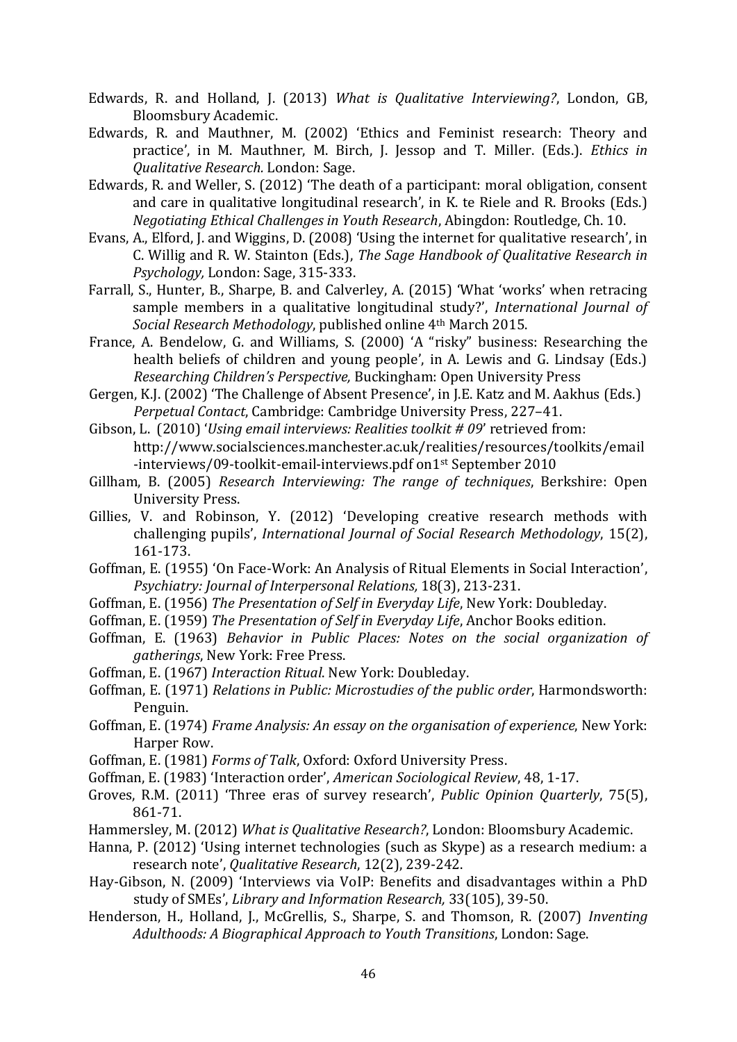Edwards, R. and Holland, J. (2013) *What is Qualitative Interviewing?*, London, GB, Bloomsbury Academic.

Edwards, R. and Mauthner, M. (2002) 'Ethics and Feminist research: Theory and practice', in M. Mauthner, M. Birch, J. Jessop and T. Miller. (Eds.). *Ethics in Qualitative Research*. London: Sage.

Edwards, R. and Weller, S. (2012) 'The death of a participant: moral obligation, consent and care in qualitative longitudinal research', in K. te Riele and R. Brooks (Eds.) *Negotiating Ethical Challenges in Youth Research*, Abingdon: Routledge, Ch. 10.

Evans, A., Elford, J. and Wiggins, D. (2008) 'Using the internet for qualitative research', in C. Willig and R. W. Stainton (Eds.), *The Sage Handbook of Qualitative Research in Psychology,* London: Sage, 315-333.

Farrall, S., Hunter, B., Sharpe, B. and Calverley, A. (2015) 'What 'works' when retracing sample members in a qualitative longitudinal study?', *International Journal of Social Research Methodology*, published online 4th March 2015.

France, A. Bendelow, G. and Williams, S. (2000) 'A "risky" business: Researching the health beliefs of children and young people', in A. Lewis and G. Lindsay (Eds.) *Researching Children's Perspective,* Buckingham: Open University Press

Gergen, K.J. (2002) 'The Challenge of Absent Presence', in J.E. Katz and M. Aakhus (Eds.) *Perpetual Contact*, Cambridge: Cambridge University Press, 227–41.

Gibson, L. (2010) '*Using email interviews: Realities toolkit # 09*' retrieved from: http://www.socialsciences.manchester.ac.uk/realities/resources/toolkits/email-interviews/09-toolkit-email-interviews.pdf on1st September 2010

Gillham, B. (2005) *Research Interviewing: The range of techniques*, Berkshire: Open University Press.

Gillies, V. and Robinson, Y. (2012) 'Developing creative research methods with challenging pupils', *International Journal of Social Research Methodology*, 15(2), 161-173.

Goffman, E. (1955) 'On Face-Work: An Analysis of Ritual Elements in Social Interaction', *Psychiatry: Journal of Interpersonal Relations,* 18(3), 213-231.

Goffman, E. (1956) *The Presentation of Self in Everyday Life*, New York: Doubleday.

Goffman, E. (1959) *The Presentation of Self in Everyday Life*, Anchor Books edition.

Goffman, E. (1963) *Behavior in Public Places: Notes on the social organization of gatherings*, New York: Free Press.

Goffman, E. (1967) *Interaction Ritual*. New York: Doubleday.

Goffman, E. (1971) *Relations in Public: Microstudies of the public order*, Harmondsworth: Penguin.

Goffman, E. (1974) *Frame Analysis: An essay on the organisation of experience*, New York: Harper Row.

Goffman, E. (1981) *Forms of Talk*, Oxford: Oxford University Press.

Goffman, E. (1983) 'Interaction order', *American Sociological Review*, 48, 1-17.

Groves, R.M. (2011) 'Three eras of survey research', *Public Opinion Quarterly*, 75(5), 861-71.

Hammersley, M. (2012) *What is Qualitative Research?*, London: Bloomsbury Academic.

Hanna, P. (2012) 'Using internet technologies (such as Skype) as a research medium: a research note', *Qualitative Research*, 12(2), 239-242.

Hay-Gibson, N. (2009) 'Interviews via VoIP: Benefits and disadvantages within a PhD study of SMEs', *Library and Information Research,* 33(105), 39-50.

Henderson, H., Holland, J., McGrellis, S., Sharpe, S. and Thomson, R. (2007) *Inventing Adulthoods: A Biographical Approach to Youth Transitions*, London: Sage.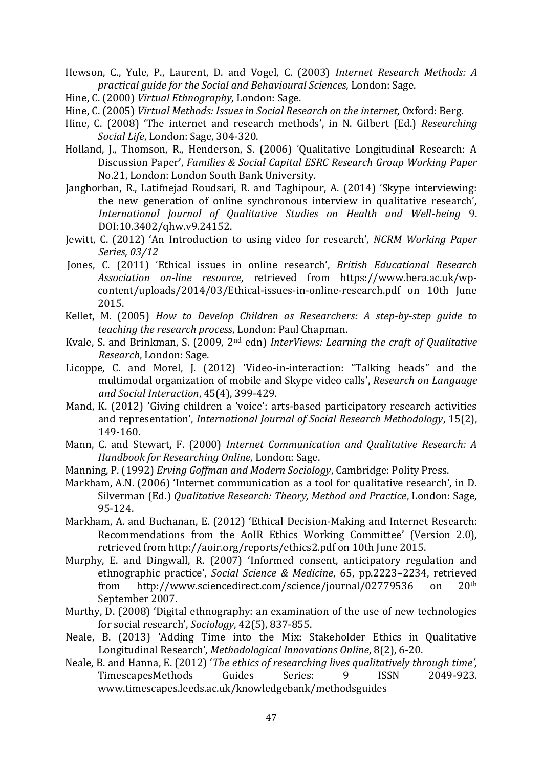Hewson, C., Yule, P., Laurent, D. and Vogel, C. (2003) *Internet Research Methods: A practical guide for the Social and Behavioural Sciences,* London: Sage.

Hine, C. (2000) *Virtual Ethnography*, London: Sage.

Hine, C. (2005) *Virtual Methods: Issues in Social Research on the internet*, Oxford: Berg.

Hine, C. (2008) 'The internet and research methods', in N. Gilbert (Ed.) *Researching Social Life*, London: Sage, 304-320.

Holland, J., Thomson, R., Henderson, S. (2006) 'Qualitative Longitudinal Research: A Discussion Paper', *Families & Social Capital ESRC Research Group Working Paper* No.21, London: London South Bank University.

Janghorban, R., Latifnejad Roudsari, R. and Taghipour, A. (2014) 'Skype interviewing: the new generation of online synchronous interview in qualitative research', *International Journal of Qualitative Studies on Health and Well-being* 9. DOI:10.3402/qhw.v9.24152.

Jewitt, C. (2012) 'An Introduction to using video for research', *NCRM Working Paper Series, 03/12*

Jones, C. (2011) 'Ethical issues in online research', *British Educational Research Association on-line resource*, retrieved from https://www.bera.ac.uk/wp-content/uploads/2014/03/Ethical-issues-in-online-research.pdf on 10th June 2015.

Kellet, M. (2005) *How to Develop Children as Researchers: A step-by-step guide to teaching the research process*, London: Paul Chapman.

Kvale, S. and Brinkman, S. (2009, 2nd edn) *InterViews: Learning the craft of Qualitative Research*, London: Sage.

Licoppe, C. and Morel, J. (2012) 'Video-in-interaction: "Talking heads" and the multimodal organization of mobile and Skype video calls', *Research on Language and Social Interaction*, 45(4), 399-429.

Mand, K. (2012) 'Giving children a 'voice': arts-based participatory research activities and representation', *International Journal of Social Research Methodology*, 15(2), 149-160.

Mann, C. and Stewart, F. (2000) *Internet Communication and Qualitative Research: A Handbook for Researching Online*, London: Sage.

Manning, P. (1992) *Erving Goffman and Modern Sociology*, Cambridge: Polity Press.

Markham, A.N. (2006) 'Internet communication as a tool for qualitative research', in D. Silverman (Ed.) *Qualitative Research: Theory, Method and Practice*, London: Sage, 95-124.

Markham, A. and Buchanan, E. (2012) 'Ethical Decision-Making and Internet Research: Recommendations from the AoIR Ethics Working Committee' (Version 2.0), retrieved from http://aoir.org/reports/ethics2.pdf on 10th June 2015.

Murphy, E. and Dingwall, R. (2007) 'Informed consent, anticipatory regulation and ethnographic practice', *Social Science & Medicine*, 65, pp.2223–2234, retrieved from http://www.sciencedirect.com/science/journal/02779536 on 20th September 2007.

Murthy, D. (2008) 'Digital ethnography: an examination of the use of new technologies for social research', *Sociology*, 42(5), 837-855.

Neale, B. (2013) 'Adding Time into the Mix: Stakeholder Ethics in Qualitative Longitudinal Research', *Methodological Innovations Online*, 8(2), 6-20.

Neale, B. and Hanna, E. (2012) '*The ethics of researching lives qualitatively through time',* TimescapesMethods Guides Series: 9 ISSN 2049-923. www.timescapes.leeds.ac.uk/knowledgebank/methodsguides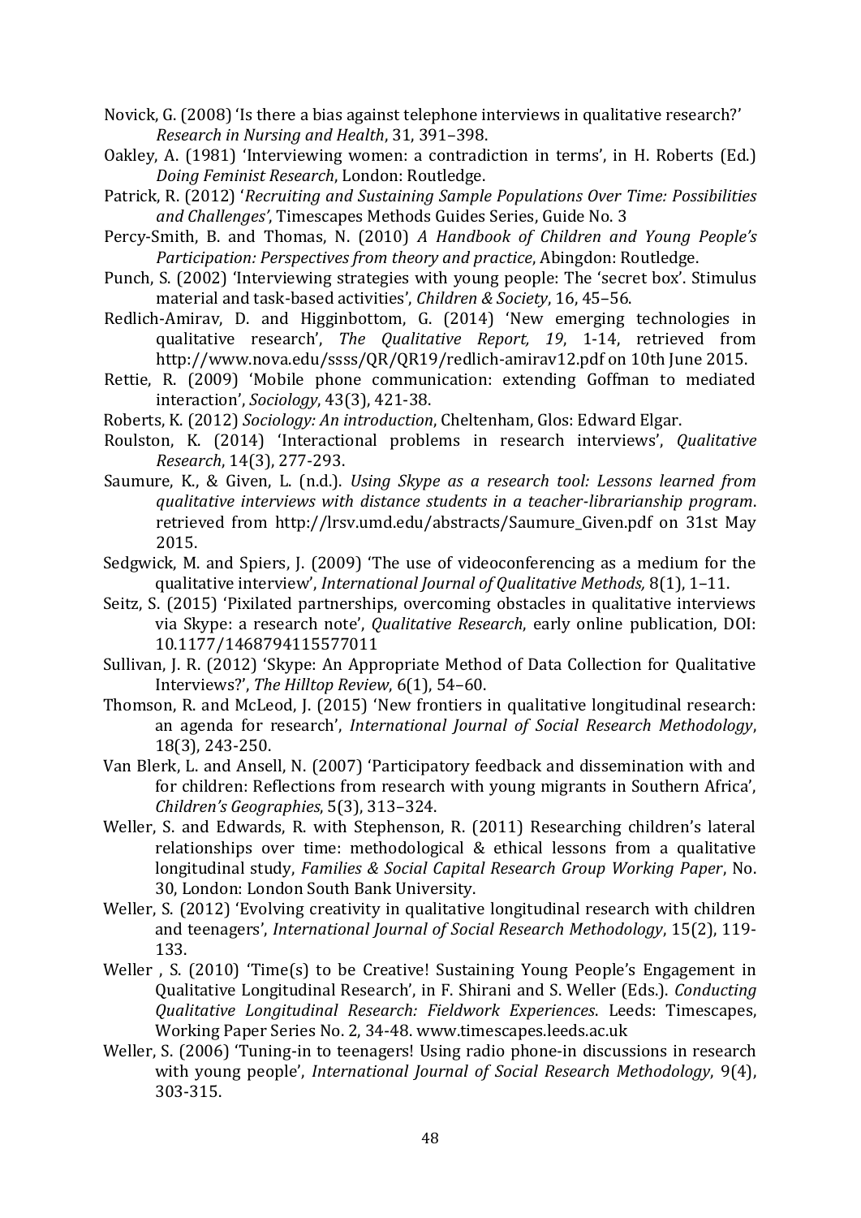Novick, G. (2008) 'Is there a bias against telephone interviews in qualitative research?' *Research in Nursing and Health*, 31, 391–398.

Oakley, A. (1981) 'Interviewing women: a contradiction in terms', in H. Roberts (Ed.) *Doing Feminist Research*, London: Routledge.

Patrick, R. (2012) '*Recruiting and Sustaining Sample Populations Over Time: Possibilities and Challenges'*, Timescapes Methods Guides Series, Guide No. 3

Percy-Smith, B. and Thomas, N. (2010) *A Handbook of Children and Young People's Participation: Perspectives from theory and practice*, Abingdon: Routledge.

Punch, S. (2002) 'Interviewing strategies with young people: The 'secret box'. Stimulus material and task-based activities', *Children & Society*, 16, 45–56.

Redlich-Amirav, D. and Higginbottom, G. (2014) 'New emerging technologies in qualitative research', *The Qualitative Report, 19*, 1-14, retrieved from http://www.nova.edu/ssss/QR/QR19/redlich-amirav12.pdf on 10th June 2015.

Rettie, R. (2009) 'Mobile phone communication: extending Goffman to mediated interaction', *Sociology*, 43(3), 421-38.

Roberts, K. (2012) *Sociology: An introduction*, Cheltenham, Glos: Edward Elgar.

Roulston, K. (2014) 'Interactional problems in research interviews', *Qualitative Research*, 14(3), 277-293.

Saumure, K., & Given, L. (n.d.). *Using Skype as a research tool: Lessons learned from qualitative interviews with distance students in a teacher-librarianship program*. retrieved from http://lrsv.umd.edu/abstracts/Saumure_Given.pdf on 31st May 2015.

Sedgwick, M. and Spiers, J. (2009) 'The use of videoconferencing as a medium for the qualitative interview', *International Journal of Qualitative Methods,* 8(1), 1–11.

Seitz, S. (2015) 'Pixilated partnerships, overcoming obstacles in qualitative interviews via Skype: a research note', *Qualitative Research*, early online publication, DOI: 10.1177/1468794115577011

Sullivan, J. R. (2012) 'Skype: An Appropriate Method of Data Collection for Qualitative Interviews?', *The Hilltop Review*, 6(1), 54–60.

Thomson, R. and McLeod, J. (2015) 'New frontiers in qualitative longitudinal research: an agenda for research', *International Journal of Social Research Methodology*, 18(3), 243-250.

Van Blerk, L. and Ansell, N. (2007) 'Participatory feedback and dissemination with and for children: Reflections from research with young migrants in Southern Africa', *Children's Geographies*, 5(3), 313–324.

Weller, S. and Edwards, R. with Stephenson, R. (2011) Researching children's lateral relationships over time: methodological & ethical lessons from a qualitative longitudinal study, *Families & Social Capital Research Group Working Paper*, No. 30, London: London South Bank University.

Weller, S. (2012) 'Evolving creativity in qualitative longitudinal research with children and teenagers', *International Journal of Social Research Methodology*, 15(2), 119-133.

Weller , S. (2010) 'Time(s) to be Creative! Sustaining Young People's Engagement in Qualitative Longitudinal Research', in F. Shirani and S. Weller (Eds.). *Conducting Qualitative Longitudinal Research: Fieldwork Experiences*. Leeds: Timescapes, Working Paper Series No. 2, 34-48. www.timescapes.leeds.ac.uk

Weller, S. (2006) 'Tuning-in to teenagers! Using radio phone-in discussions in research with young people', *International Journal of Social Research Methodology*, 9(4), 303-315.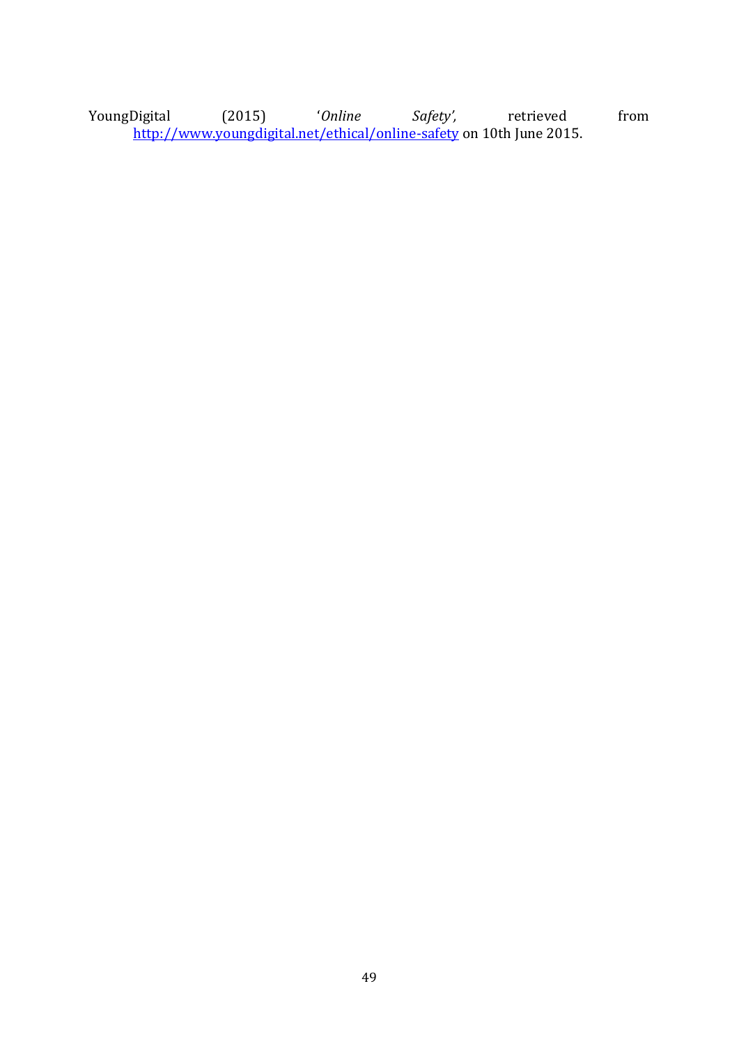YoungDigital (2015) '*Online Safety',* retrieved from http://www.youngdigital.net/ethical/online-safety on 10th June 2015.